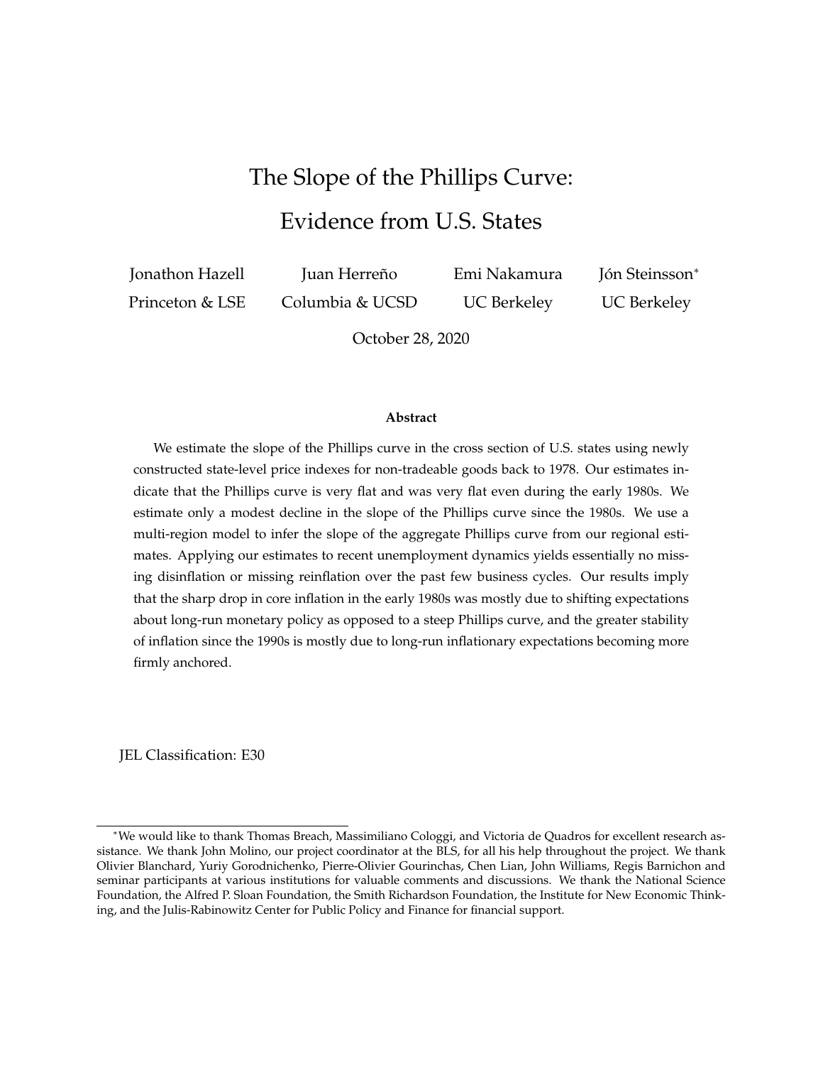# The Slope of the Phillips Curve: Evidence from U.S. States

| Jonathon Hazell | Juan Herreño | Emi Nakamura | Jón Steinsson[*] |
|---|---|---|---|
| Princeton & LSE | Columbia & UCSD | UC Berkeley | UC Berkeley |

October 28, 2020

**Abstract**

We estimate the slope of the Phillips curve in the cross section of U.S. states using newly constructed state-level price indexes for non-tradeable goods back to 1978. Our estimates indicate that the Phillips curve is very flat and was very flat even during the early 1980s. We estimate only a modest decline in the slope of the Phillips curve since the 1980s. We use a multi-region model to infer the slope of the aggregate Phillips curve from our regional estimates. Applying our estimates to recent unemployment dynamics yields essentially no missing disinflation or missing reinflation over the past few business cycles. Our results imply that the sharp drop in core inflation in the early 1980s was mostly due to shifting expectations about long-run monetary policy as opposed to a steep Phillips curve, and the greater stability of inflation since the 1990s is mostly due to long-run inflationary expectations becoming more firmly anchored.

JEL Classification: E30

[*] We would like to thank Thomas Breach, Massimiliano Cologgi, and Victoria de Quadros for excellent research assistance. We thank John Molino, our project coordinator at the BLS, for all his help throughout the project. We thank Olivier Blanchard, Yuriy Gorodnichenko, Pierre-Olivier Gourinchas, Chen Lian, John Williams, Regis Barnichon and seminar participants at various institutions for valuable comments and discussions. We thank the National Science Foundation, the Alfred P. Sloan Foundation, the Smith Richardson Foundation, the Institute for New Economic Thinking, and the Julis-Rabinowitz Center for Public Policy and Finance for financial support.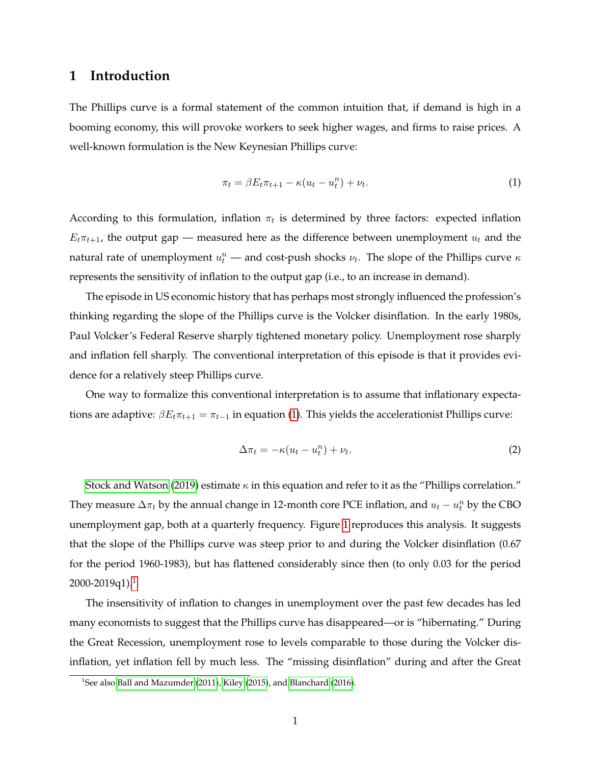## 1 Introduction

The Phillips curve is a formal statement of the common intuition that, if demand is high in a booming economy, this will provoke workers to seek higher wages, and firms to raise prices. A well-known formulation is the New Keynesian Phillips curve:

$$\pi_t = \beta E_t \pi_{t+1} - \kappa(u_t - u_t^n) + \nu_t. \tag{1}$$

According to this formulation, inflation $\pi_t$ is determined by three factors: expected inflation $E_t \pi_{t+1}$, the output gap — measured here as the difference between unemployment $u_t$ and the natural rate of unemployment $u_t^n$ — and cost-push shocks $\nu_t$. The slope of the Phillips curve $\kappa$ represents the sensitivity of inflation to the output gap (i.e., to an increase in demand).

The episode in US economic history that has perhaps most strongly influenced the profession's thinking regarding the slope of the Phillips curve is the Volcker disinflation. In the early 1980s, Paul Volcker's Federal Reserve sharply tightened monetary policy. Unemployment rose sharply and inflation fell sharply. The conventional interpretation of this episode is that it provides evidence for a relatively steep Phillips curve.

One way to formalize this conventional interpretation is to assume that inflationary expectations are adaptive: $\beta E_t \pi_{t+1} = \pi_{t-1}$ in equation (1). This yields the accelerationist Phillips curve:

$$\Delta \pi_t = -\kappa(u_t - u_t^n) + \nu_t. \tag{2}$$

Stock and Watson (2019) estimate $\kappa$ in this equation and refer to it as the "Phillips correlation." They measure $\Delta \pi_t$ by the annual change in 12-month core PCE inflation, and $u_t - u_t^n$ by the CBO unemployment gap, both at a quarterly frequency. Figure 1 reproduces this analysis. It suggests that the slope of the Phillips curve was steep prior to and during the Volcker disinflation (0.67 for the period 1960-1983), but has flattened considerably since then (to only 0.03 for the period 2000-2019q1).[1]

The insensitivity of inflation to changes in unemployment over the past few decades has led many economists to suggest that the Phillips curve has disappeared—or is "hibernating." During the Great Recession, unemployment rose to levels comparable to those during the Volcker disinflation, yet inflation fell by much less. The "missing disinflation" during and after the Great

[1] See also Ball and Mazumder (2011), Kiley (2015), and Blanchard (2016).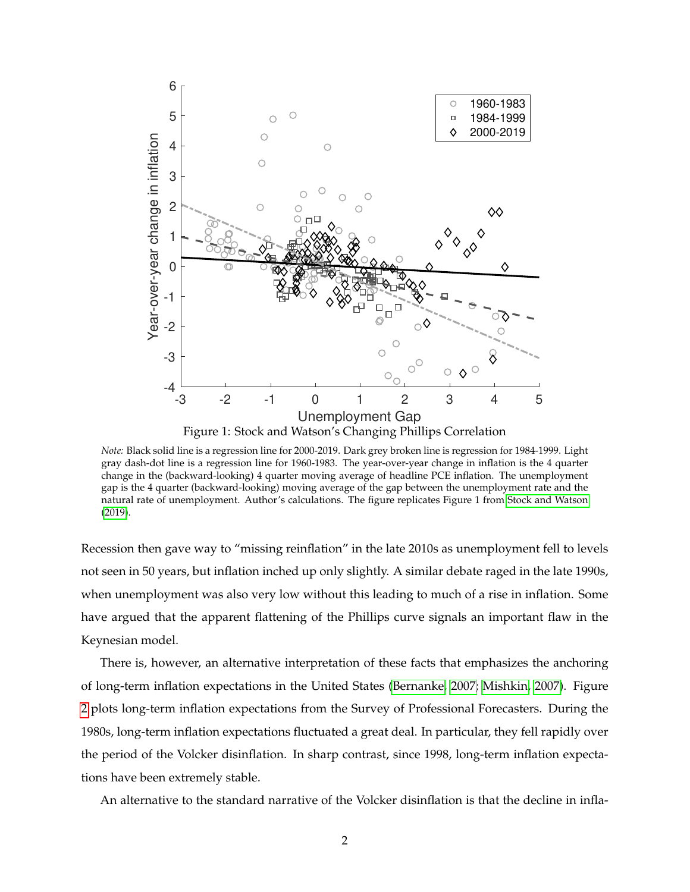Figure 1: Stock and Watson's Changing Phillips Correlation

*Note:* Black solid line is a regression line for 2000-2019. Dark grey broken line is regression for 1984-1999. Light gray dash-dot line is a regression line for 1960-1983. The year-over-year change in inflation is the 4 quarter change in the (backward-looking) 4 quarter moving average of headline PCE inflation. The unemployment gap is the 4 quarter (backward-looking) moving average of the gap between the unemployment rate and the natural rate of unemployment. Author's calculations. The figure replicates Figure 1 from Stock and Watson (2019).

Recession then gave way to "missing reinflation" in the late 2010s as unemployment fell to levels not seen in 50 years, but inflation inched up only slightly. A similar debate raged in the late 1990s, when unemployment was also very low without this leading to much of a rise in inflation. Some have argued that the apparent flattening of the Phillips curve signals an important flaw in the Keynesian model.

There is, however, an alternative interpretation of these facts that emphasizes the anchoring of long-term inflation expectations in the United States (Bernanke, 2007; Mishkin, 2007). Figure 2 plots long-term inflation expectations from the Survey of Professional Forecasters. During the 1980s, long-term inflation expectations fluctuated a great deal. In particular, they fell rapidly over the period of the Volcker disinflation. In sharp contrast, since 1998, long-term inflation expectations have been extremely stable.

An alternative to the standard narrative of the Volcker disinflation is that the decline in infla-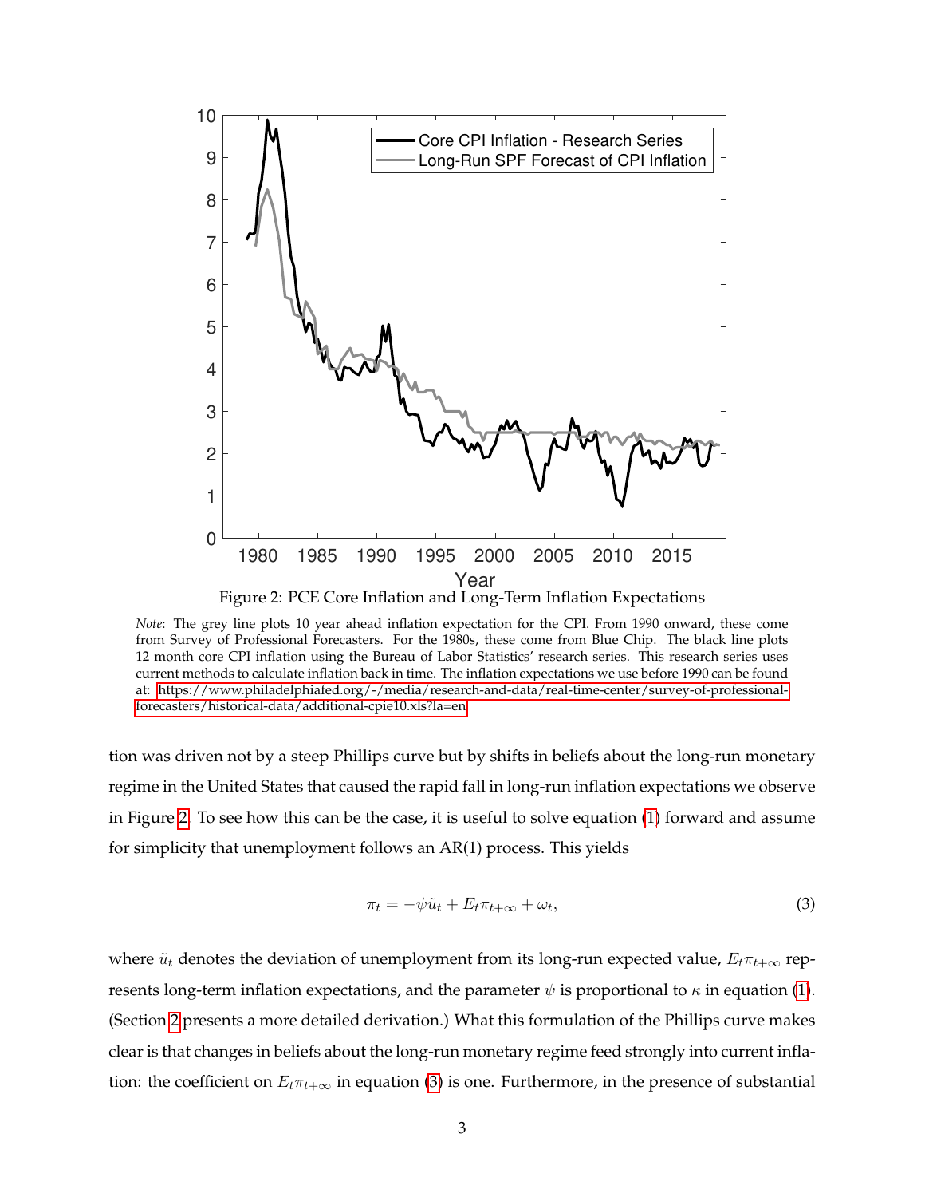Figure 2: PCE Core Inflation and Long-Term Inflation Expectations

*Note*: The grey line plots 10 year ahead inflation expectation for the CPI. From 1990 onward, these come from Survey of Professional Forecasters. For the 1980s, these come from Blue Chip. The black line plots 12 month core CPI inflation using the Bureau of Labor Statistics' research series. This research series uses current methods to calculate inflation back in time. The inflation expectations we use before 1990 can be found at: https://www.philadelphiafed.org/-/media/research-and-data/real-time-center/survey-of-professional-forecasters/historical-data/additional-cpie10.xls?la=en

tion was driven not by a steep Phillips curve but by shifts in beliefs about the long-run monetary regime in the United States that caused the rapid fall in long-run inflation expectations we observe in Figure 2. To see how this can be the case, it is useful to solve equation (1) forward and assume for simplicity that unemployment follows an AR(1) process. This yields

$$\pi_t = -\psi \tilde{u}_t + E_t \pi_{t+\infty} + \omega_t, \tag{3}$$

where $\tilde{u}_t$ denotes the deviation of unemployment from its long-run expected value, $E_t \pi_{t+\infty}$ represents long-term inflation expectations, and the parameter $\psi$ is proportional to $\kappa$ in equation (1). (Section 2 presents a more detailed derivation.) What this formulation of the Phillips curve makes clear is that changes in beliefs about the long-run monetary regime feed strongly into current inflation: the coefficient on $E_t \pi_{t+\infty}$ in equation (3) is one. Furthermore, in the presence of substantial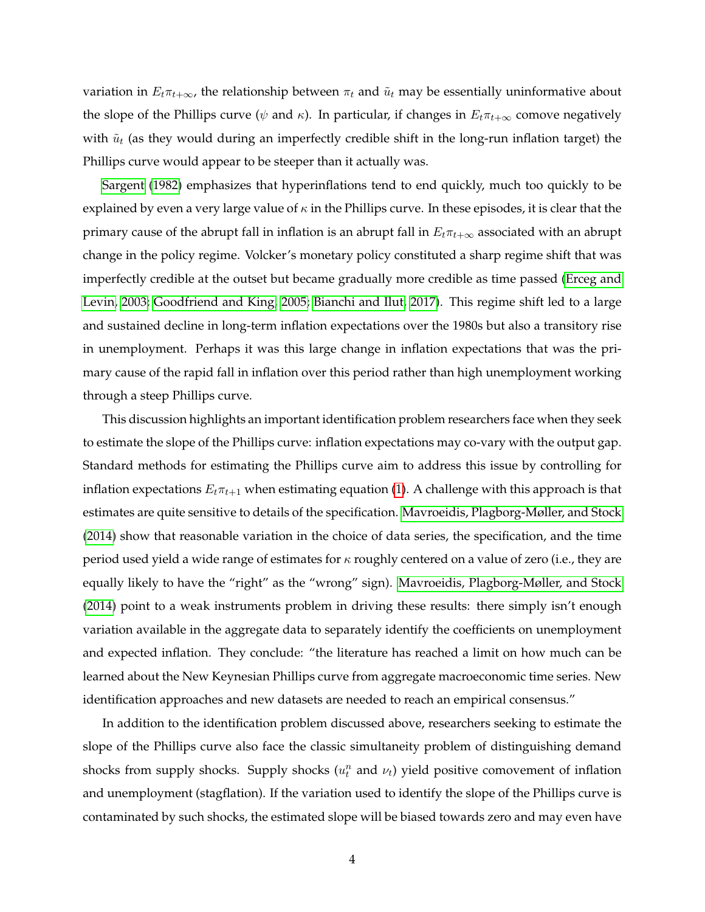variation in $E_t\pi_{t+\infty}$, the relationship between $\pi_t$ and $\tilde{u}_t$ may be essentially uninformative about the slope of the Phillips curve ($\psi$ and $\kappa$). In particular, if changes in $E_t\pi_{t+\infty}$ comove negatively with $\tilde{u}_t$ (as they would during an imperfectly credible shift in the long-run inflation target) the Phillips curve would appear to be steeper than it actually was.

Sargent (1982) emphasizes that hyperinflations tend to end quickly, much too quickly to be explained by even a very large value of $\kappa$ in the Phillips curve. In these episodes, it is clear that the primary cause of the abrupt fall in inflation is an abrupt fall in $E_t\pi_{t+\infty}$ associated with an abrupt change in the policy regime. Volcker's monetary policy constituted a sharp regime shift that was imperfectly credible at the outset but became gradually more credible as time passed (Erceg and Levin, 2003; Goodfriend and King, 2005; Bianchi and Ilut, 2017). This regime shift led to a large and sustained decline in long-term inflation expectations over the 1980s but also a transitory rise in unemployment. Perhaps it was this large change in inflation expectations that was the primary cause of the rapid fall in inflation over this period rather than high unemployment working through a steep Phillips curve.

This discussion highlights an important identification problem researchers face when they seek to estimate the slope of the Phillips curve: inflation expectations may co-vary with the output gap. Standard methods for estimating the Phillips curve aim to address this issue by controlling for inflation expectations $E_t\pi_{t+1}$ when estimating equation (1). A challenge with this approach is that estimates are quite sensitive to details of the specification. Mavroeidis, Plagborg-Møller, and Stock (2014) show that reasonable variation in the choice of data series, the specification, and the time period used yield a wide range of estimates for $\kappa$ roughly centered on a value of zero (i.e., they are equally likely to have the "right" as the "wrong" sign). Mavroeidis, Plagborg-Møller, and Stock (2014) point to a weak instruments problem in driving these results: there simply isn't enough variation available in the aggregate data to separately identify the coefficients on unemployment and expected inflation. They conclude: "the literature has reached a limit on how much can be learned about the New Keynesian Phillips curve from aggregate macroeconomic time series. New identification approaches and new datasets are needed to reach an empirical consensus."

In addition to the identification problem discussed above, researchers seeking to estimate the slope of the Phillips curve also face the classic simultaneity problem of distinguishing demand shocks from supply shocks. Supply shocks ($u_t^n$ and $\nu_t$) yield positive comovement of inflation and unemployment (stagflation). If the variation used to identify the slope of the Phillips curve is contaminated by such shocks, the estimated slope will be biased towards zero and may even have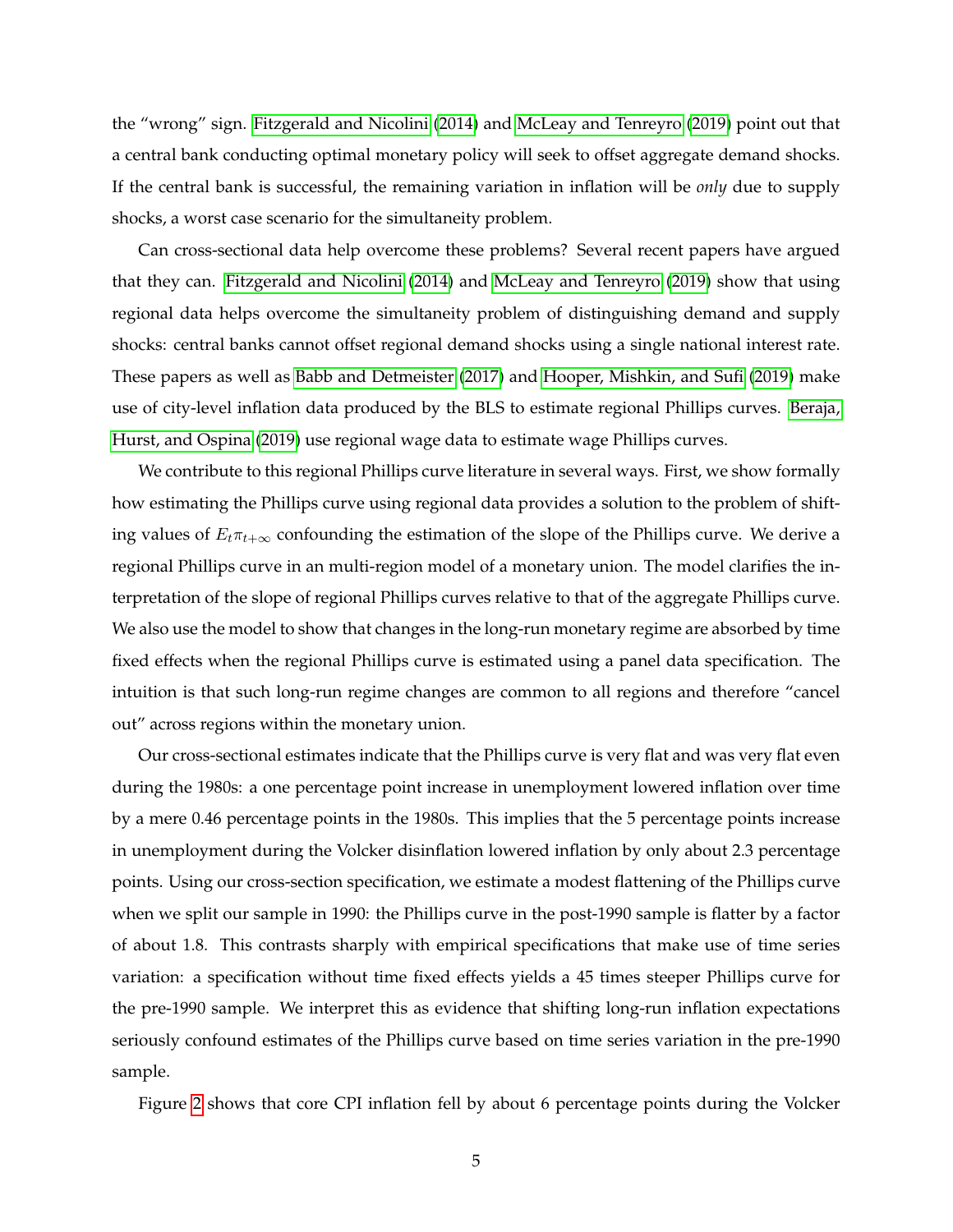the "wrong" sign. Fitzgerald and Nicolini (2014) and McLeay and Tenreyro (2019) point out that a central bank conducting optimal monetary policy will seek to offset aggregate demand shocks. If the central bank is successful, the remaining variation in inflation will be *only* due to supply shocks, a worst case scenario for the simultaneity problem.

Can cross-sectional data help overcome these problems? Several recent papers have argued that they can. Fitzgerald and Nicolini (2014) and McLeay and Tenreyro (2019) show that using regional data helps overcome the simultaneity problem of distinguishing demand and supply shocks: central banks cannot offset regional demand shocks using a single national interest rate. These papers as well as Babb and Detmeister (2017) and Hooper, Mishkin, and Sufi (2019) make use of city-level inflation data produced by the BLS to estimate regional Phillips curves. Beraja, Hurst, and Ospina (2019) use regional wage data to estimate wage Phillips curves.

We contribute to this regional Phillips curve literature in several ways. First, we show formally how estimating the Phillips curve using regional data provides a solution to the problem of shifting values of $E_t\pi_{t+\infty}$ confounding the estimation of the slope of the Phillips curve. We derive a regional Phillips curve in an multi-region model of a monetary union. The model clarifies the interpretation of the slope of regional Phillips curves relative to that of the aggregate Phillips curve. We also use the model to show that changes in the long-run monetary regime are absorbed by time fixed effects when the regional Phillips curve is estimated using a panel data specification. The intuition is that such long-run regime changes are common to all regions and therefore "cancel out" across regions within the monetary union.

Our cross-sectional estimates indicate that the Phillips curve is very flat and was very flat even during the 1980s: a one percentage point increase in unemployment lowered inflation over time by a mere 0.46 percentage points in the 1980s. This implies that the 5 percentage points increase in unemployment during the Volcker disinflation lowered inflation by only about 2.3 percentage points. Using our cross-section specification, we estimate a modest flattening of the Phillips curve when we split our sample in 1990: the Phillips curve in the post-1990 sample is flatter by a factor of about 1.8. This contrasts sharply with empirical specifications that make use of time series variation: a specification without time fixed effects yields a 45 times steeper Phillips curve for the pre-1990 sample. We interpret this as evidence that shifting long-run inflation expectations seriously confound estimates of the Phillips curve based on time series variation in the pre-1990 sample.

Figure 2 shows that core CPI inflation fell by about 6 percentage points during the Volcker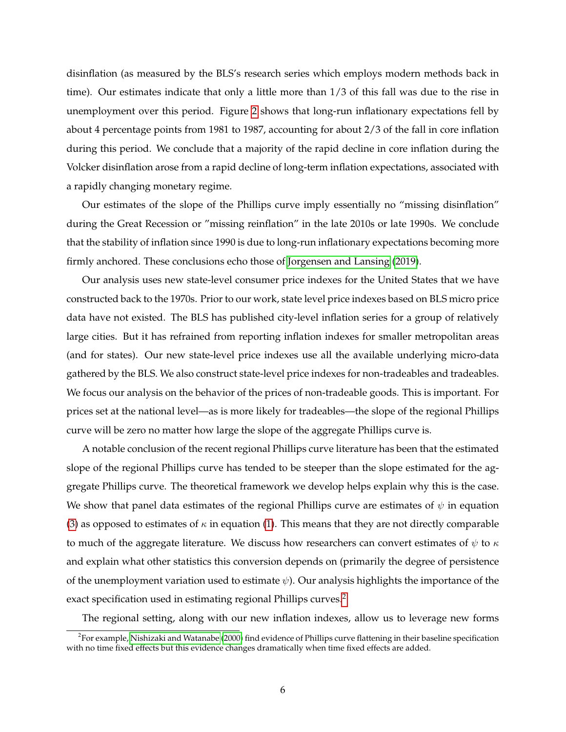disinflation (as measured by the BLS's research series which employs modern methods back in time). Our estimates indicate that only a little more than 1/3 of this fall was due to the rise in unemployment over this period. Figure 2 shows that long-run inflationary expectations fell by about 4 percentage points from 1981 to 1987, accounting for about 2/3 of the fall in core inflation during this period. We conclude that a majority of the rapid decline in core inflation during the Volcker disinflation arose from a rapid decline of long-term inflation expectations, associated with a rapidly changing monetary regime.

Our estimates of the slope of the Phillips curve imply essentially no "missing disinflation" during the Great Recession or "missing reinflation" in the late 2010s or late 1990s. We conclude that the stability of inflation since 1990 is due to long-run inflationary expectations becoming more firmly anchored. These conclusions echo those of Jorgensen and Lansing (2019).

Our analysis uses new state-level consumer price indexes for the United States that we have constructed back to the 1970s. Prior to our work, state level price indexes based on BLS micro price data have not existed. The BLS has published city-level inflation series for a group of relatively large cities. But it has refrained from reporting inflation indexes for smaller metropolitan areas (and for states). Our new state-level price indexes use all the available underlying micro-data gathered by the BLS. We also construct state-level price indexes for non-tradeables and tradeables. We focus our analysis on the behavior of the prices of non-tradeable goods. This is important. For prices set at the national level—as is more likely for tradeables—the slope of the regional Phillips curve will be zero no matter how large the slope of the aggregate Phillips curve is.

A notable conclusion of the recent regional Phillips curve literature has been that the estimated slope of the regional Phillips curve has tended to be steeper than the slope estimated for the aggregate Phillips curve. The theoretical framework we develop helps explain why this is the case. We show that panel data estimates of the regional Phillips curve are estimates of $\psi$ in equation (3) as opposed to estimates of $\kappa$ in equation (1). This means that they are not directly comparable to much of the aggregate literature. We discuss how researchers can convert estimates of $\psi$ to $\kappa$ and explain what other statistics this conversion depends on (primarily the degree of persistence of the unemployment variation used to estimate $\psi$). Our analysis highlights the importance of the exact specification used in estimating regional Phillips curves.[2]

The regional setting, along with our new inflation indexes, allow us to leverage new forms

[2]For example, Nishizaki and Watanabe (2000) find evidence of Phillips curve flattening in their baseline specification with no time fixed effects but this evidence changes dramatically when time fixed effects are added.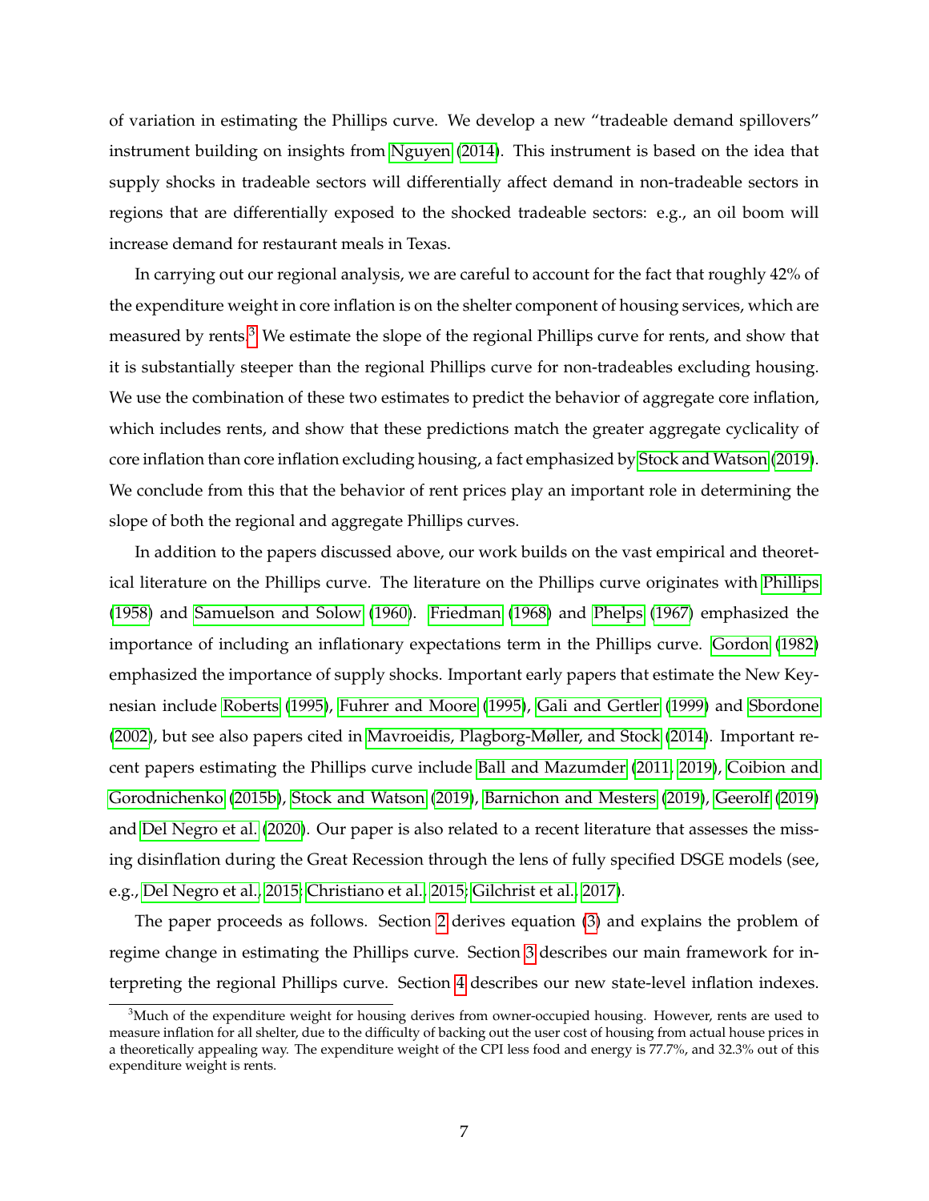of variation in estimating the Phillips curve. We develop a new "tradeable demand spillovers" instrument building on insights from Nguyen (2014). This instrument is based on the idea that supply shocks in tradeable sectors will differentially affect demand in non-tradeable sectors in regions that are differentially exposed to the shocked tradeable sectors: e.g., an oil boom will increase demand for restaurant meals in Texas.

In carrying out our regional analysis, we are careful to account for the fact that roughly 42% of the expenditure weight in core inflation is on the shelter component of housing services, which are measured by rents.[3] We estimate the slope of the regional Phillips curve for rents, and show that it is substantially steeper than the regional Phillips curve for non-tradeables excluding housing. We use the combination of these two estimates to predict the behavior of aggregate core inflation, which includes rents, and show that these predictions match the greater aggregate cyclicality of core inflation than core inflation excluding housing, a fact emphasized by Stock and Watson (2019). We conclude from this that the behavior of rent prices play an important role in determining the slope of both the regional and aggregate Phillips curves.

In addition to the papers discussed above, our work builds on the vast empirical and theoretical literature on the Phillips curve. The literature on the Phillips curve originates with Phillips (1958) and Samuelson and Solow (1960). Friedman (1968) and Phelps (1967) emphasized the importance of including an inflationary expectations term in the Phillips curve. Gordon (1982) emphasized the importance of supply shocks. Important early papers that estimate the New Keynesian include Roberts (1995), Fuhrer and Moore (1995), Gali and Gertler (1999) and Sbordone (2002), but see also papers cited in Mavroeidis, Plagborg-Møller, and Stock (2014). Important recent papers estimating the Phillips curve include Ball and Mazumder (2011, 2019), Coibion and Gorodnichenko (2015b), Stock and Watson (2019), Barnichon and Mesters (2019), Geerolf (2019) and Del Negro et al. (2020). Our paper is also related to a recent literature that assesses the missing disinflation during the Great Recession through the lens of fully specified DSGE models (see, e.g., Del Negro et al., 2015; Christiano et al., 2015; Gilchrist et al., 2017).

The paper proceeds as follows. Section 2 derives equation (3) and explains the problem of regime change in estimating the Phillips curve. Section 3 describes our main framework for interpreting the regional Phillips curve. Section 4 describes our new state-level inflation indexes.

[3] Much of the expenditure weight for housing derives from owner-occupied housing. However, rents are used to measure inflation for all shelter, due to the difficulty of backing out the user cost of housing from actual house prices in a theoretically appealing way. The expenditure weight of the CPI less food and energy is 77.7%, and 32.3% out of this expenditure weight is rents.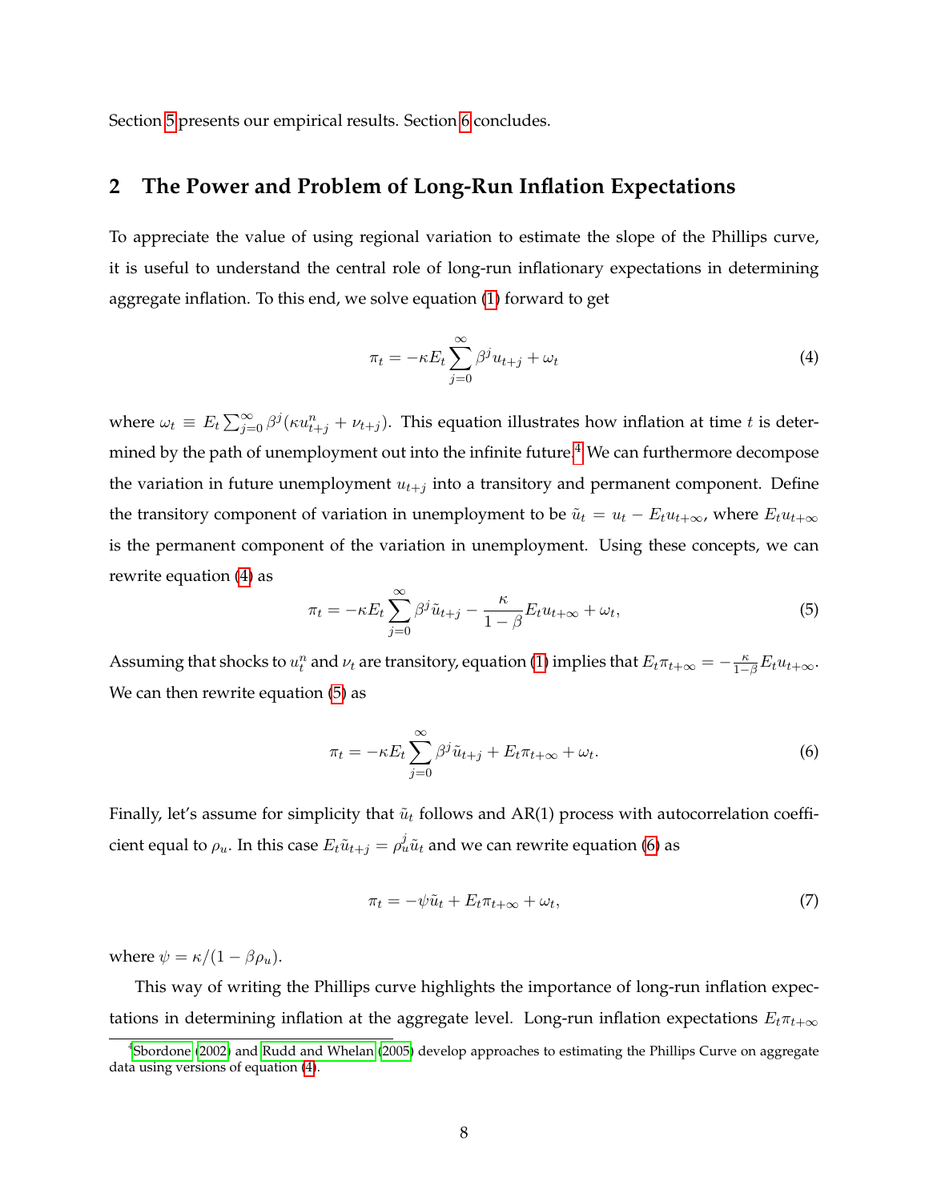Section 5 presents our empirical results. Section 6 concludes.

## 2 The Power and Problem of Long-Run Inflation Expectations

To appreciate the value of using regional variation to estimate the slope of the Phillips curve, it is useful to understand the central role of long-run inflationary expectations in determining aggregate inflation. To this end, we solve equation (1) forward to get

$$\pi_t = -\kappa E_t \sum_{j=0}^{\infty} \beta^j u_{t+j} + \omega_t \tag{4}$$

where $\omega_t \equiv E_t \sum_{j=0}^{\infty} \beta^j (\kappa u^n_{t+j} + \nu_{t+j})$. This equation illustrates how inflation at time $t$ is determined by the path of unemployment out into the infinite future.[4] We can furthermore decompose the variation in future unemployment $u_{t+j}$ into a transitory and permanent component. Define the transitory component of variation in unemployment to be $\tilde{u}_t = u_t - E_t u_{t+\infty}$, where $E_t u_{t+\infty}$ is the permanent component of the variation in unemployment. Using these concepts, we can rewrite equation (4) as

$$\pi_t = -\kappa E_t \sum_{j=0}^{\infty} \beta^j \tilde{u}_{t+j} - \frac{\kappa}{1-\beta} E_t u_{t+\infty} + \omega_t, \tag{5}$$

Assuming that shocks to $u^n_t$ and $\nu_t$ are transitory, equation (1) implies that $E_t \pi_{t+\infty} = -\frac{\kappa}{1-\beta} E_t u_{t+\infty}$. We can then rewrite equation (5) as

$$\pi_t = -\kappa E_t \sum_{j=0}^{\infty} \beta^j \tilde{u}_{t+j} + E_t \pi_{t+\infty} + \omega_t. \tag{6}$$

Finally, let's assume for simplicity that $\tilde{u}_t$ follows and AR(1) process with autocorrelation coefficient equal to $\rho_u$. In this case $E_t \tilde{u}_{t+j} = \rho_u^j \tilde{u}_t$ and we can rewrite equation (6) as

$$\pi_t = -\psi \tilde{u}_t + E_t \pi_{t+\infty} + \omega_t, \tag{7}$$

where $\psi = \kappa/(1 - \beta\rho_u)$.

This way of writing the Phillips curve highlights the importance of long-run inflation expectations in determining inflation at the aggregate level. Long-run inflation expectations $E_t \pi_{t+\infty}$

[4] Sbordone (2002) and Rudd and Whelan (2005) develop approaches to estimating the Phillips Curve on aggregate data using versions of equation (4).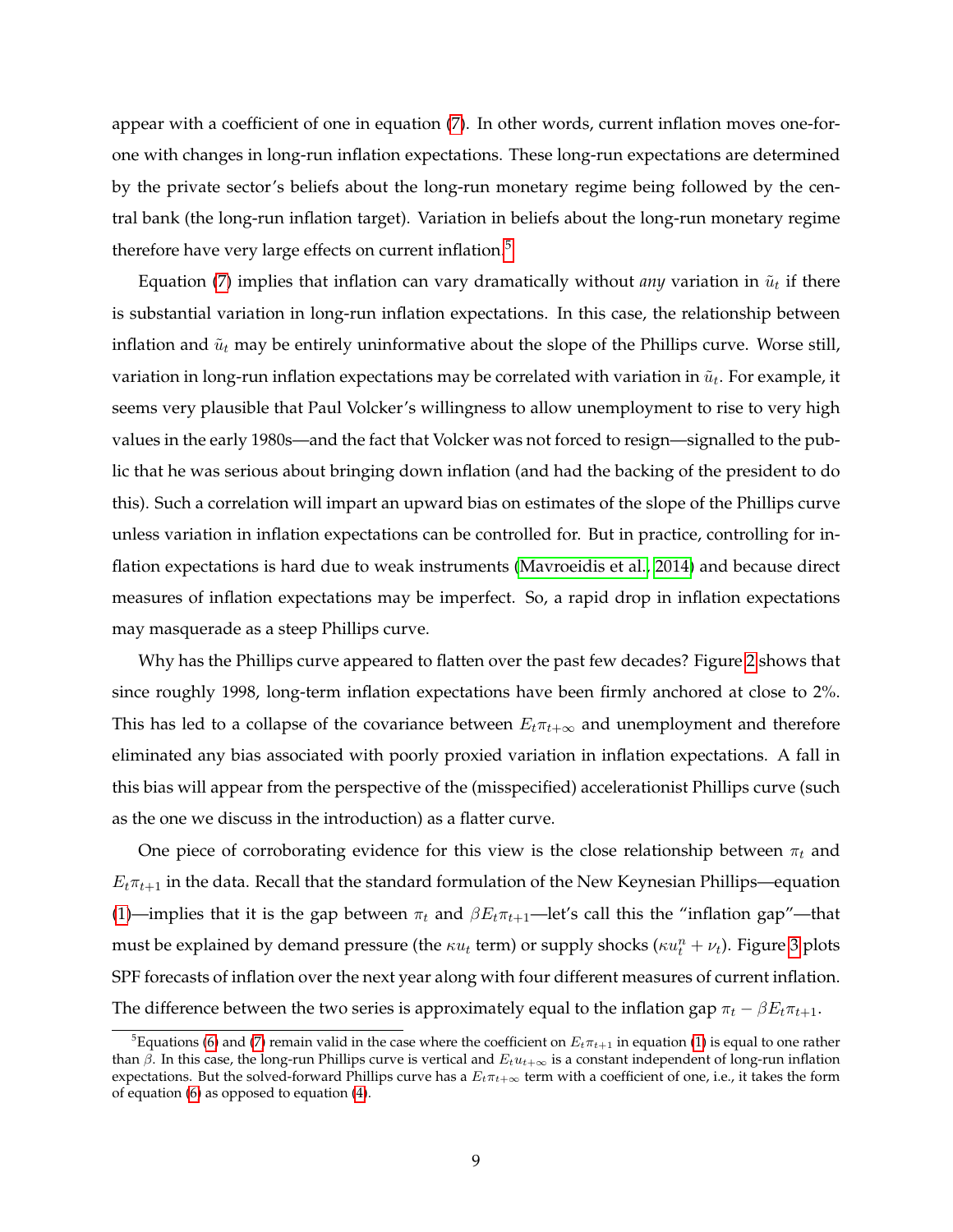appear with a coefficient of one in equation (7). In other words, current inflation moves one-for-one with changes in long-run inflation expectations. These long-run expectations are determined by the private sector's beliefs about the long-run monetary regime being followed by the central bank (the long-run inflation target). Variation in beliefs about the long-run monetary regime therefore have very large effects on current inflation.[5]

Equation (7) implies that inflation can vary dramatically without *any* variation in $\tilde{u}_t$ if there is substantial variation in long-run inflation expectations. In this case, the relationship between inflation and $\tilde{u}_t$ may be entirely uninformative about the slope of the Phillips curve. Worse still, variation in long-run inflation expectations may be correlated with variation in $\tilde{u}_t$. For example, it seems very plausible that Paul Volcker's willingness to allow unemployment to rise to very high values in the early 1980s—and the fact that Volcker was not forced to resign—signalled to the public that he was serious about bringing down inflation (and had the backing of the president to do this). Such a correlation will impart an upward bias on estimates of the slope of the Phillips curve unless variation in inflation expectations can be controlled for. But in practice, controlling for inflation expectations is hard due to weak instruments (Mavroeidis et al., 2014) and because direct measures of inflation expectations may be imperfect. So, a rapid drop in inflation expectations may masquerade as a steep Phillips curve.

Why has the Phillips curve appeared to flatten over the past few decades? Figure 2 shows that since roughly 1998, long-term inflation expectations have been firmly anchored at close to 2%. This has led to a collapse of the covariance between $E_t\pi_{t+\infty}$ and unemployment and therefore eliminated any bias associated with poorly proxied variation in inflation expectations. A fall in this bias will appear from the perspective of the (misspecified) accelerationist Phillips curve (such as the one we discuss in the introduction) as a flatter curve.

One piece of corroborating evidence for this view is the close relationship between $\pi_t$ and $E_t\pi_{t+1}$ in the data. Recall that the standard formulation of the New Keynesian Phillips—equation (1)—implies that it is the gap between $\pi_t$ and $\beta E_t\pi_{t+1}$—let's call this the "inflation gap"—that must be explained by demand pressure (the $\kappa u_t$ term) or supply shocks ($\kappa u_t^n + \nu_t$). Figure 3 plots SPF forecasts of inflation over the next year along with four different measures of current inflation. The difference between the two series is approximately equal to the inflation gap $\pi_t - \beta E_t\pi_{t+1}$.

[5] Equations (6) and (7) remain valid in the case where the coefficient on $E_t\pi_{t+1}$ in equation (1) is equal to one rather than $\beta$. In this case, the long-run Phillips curve is vertical and $E_t u_{t+\infty}$ is a constant independent of long-run inflation expectations. But the solved-forward Phillips curve has a $E_t\pi_{t+\infty}$ term with a coefficient of one, i.e., it takes the form of equation (6) as opposed to equation (4).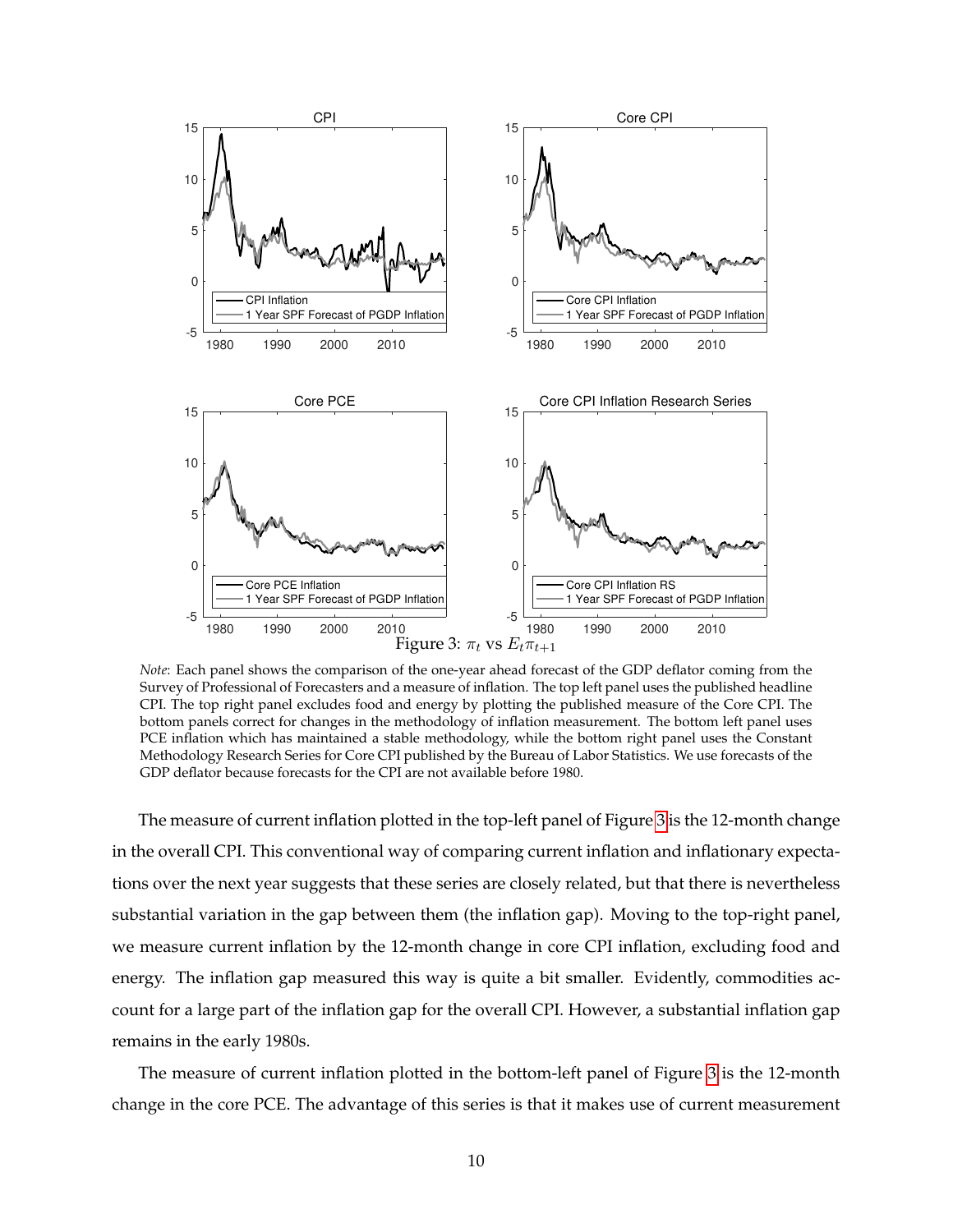Figure 3: $\pi_t$ vs $E_t\pi_{t+1}$

*Note*: Each panel shows the comparison of the one-year ahead forecast of the GDP deflator coming from the Survey of Professional of Forecasters and a measure of inflation. The top left panel uses the published headline CPI. The top right panel excludes food and energy by plotting the published measure of the Core CPI. The bottom panels correct for changes in the methodology of inflation measurement. The bottom left panel uses PCE inflation which has maintained a stable methodology, while the bottom right panel uses the Constant Methodology Research Series for Core CPI published by the Bureau of Labor Statistics. We use forecasts of the GDP deflator because forecasts for the CPI are not available before 1980.

The measure of current inflation plotted in the top-left panel of Figure 3 is the 12-month change in the overall CPI. This conventional way of comparing current inflation and inflationary expectations over the next year suggests that these series are closely related, but that there is nevertheless substantial variation in the gap between them (the inflation gap). Moving to the top-right panel, we measure current inflation by the 12-month change in core CPI inflation, excluding food and energy. The inflation gap measured this way is quite a bit smaller. Evidently, commodities account for a large part of the inflation gap for the overall CPI. However, a substantial inflation gap remains in the early 1980s.

The measure of current inflation plotted in the bottom-left panel of Figure 3 is the 12-month change in the core PCE. The advantage of this series is that it makes use of current measurement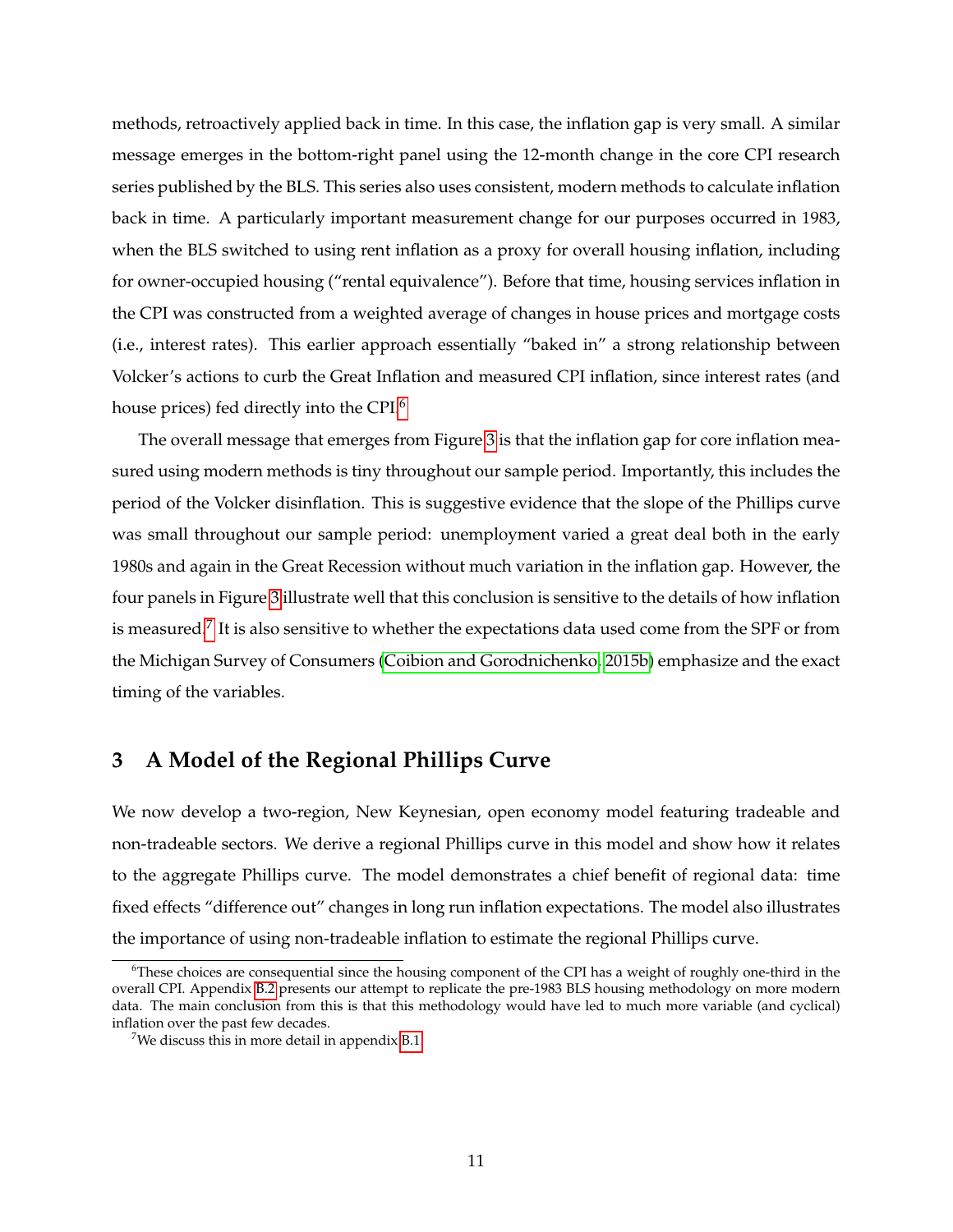methods, retroactively applied back in time. In this case, the inflation gap is very small. A similar message emerges in the bottom-right panel using the 12-month change in the core CPI research series published by the BLS. This series also uses consistent, modern methods to calculate inflation back in time. A particularly important measurement change for our purposes occurred in 1983, when the BLS switched to using rent inflation as a proxy for overall housing inflation, including for owner-occupied housing ("rental equivalence"). Before that time, housing services inflation in the CPI was constructed from a weighted average of changes in house prices and mortgage costs (i.e., interest rates). This earlier approach essentially "baked in" a strong relationship between Volcker's actions to curb the Great Inflation and measured CPI inflation, since interest rates (and house prices) fed directly into the CPI.[6]

The overall message that emerges from Figure 3 is that the inflation gap for core inflation measured using modern methods is tiny throughout our sample period. Importantly, this includes the period of the Volcker disinflation. This is suggestive evidence that the slope of the Phillips curve was small throughout our sample period: unemployment varied a great deal both in the early 1980s and again in the Great Recession without much variation in the inflation gap. However, the four panels in Figure 3 illustrate well that this conclusion is sensitive to the details of how inflation is measured.[7] It is also sensitive to whether the expectations data used come from the SPF or from the Michigan Survey of Consumers (Coibion and Gorodnichenko, 2015b) emphasize and the exact timing of the variables.

## 3 A Model of the Regional Phillips Curve

We now develop a two-region, New Keynesian, open economy model featuring tradeable and non-tradeable sectors. We derive a regional Phillips curve in this model and show how it relates to the aggregate Phillips curve. The model demonstrates a chief benefit of regional data: time fixed effects "difference out" changes in long run inflation expectations. The model also illustrates the importance of using non-tradeable inflation to estimate the regional Phillips curve.

[6] These choices are consequential since the housing component of the CPI has a weight of roughly one-third in the overall CPI. Appendix B.2 presents our attempt to replicate the pre-1983 BLS housing methodology on more modern data. The main conclusion from this is that this methodology would have led to much more variable (and cyclical) inflation over the past few decades.

[7] We discuss this in more detail in appendix B.1.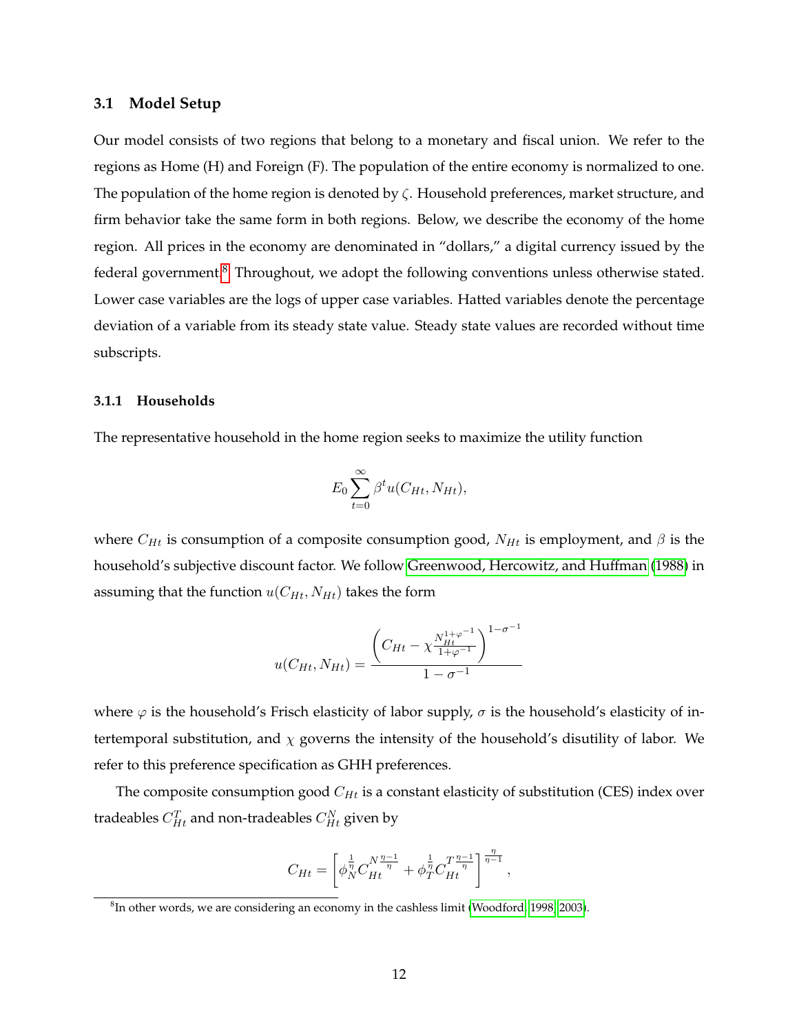### 3.1 Model Setup

Our model consists of two regions that belong to a monetary and fiscal union. We refer to the regions as Home (H) and Foreign (F). The population of the entire economy is normalized to one. The population of the home region is denoted by $\zeta$. Household preferences, market structure, and firm behavior take the same form in both regions. Below, we describe the economy of the home region. All prices in the economy are denominated in "dollars," a digital currency issued by the federal government.[8] Throughout, we adopt the following conventions unless otherwise stated. Lower case variables are the logs of upper case variables. Hatted variables denote the percentage deviation of a variable from its steady state value. Steady state values are recorded without time subscripts.

#### 3.1.1 Households

The representative household in the home region seeks to maximize the utility function

$$E_0 \sum_{t=0}^{\infty} \beta^t u(C_{Ht}, N_{Ht}),$$

where $C_{Ht}$ is consumption of a composite consumption good, $N_{Ht}$ is employment, and $\beta$ is the household's subjective discount factor. We follow Greenwood, Hercowitz, and Huffman (1988) in assuming that the function $u(C_{Ht}, N_{Ht})$ takes the form

$$u(C_{Ht}, N_{Ht}) = \frac{\left(C_{Ht} - \chi \frac{N_{Ht}^{1+\varphi^{-1}}}{1+\varphi^{-1}}\right)^{1-\sigma^{-1}}}{1-\sigma^{-1}}$$

where $\varphi$ is the household's Frisch elasticity of labor supply, $\sigma$ is the household's elasticity of intertemporal substitution, and $\chi$ governs the intensity of the household's disutility of labor. We refer to this preference specification as GHH preferences.

The composite consumption good $C_{Ht}$ is a constant elasticity of substitution (CES) index over tradeables $C_{Ht}^T$ and non-tradeables $C_{Ht}^N$ given by

$$C_{Ht} = \left[\phi_N^{\frac{1}{\eta}} C_{Ht}^{N\,\frac{\eta-1}{\eta}} + \phi_T^{\frac{1}{\eta}} C_{Ht}^{T\,\frac{\eta-1}{\eta}}\right]^{\frac{\eta}{\eta-1}},$$

[8] In other words, we are considering an economy in the cashless limit (Woodford, 1998, 2003).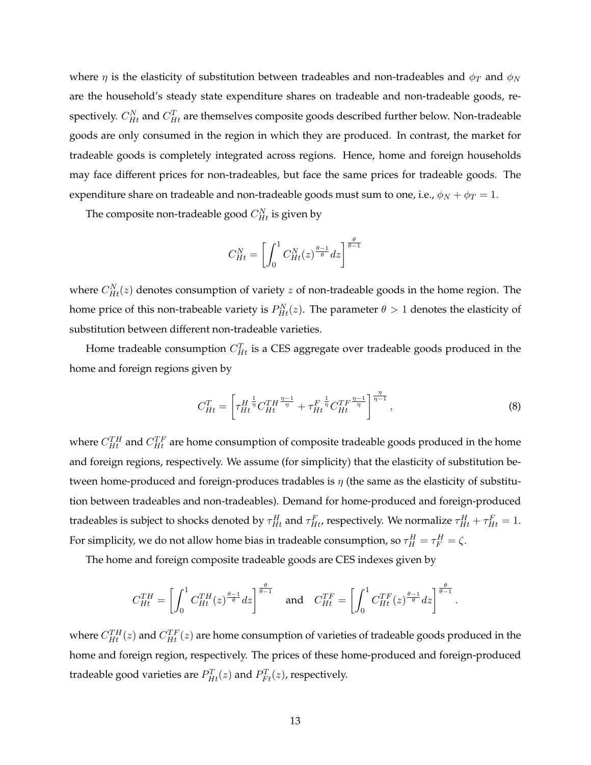where $\eta$ is the elasticity of substitution between tradeables and non-tradeables and $\phi_T$ and $\phi_N$ are the household's steady state expenditure shares on tradeable and non-tradeable goods, respectively. $C^N_{Ht}$ and $C^T_{Ht}$ are themselves composite goods described further below. Non-tradeable goods are only consumed in the region in which they are produced. In contrast, the market for tradeable goods is completely integrated across regions. Hence, home and foreign households may face different prices for non-tradeables, but face the same prices for tradeable goods. The expenditure share on tradeable and non-tradeable goods must sum to one, i.e., $\phi_N + \phi_T = 1$.

The composite non-tradeable good $C^N_{Ht}$ is given by

$$C^N_{Ht} = \left[ \int_0^1 C^N_{Ht}(z)^{\frac{\theta-1}{\theta}} dz \right]^{\frac{\theta}{\theta-1}}$$

where $C^N_{Ht}(z)$ denotes consumption of variety $z$ of non-tradeable goods in the home region. The home price of this non-trabeable variety is $P^N_{Ht}(z)$. The parameter $\theta > 1$ denotes the elasticity of substitution between different non-tradeable varieties.

Home tradeable consumption $C^T_{Ht}$ is a CES aggregate over tradeable goods produced in the home and foreign regions given by

$$C^T_{Ht} = \left[ {\tau^H_{Ht}}^{\frac{1}{\eta}} {C^{TH}_{Ht}}^{\frac{\eta-1}{\eta}} + {\tau^F_{Ht}}^{\frac{1}{\eta}} {C^{TF}_{Ht}}^{\frac{\eta-1}{\eta}} \right]^{\frac{\eta}{\eta-1}}, \tag{8}$$

where $C^{TH}_{Ht}$ and $C^{TF}_{Ht}$ are home consumption of composite tradeable goods produced in the home and foreign regions, respectively. We assume (for simplicity) that the elasticity of substitution between home-produced and foreign-produces tradables is $\eta$ (the same as the elasticity of substitution between tradeables and non-tradeables). Demand for home-produced and foreign-produced tradeables is subject to shocks denoted by $\tau^H_{Ht}$ and $\tau^F_{Ht}$, respectively. We normalize $\tau^H_{Ht} + \tau^F_{Ht} = 1$. For simplicity, we do not allow home bias in tradeable consumption, so $\tau^H_H = \tau^H_F = \zeta$.

The home and foreign composite tradeable goods are CES indexes given by

$$C^{TH}_{Ht} = \left[ \int_0^1 C^{TH}_{Ht}(z)^{\frac{\theta-1}{\theta}} dz \right]^{\frac{\theta}{\theta-1}} \quad \text{and} \quad C^{TF}_{Ht} = \left[ \int_0^1 C^{TF}_{Ht}(z)^{\frac{\theta-1}{\theta}} dz \right]^{\frac{\theta}{\theta-1}}.$$

where $C^{TH}_{Ht}(z)$ and $C^{TF}_{Ht}(z)$ are home consumption of varieties of tradeable goods produced in the home and foreign region, respectively. The prices of these home-produced and foreign-produced tradeable good varieties are $P^T_{Ht}(z)$ and $P^T_{Ft}(z)$, respectively.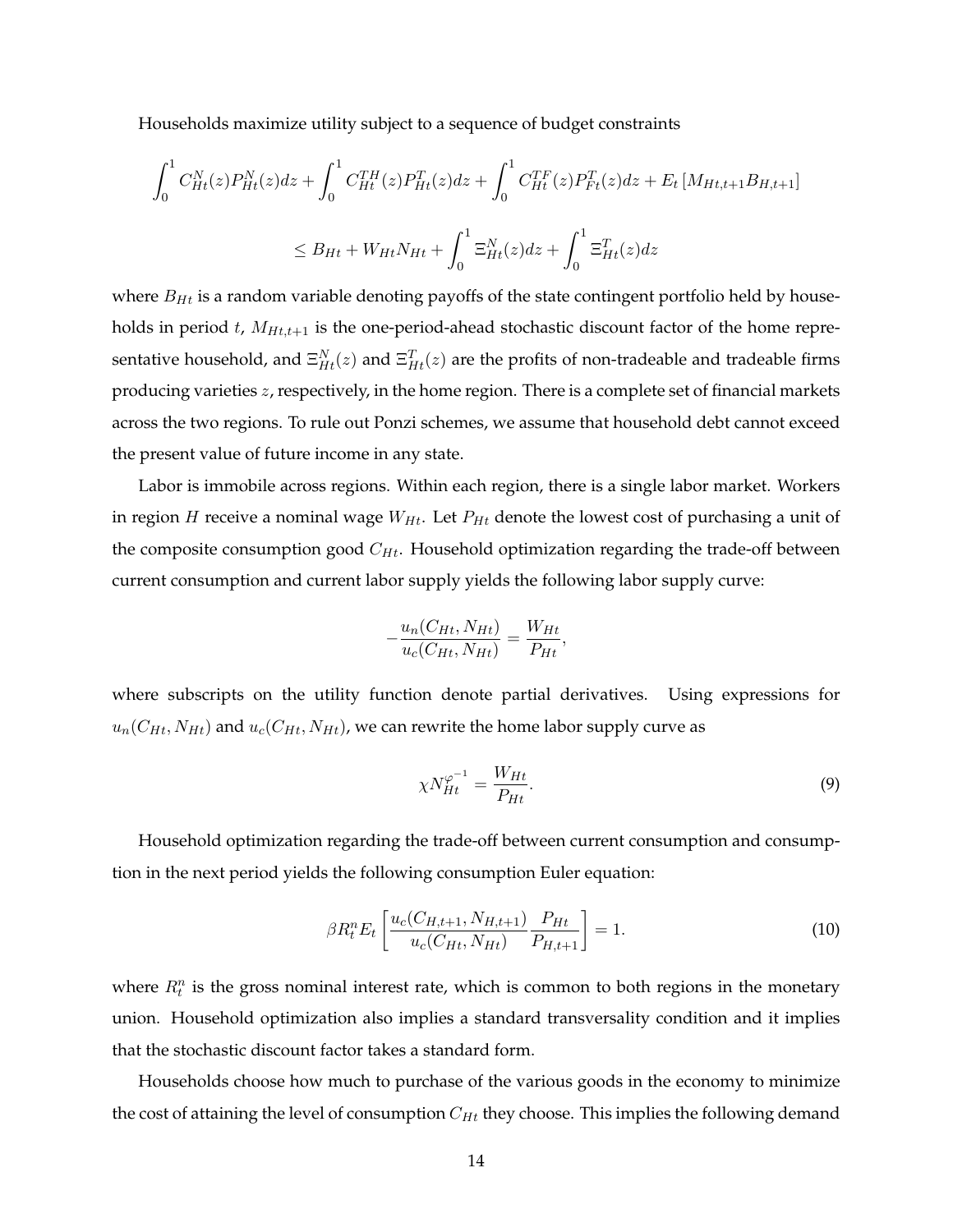Households maximize utility subject to a sequence of budget constraints

$$\int_0^1 C_{Ht}^N(z)P_{Ht}^N(z)dz + \int_0^1 C_{Ht}^{TH}(z)P_{Ht}^T(z)dz + \int_0^1 C_{Ht}^{TF}(z)P_{Ft}^T(z)dz + E_t\left[M_{Ht,t+1}B_{H,t+1}\right]$$

$$\leq B_{Ht} + W_{Ht}N_{Ht} + \int_0^1 \Xi_{Ht}^N(z)dz + \int_0^1 \Xi_{Ht}^T(z)dz$$

where $B_{Ht}$ is a random variable denoting payoffs of the state contingent portfolio held by households in period $t$, $M_{Ht,t+1}$ is the one-period-ahead stochastic discount factor of the home representative household, and $\Xi_{Ht}^N(z)$ and $\Xi_{Ht}^T(z)$ are the profits of non-tradeable and tradeable firms producing varieties $z$, respectively, in the home region. There is a complete set of financial markets across the two regions. To rule out Ponzi schemes, we assume that household debt cannot exceed the present value of future income in any state.

Labor is immobile across regions. Within each region, there is a single labor market. Workers in region $H$ receive a nominal wage $W_{Ht}$. Let $P_{Ht}$ denote the lowest cost of purchasing a unit of the composite consumption good $C_{Ht}$. Household optimization regarding the trade-off between current consumption and current labor supply yields the following labor supply curve:

$$-\frac{u_n(C_{Ht}, N_{Ht})}{u_c(C_{Ht}, N_{Ht})} = \frac{W_{Ht}}{P_{Ht}},$$

where subscripts on the utility function denote partial derivatives. Using expressions for $u_n(C_{Ht}, N_{Ht})$ and $u_c(C_{Ht}, N_{Ht})$, we can rewrite the home labor supply curve as

$$\chi N_{Ht}^{\varphi^{-1}} = \frac{W_{Ht}}{P_{Ht}}. \tag{9}$$

Household optimization regarding the trade-off between current consumption and consumption in the next period yields the following consumption Euler equation:

$$\beta R_t^n E_t\left[\frac{u_c(C_{H,t+1}, N_{H,t+1})}{u_c(C_{Ht}, N_{Ht})}\frac{P_{Ht}}{P_{H,t+1}}\right] = 1. \tag{10}$$

where $R_t^n$ is the gross nominal interest rate, which is common to both regions in the monetary union. Household optimization also implies a standard transversality condition and it implies that the stochastic discount factor takes a standard form.

Households choose how much to purchase of the various goods in the economy to minimize the cost of attaining the level of consumption $C_{Ht}$ they choose. This implies the following demand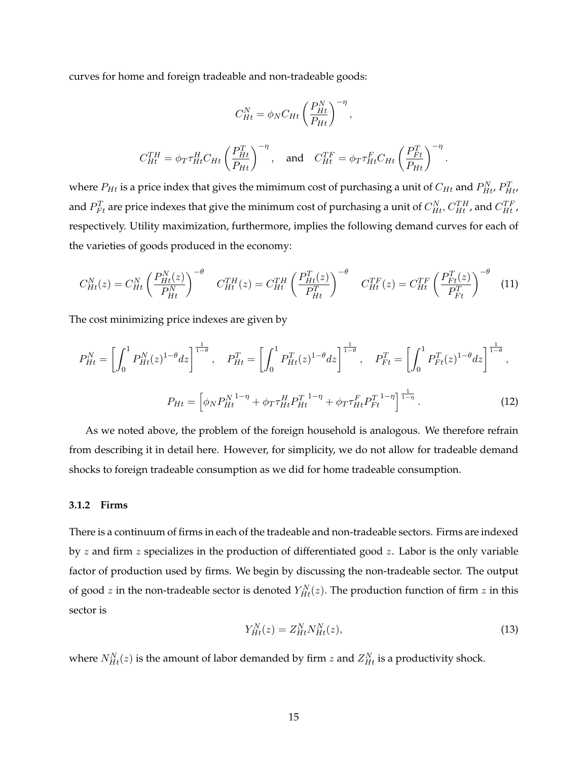curves for home and foreign tradeable and non-tradeable goods:

$$C_{Ht}^N = \phi_N C_{Ht} \left(\frac{P_{Ht}^N}{P_{Ht}}\right)^{-\eta},$$

$$C_{Ht}^{TH} = \phi_T \tau_{Ht}^H C_{Ht} \left(\frac{P_{Ht}^T}{P_{Ht}}\right)^{-\eta}, \quad \text{and} \quad C_{Ht}^{TF} = \phi_T \tau_{Ht}^F C_{Ht} \left(\frac{P_{Ft}^T}{P_{Ht}}\right)^{-\eta}.$$

where $P_{Ht}$ is a price index that gives the mimimum cost of purchasing a unit of $C_{Ht}$ and $P_{Ht}^N$, $P_{Ht}^T$, and $P_{Ft}^T$ are price indexes that give the minimum cost of purchasing a unit of $C_{Ht}^N$, $C_{Ht}^{TH}$, and $C_{Ht}^{TF}$, respectively. Utility maximization, furthermore, implies the following demand curves for each of the varieties of goods produced in the economy:

$$C_{Ht}^N(z) = C_{Ht}^N \left(\frac{P_{Ht}^N(z)}{P_{Ht}^N}\right)^{-\theta} \quad C_{Ht}^{TH}(z) = C_{Ht}^{TH} \left(\frac{P_{Ht}^T(z)}{P_{Ht}^T}\right)^{-\theta} \quad C_{Ht}^{TF}(z) = C_{Ht}^{TF} \left(\frac{P_{Ft}^T(z)}{P_{Ft}^T}\right)^{-\theta} \tag{11}$$

The cost minimizing price indexes are given by

$$P_{Ht}^N = \left[\int_0^1 P_{Ht}^N(z)^{1-\theta} dz\right]^{\frac{1}{1-\theta}}, \quad P_{Ht}^T = \left[\int_0^1 P_{Ht}^T(z)^{1-\theta} dz\right]^{\frac{1}{1-\theta}}, \quad P_{Ft}^T = \left[\int_0^1 P_{Ft}^T(z)^{1-\theta} dz\right]^{\frac{1}{1-\theta}},$$

$$P_{Ht} = \left[\phi_N {P_{Ht}^N}^{1-\eta} + \phi_T \tau_{Ht}^H {P_{Ht}^T}^{1-\eta} + \phi_T \tau_{Ht}^F {P_{Ft}^T}^{1-\eta}\right]^{\frac{1}{1-\eta}}. \tag{12}$$

As we noted above, the problem of the foreign household is analogous. We therefore refrain from describing it in detail here. However, for simplicity, we do not allow for tradeable demand shocks to foreign tradeable consumption as we did for home tradeable consumption.

### 3.1.2 Firms

There is a continuum of firms in each of the tradeable and non-tradeable sectors. Firms are indexed by $z$ and firm $z$ specializes in the production of differentiated good $z$. Labor is the only variable factor of production used by firms. We begin by discussing the non-tradeable sector. The output of good $z$ in the non-tradeable sector is denoted $Y_{Ht}^N(z)$. The production function of firm $z$ in this sector is

$$Y_{Ht}^N(z) = Z_{Ht}^N N_{Ht}^N(z), \tag{13}$$

where $N_{Ht}^N(z)$ is the amount of labor demanded by firm $z$ and $Z_{Ht}^N$ is a productivity shock.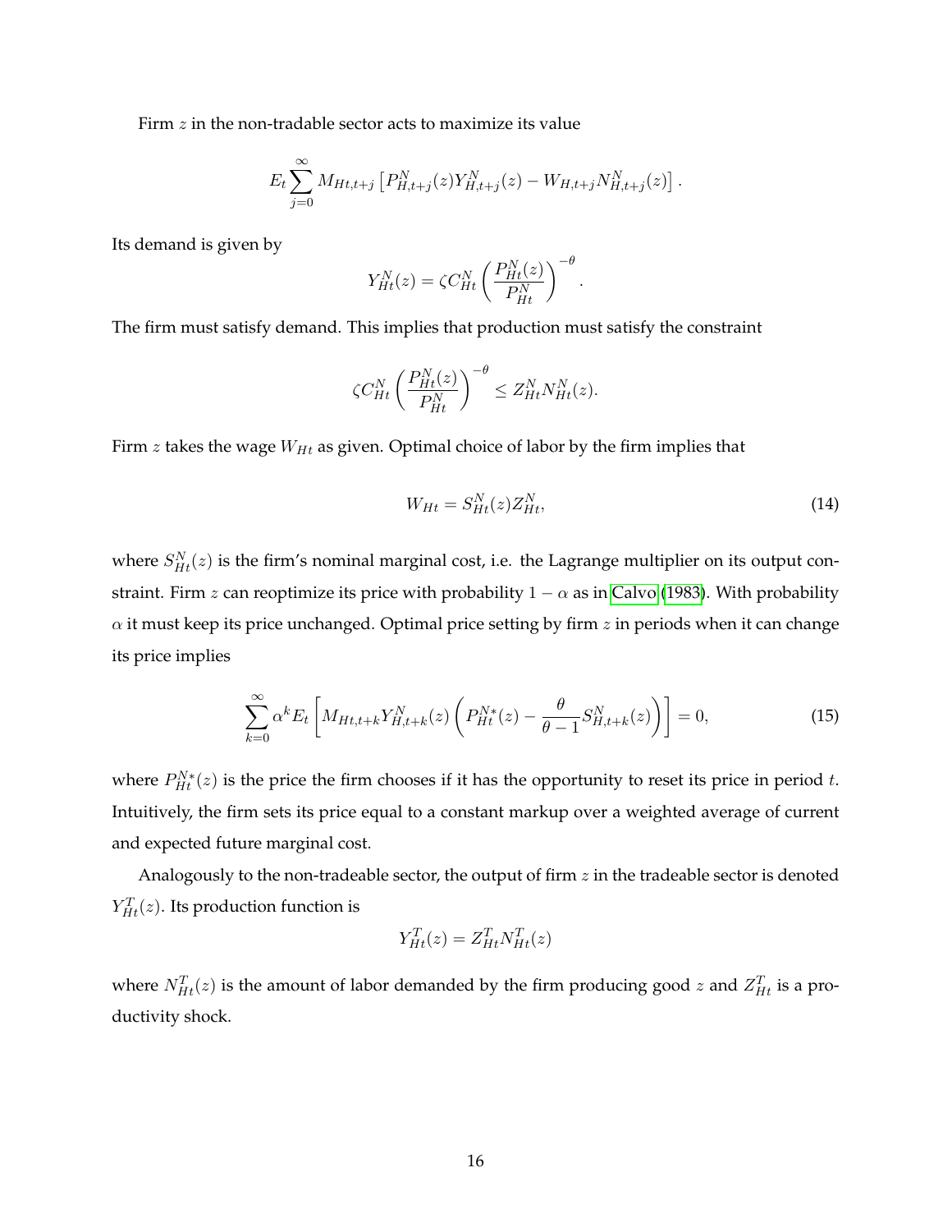Firm $z$ in the non-tradable sector acts to maximize its value

$$E_t \sum_{j=0}^{\infty} M_{Ht,t+j} \left[ P^N_{H,t+j}(z) Y^N_{H,t+j}(z) - W_{H,t+j} N^N_{H,t+j}(z) \right].$$

Its demand is given by

$$Y^N_{Ht}(z) = \zeta C^N_{Ht} \left( \frac{P^N_{Ht}(z)}{P^N_{Ht}} \right)^{-\theta}.$$

The firm must satisfy demand. This implies that production must satisfy the constraint

$$\zeta C^N_{Ht} \left( \frac{P^N_{Ht}(z)}{P^N_{Ht}} \right)^{-\theta} \leq Z^N_{Ht} N^N_{Ht}(z).$$

Firm $z$ takes the wage $W_{Ht}$ as given. Optimal choice of labor by the firm implies that

$$W_{Ht} = S^N_{Ht}(z) Z^N_{Ht}, \tag{14}$$

where $S^N_{Ht}(z)$ is the firm's nominal marginal cost, i.e. the Lagrange multiplier on its output constraint. Firm $z$ can reoptimize its price with probability $1-\alpha$ as in Calvo (1983). With probability $\alpha$ it must keep its price unchanged. Optimal price setting by firm $z$ in periods when it can change its price implies

$$\sum_{k=0}^{\infty} \alpha^k E_t \left[ M_{Ht,t+k} Y^N_{H,t+k}(z) \left( P^{N*}_{Ht}(z) - \frac{\theta}{\theta - 1} S^N_{H,t+k}(z) \right) \right] = 0, \tag{15}$$

where $P^{N*}_{Ht}(z)$ is the price the firm chooses if it has the opportunity to reset its price in period $t$. Intuitively, the firm sets its price equal to a constant markup over a weighted average of current and expected future marginal cost.

Analogously to the non-tradeable sector, the output of firm $z$ in the tradeable sector is denoted $Y^T_{Ht}(z)$. Its production function is

$$Y^T_{Ht}(z) = Z^T_{Ht} N^T_{Ht}(z)$$

where $N^T_{Ht}(z)$ is the amount of labor demanded by the firm producing good $z$ and $Z^T_{Ht}$ is a productivity shock.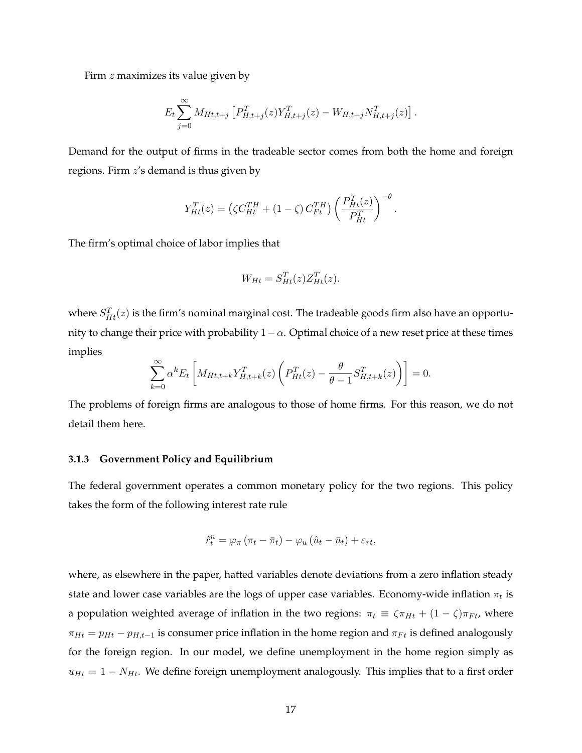Firm $z$ maximizes its value given by

$$
E_t \sum_{j=0}^{\infty} M_{Ht,t+j} \left[ P_{H,t+j}^T(z) Y_{H,t+j}^T(z) - W_{H,t+j} N_{H,t+j}^T(z) \right].
$$

Demand for the output of firms in the tradeable sector comes from both the home and foreign regions. Firm $z$'s demand is thus given by

$$
Y_{Ht}^T(z) = \left( \zeta C_{Ht}^{TH} + (1-\zeta) C_{Ft}^{TH} \right) \left( \frac{P_{Ht}^T(z)}{P_{Ht}^T} \right)^{-\theta}.
$$

The firm's optimal choice of labor implies that

$$
W_{Ht} = S_{Ht}^T(z) Z_{Ht}^T(z).
$$

where $S_{Ht}^T(z)$ is the firm's nominal marginal cost. The tradeable goods firm also have an opportunity to change their price with probability $1-\alpha$. Optimal choice of a new reset price at these times implies

$$
\sum_{k=0}^{\infty} \alpha^k E_t \left[ M_{Ht,t+k} Y_{H,t+k}^T(z) \left( P_{Ht}^T(z) - \frac{\theta}{\theta-1} S_{H,t+k}^T(z) \right) \right] = 0.
$$

The problems of foreign firms are analogous to those of home firms. For this reason, we do not detail them here.

### 3.1.3 Government Policy and Equilibrium

The federal government operates a common monetary policy for the two regions. This policy takes the form of the following interest rate rule

$$
\hat{r}_t^n = \varphi_\pi \left( \pi_t - \bar{\pi}_t \right) - \varphi_u \left( \hat{u}_t - \bar{u}_t \right) + \varepsilon_{rt},
$$

where, as elsewhere in the paper, hatted variables denote deviations from a zero inflation steady state and lower case variables are the logs of upper case variables. Economy-wide inflation $\pi_t$ is a population weighted average of inflation in the two regions: $\pi_t \equiv \zeta \pi_{Ht} + (1-\zeta)\pi_{Ft}$, where $\pi_{Ht} = p_{Ht} - p_{H,t-1}$ is consumer price inflation in the home region and $\pi_{Ft}$ is defined analogously for the foreign region. In our model, we define unemployment in the home region simply as $u_{Ht} = 1 - N_{Ht}$. We define foreign unemployment analogously. This implies that to a first order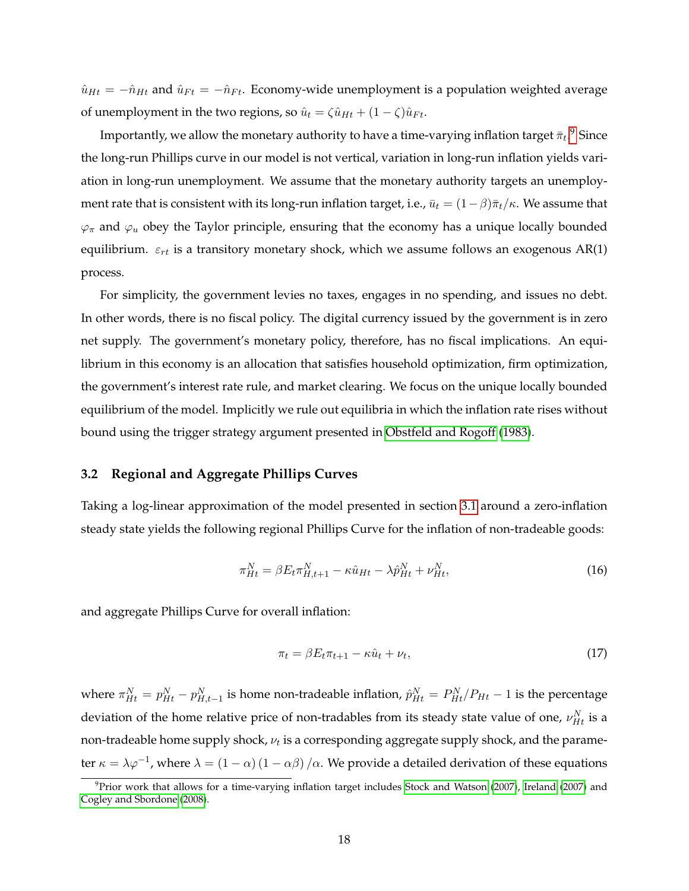$\hat{u}_{Ht} = -\hat{n}_{Ht}$ and $\hat{u}_{Ft} = -\hat{n}_{Ft}$. Economy-wide unemployment is a population weighted average of unemployment in the two regions, so $\hat{u}_t = \zeta \hat{u}_{Ht} + (1-\zeta)\hat{u}_{Ft}$.

Importantly, we allow the monetary authority to have a time-varying inflation target $\bar{\pi}_t$.[9] Since the long-run Phillips curve in our model is not vertical, variation in long-run inflation yields variation in long-run unemployment. We assume that the monetary authority targets an unemployment rate that is consistent with its long-run inflation target, i.e., $\bar{u}_t = (1-\beta)\bar{\pi}_t/\kappa$. We assume that $\varphi_\pi$ and $\varphi_u$ obey the Taylor principle, ensuring that the economy has a unique locally bounded equilibrium. $\varepsilon_{rt}$ is a transitory monetary shock, which we assume follows an exogenous AR(1) process.

For simplicity, the government levies no taxes, engages in no spending, and issues no debt. In other words, there is no fiscal policy. The digital currency issued by the government is in zero net supply. The government's monetary policy, therefore, has no fiscal implications. An equilibrium in this economy is an allocation that satisfies household optimization, firm optimization, the government's interest rate rule, and market clearing. We focus on the unique locally bounded equilibrium of the model. Implicitly we rule out equilibria in which the inflation rate rises without bound using the trigger strategy argument presented in Obstfeld and Rogoff (1983).

## 3.2 Regional and Aggregate Phillips Curves

Taking a log-linear approximation of the model presented in section 3.1 around a zero-inflation steady state yields the following regional Phillips Curve for the inflation of non-tradeable goods:

$$\pi^N_{Ht} = \beta E_t \pi^N_{H,t+1} - \kappa \hat{u}_{Ht} - \lambda \hat{p}^N_{Ht} + \nu^N_{Ht}, \tag{16}$$

and aggregate Phillips Curve for overall inflation:

$$\pi_t = \beta E_t \pi_{t+1} - \kappa \hat{u}_t + \nu_t, \tag{17}$$

where $\pi^N_{Ht} = p^N_{Ht} - p^N_{H,t-1}$ is home non-tradeable inflation, $\hat{p}^N_{Ht} = P^N_{Ht}/P_{Ht} - 1$ is the percentage deviation of the home relative price of non-tradables from its steady state value of one, $\nu^N_{Ht}$ is a non-tradeable home supply shock, $\nu_t$ is a corresponding aggregate supply shock, and the parameter $\kappa = \lambda \varphi^{-1}$, where $\lambda = (1-\alpha)(1-\alpha\beta)/\alpha$. We provide a detailed derivation of these equations

[9] Prior work that allows for a time-varying inflation target includes Stock and Watson (2007), Ireland (2007) and Cogley and Sbordone (2008).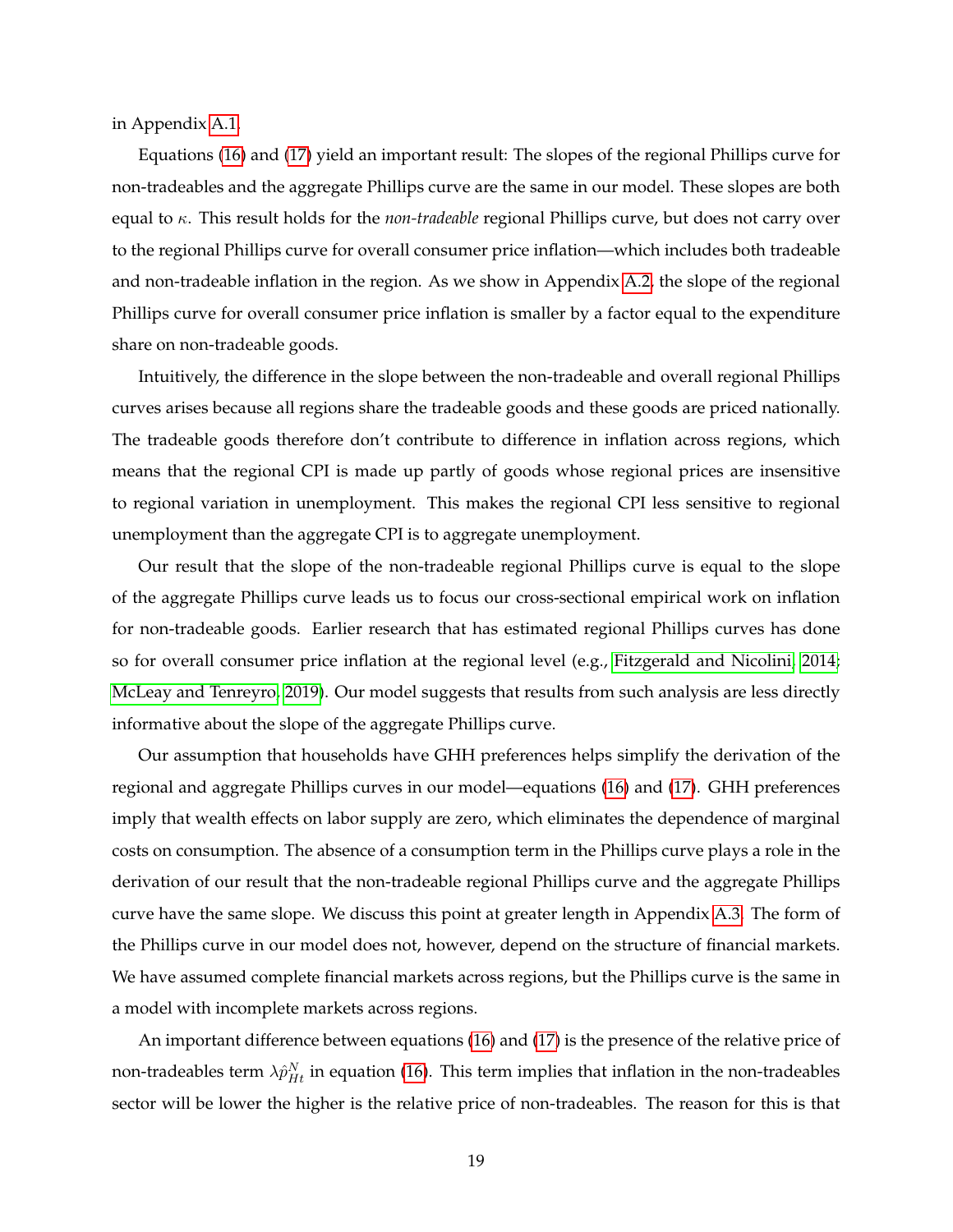in Appendix A.1.

Equations (16) and (17) yield an important result: The slopes of the regional Phillips curve for non-tradeables and the aggregate Phillips curve are the same in our model. These slopes are both equal to $\kappa$. This result holds for the *non-tradeable* regional Phillips curve, but does not carry over to the regional Phillips curve for overall consumer price inflation—which includes both tradeable and non-tradeable inflation in the region. As we show in Appendix A.2, the slope of the regional Phillips curve for overall consumer price inflation is smaller by a factor equal to the expenditure share on non-tradeable goods.

Intuitively, the difference in the slope between the non-tradeable and overall regional Phillips curves arises because all regions share the tradeable goods and these goods are priced nationally. The tradeable goods therefore don't contribute to difference in inflation across regions, which means that the regional CPI is made up partly of goods whose regional prices are insensitive to regional variation in unemployment. This makes the regional CPI less sensitive to regional unemployment than the aggregate CPI is to aggregate unemployment.

Our result that the slope of the non-tradeable regional Phillips curve is equal to the slope of the aggregate Phillips curve leads us to focus our cross-sectional empirical work on inflation for non-tradeable goods. Earlier research that has estimated regional Phillips curves has done so for overall consumer price inflation at the regional level (e.g., Fitzgerald and Nicolini, 2014; McLeay and Tenreyro, 2019). Our model suggests that results from such analysis are less directly informative about the slope of the aggregate Phillips curve.

Our assumption that households have GHH preferences helps simplify the derivation of the regional and aggregate Phillips curves in our model—equations (16) and (17). GHH preferences imply that wealth effects on labor supply are zero, which eliminates the dependence of marginal costs on consumption. The absence of a consumption term in the Phillips curve plays a role in the derivation of our result that the non-tradeable regional Phillips curve and the aggregate Phillips curve have the same slope. We discuss this point at greater length in Appendix A.3. The form of the Phillips curve in our model does not, however, depend on the structure of financial markets. We have assumed complete financial markets across regions, but the Phillips curve is the same in a model with incomplete markets across regions.

An important difference between equations (16) and (17) is the presence of the relative price of non-tradeables term $\lambda \hat{p}_{Ht}^{N}$ in equation (16). This term implies that inflation in the non-tradeables sector will be lower the higher is the relative price of non-tradeables. The reason for this is that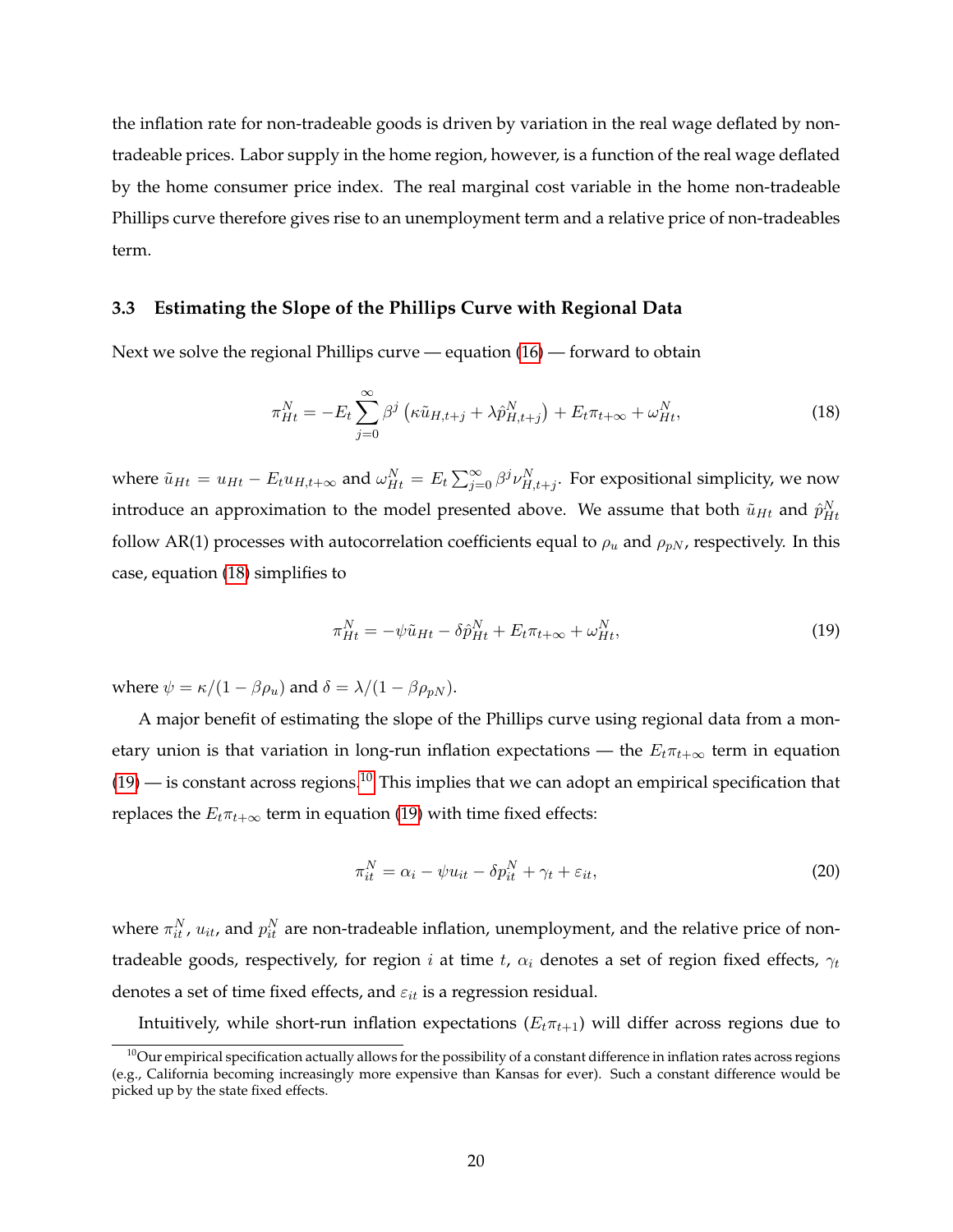the inflation rate for non-tradeable goods is driven by variation in the real wage deflated by non-tradeable prices. Labor supply in the home region, however, is a function of the real wage deflated by the home consumer price index. The real marginal cost variable in the home non-tradeable Phillips curve therefore gives rise to an unemployment term and a relative price of non-tradeables term.

### 3.3 Estimating the Slope of the Phillips Curve with Regional Data

Next we solve the regional Phillips curve — equation (16) — forward to obtain

$$\pi_{Ht}^{N} = -E_t \sum_{j=0}^{\infty} \beta^j \left( \kappa \tilde{u}_{H,t+j} + \lambda \hat{p}_{H,t+j}^{N} \right) + E_t \pi_{t+\infty} + \omega_{Ht}^{N}, \tag{18}$$

where $\tilde{u}_{Ht} = u_{Ht} - E_t u_{H,t+\infty}$ and $\omega_{Ht}^{N} = E_t \sum_{j=0}^{\infty} \beta^j \nu_{H,t+j}^{N}$. For expositional simplicity, we now introduce an approximation to the model presented above. We assume that both $\tilde{u}_{Ht}$ and $\hat{p}_{Ht}^{N}$ follow AR(1) processes with autocorrelation coefficients equal to $\rho_u$ and $\rho_{pN}$, respectively. In this case, equation (18) simplifies to

$$\pi_{Ht}^{N} = -\psi \tilde{u}_{Ht} - \delta \hat{p}_{Ht}^{N} + E_t \pi_{t+\infty} + \omega_{Ht}^{N}, \tag{19}$$

where $\psi = \kappa/(1 - \beta\rho_u)$ and $\delta = \lambda/(1 - \beta\rho_{pN})$.

A major benefit of estimating the slope of the Phillips curve using regional data from a monetary union is that variation in long-run inflation expectations — the $E_t\pi_{t+\infty}$ term in equation (19) — is constant across regions.[10] This implies that we can adopt an empirical specification that replaces the $E_t\pi_{t+\infty}$ term in equation (19) with time fixed effects:

$$\pi_{it}^{N} = \alpha_i - \psi u_{it} - \delta p_{it}^{N} + \gamma_t + \varepsilon_{it}, \tag{20}$$

where $\pi_{it}^{N}$, $u_{it}$, and $p_{it}^{N}$ are non-tradeable inflation, unemployment, and the relative price of non-tradeable goods, respectively, for region $i$ at time $t$, $\alpha_i$ denotes a set of region fixed effects, $\gamma_t$ denotes a set of time fixed effects, and $\varepsilon_{it}$ is a regression residual.

Intuitively, while short-run inflation expectations ($E_t\pi_{t+1}$) will differ across regions due to

[10] Our empirical specification actually allows for the possibility of a constant difference in inflation rates across regions (e.g., California becoming increasingly more expensive than Kansas for ever). Such a constant difference would be picked up by the state fixed effects.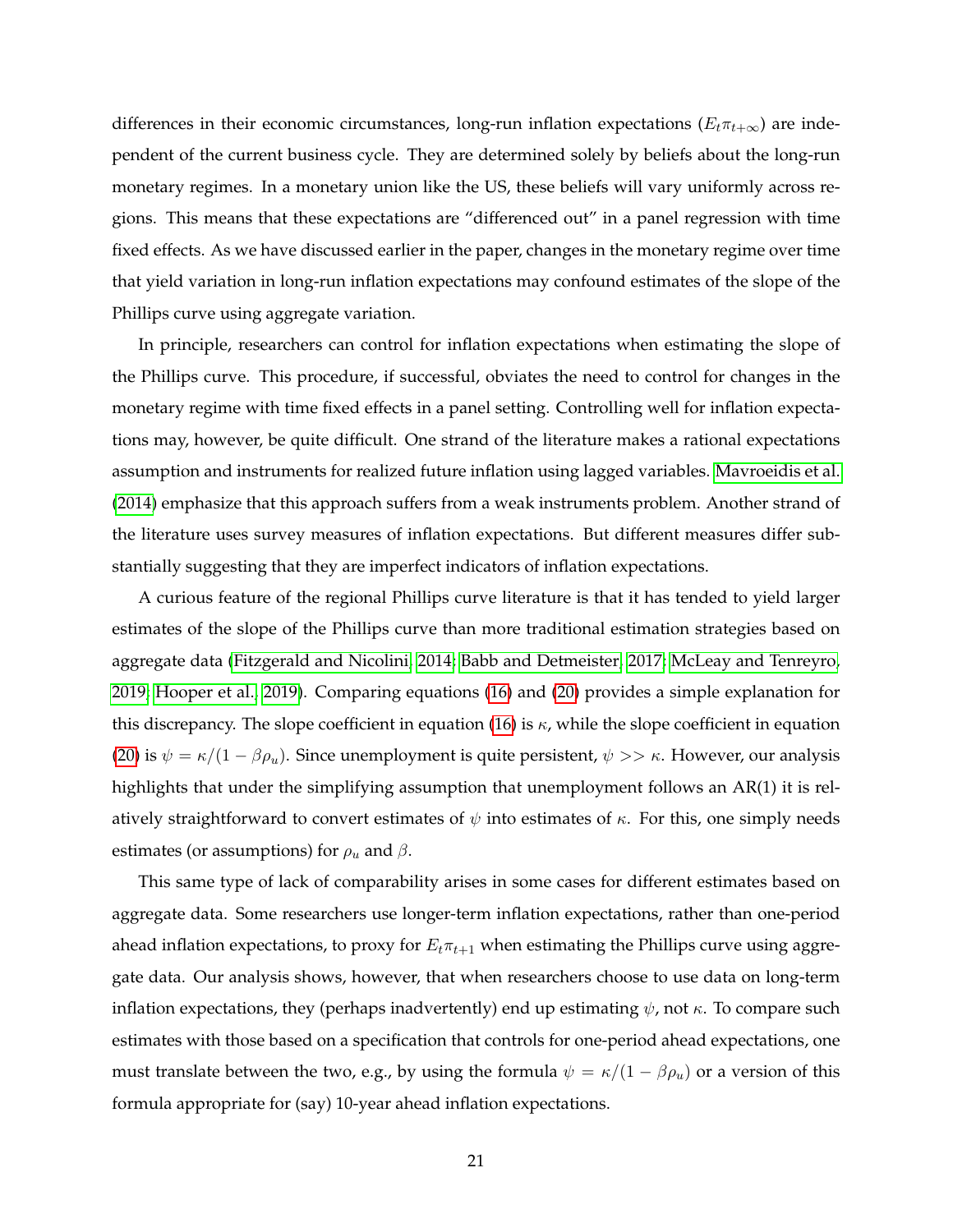differences in their economic circumstances, long-run inflation expectations ($E_t\pi_{t+\infty}$) are independent of the current business cycle. They are determined solely by beliefs about the long-run monetary regimes. In a monetary union like the US, these beliefs will vary uniformly across regions. This means that these expectations are "differenced out" in a panel regression with time fixed effects. As we have discussed earlier in the paper, changes in the monetary regime over time that yield variation in long-run inflation expectations may confound estimates of the slope of the Phillips curve using aggregate variation.

In principle, researchers can control for inflation expectations when estimating the slope of the Phillips curve. This procedure, if successful, obviates the need to control for changes in the monetary regime with time fixed effects in a panel setting. Controlling well for inflation expectations may, however, be quite difficult. One strand of the literature makes a rational expectations assumption and instruments for realized future inflation using lagged variables. Mavroeidis et al. (2014) emphasize that this approach suffers from a weak instruments problem. Another strand of the literature uses survey measures of inflation expectations. But different measures differ substantially suggesting that they are imperfect indicators of inflation expectations.

A curious feature of the regional Phillips curve literature is that it has tended to yield larger estimates of the slope of the Phillips curve than more traditional estimation strategies based on aggregate data (Fitzgerald and Nicolini, 2014; Babb and Detmeister, 2017; McLeay and Tenreyro, 2019; Hooper et al., 2019). Comparing equations (16) and (20) provides a simple explanation for this discrepancy. The slope coefficient in equation (16) is $\kappa$, while the slope coefficient in equation (20) is $\psi = \kappa/(1-\beta\rho_u)$. Since unemployment is quite persistent, $\psi >> \kappa$. However, our analysis highlights that under the simplifying assumption that unemployment follows an AR(1) it is relatively straightforward to convert estimates of $\psi$ into estimates of $\kappa$. For this, one simply needs estimates (or assumptions) for $\rho_u$ and $\beta$.

This same type of lack of comparability arises in some cases for different estimates based on aggregate data. Some researchers use longer-term inflation expectations, rather than one-period ahead inflation expectations, to proxy for $E_t\pi_{t+1}$ when estimating the Phillips curve using aggregate data. Our analysis shows, however, that when researchers choose to use data on long-term inflation expectations, they (perhaps inadvertently) end up estimating $\psi$, not $\kappa$. To compare such estimates with those based on a specification that controls for one-period ahead expectations, one must translate between the two, e.g., by using the formula $\psi = \kappa/(1-\beta\rho_u)$ or a version of this formula appropriate for (say) 10-year ahead inflation expectations.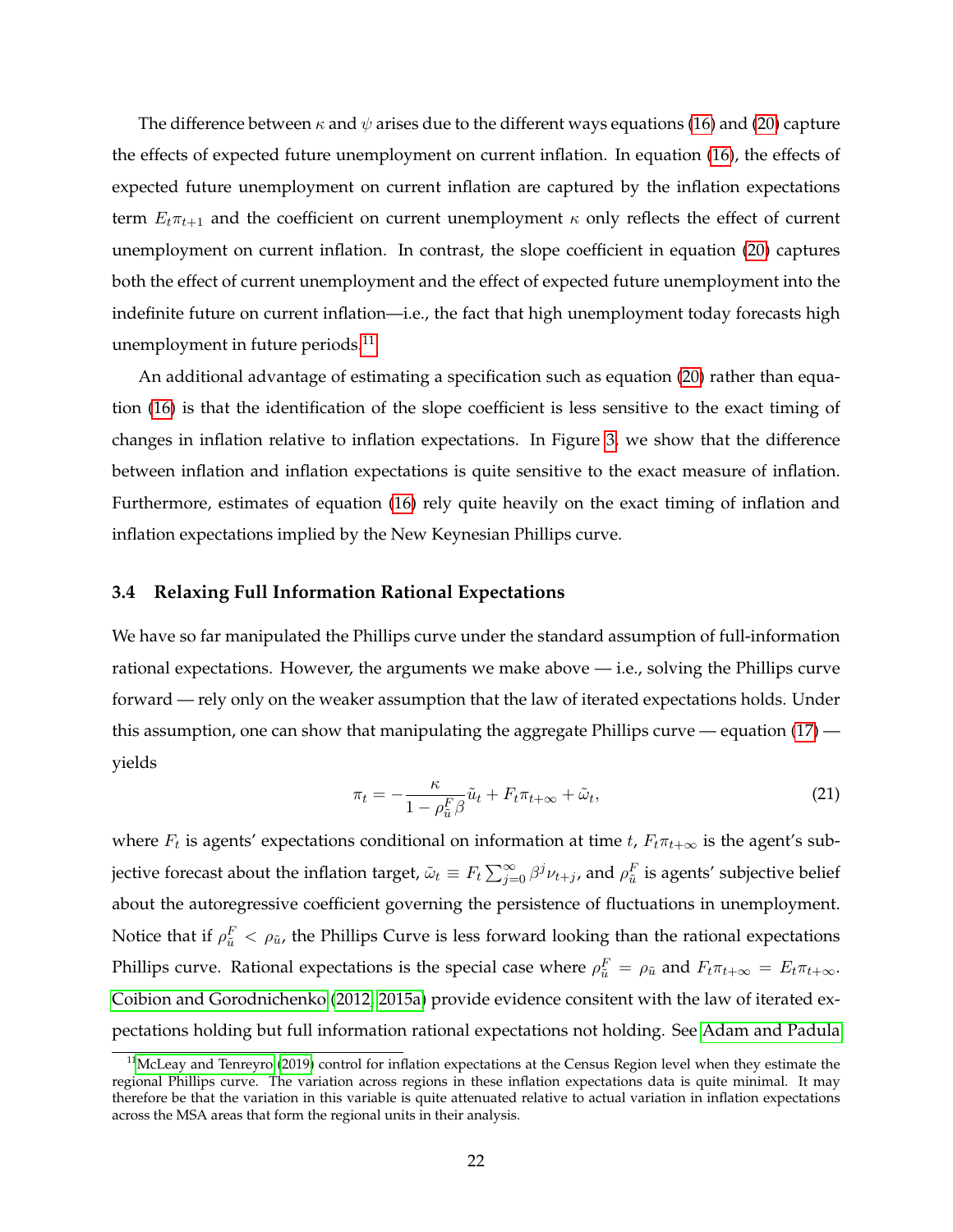The difference between $\kappa$ and $\psi$ arises due to the different ways equations (16) and (20) capture the effects of expected future unemployment on current inflation. In equation (16), the effects of expected future unemployment on current inflation are captured by the inflation expectations term $E_t\pi_{t+1}$ and the coefficient on current unemployment $\kappa$ only reflects the effect of current unemployment on current inflation. In contrast, the slope coefficient in equation (20) captures both the effect of current unemployment and the effect of expected future unemployment into the indefinite future on current inflation—i.e., the fact that high unemployment today forecasts high unemployment in future periods.[11]

An additional advantage of estimating a specification such as equation (20) rather than equation (16) is that the identification of the slope coefficient is less sensitive to the exact timing of changes in inflation relative to inflation expectations. In Figure 3, we show that the difference between inflation and inflation expectations is quite sensitive to the exact measure of inflation. Furthermore, estimates of equation (16) rely quite heavily on the exact timing of inflation and inflation expectations implied by the New Keynesian Phillips curve.

### 3.4 Relaxing Full Information Rational Expectations

We have so far manipulated the Phillips curve under the standard assumption of full-information rational expectations. However, the arguments we make above — i.e., solving the Phillips curve forward — rely only on the weaker assumption that the law of iterated expectations holds. Under this assumption, one can show that manipulating the aggregate Phillips curve — equation (17) — yields

$$\pi_t = -\frac{\kappa}{1-\rho_{\tilde{u}}^F\beta}\tilde{u}_t + F_t\pi_{t+\infty} + \tilde{\omega}_t, \tag{21}$$

where $F_t$ is agents' expectations conditional on information at time $t$, $F_t\pi_{t+\infty}$ is the agent's subjective forecast about the inflation target, $\tilde{\omega}_t \equiv F_t\sum_{j=0}^{\infty}\beta^j\nu_{t+j}$, and $\rho_{\tilde{u}}^F$ is agents' subjective belief about the autoregressive coefficient governing the persistence of fluctuations in unemployment. Notice that if $\rho_{\tilde{u}}^F < \rho_{\tilde{u}}$, the Phillips Curve is less forward looking than the rational expectations Phillips curve. Rational expectations is the special case where $\rho_{\tilde{u}}^F = \rho_{\tilde{u}}$ and $F_t\pi_{t+\infty} = E_t\pi_{t+\infty}$. Coibion and Gorodnichenko (2012, 2015a) provide evidence consitent with the law of iterated expectations holding but full information rational expectations not holding. See Adam and Padula

[11] McLeay and Tenreyro (2019) control for inflation expectations at the Census Region level when they estimate the regional Phillips curve. The variation across regions in these inflation expectations data is quite minimal. It may therefore be that the variation in this variable is quite attenuated relative to actual variation in inflation expectations across the MSA areas that form the regional units in their analysis.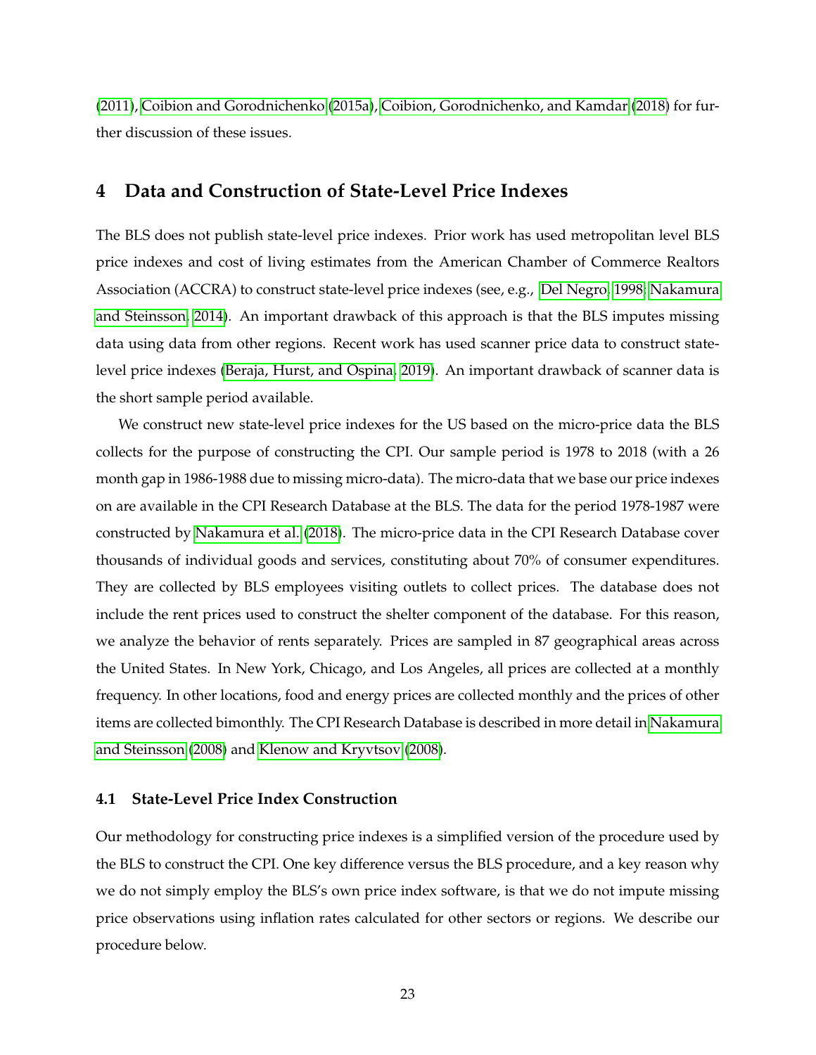(2011), Coibion and Gorodnichenko (2015a), Coibion, Gorodnichenko, and Kamdar (2018) for further discussion of these issues.

## 4 Data and Construction of State-Level Price Indexes

The BLS does not publish state-level price indexes. Prior work has used metropolitan level BLS price indexes and cost of living estimates from the American Chamber of Commerce Realtors Association (ACCRA) to construct state-level price indexes (see, e.g., Del Negro, 1998; Nakamura and Steinsson, 2014). An important drawback of this approach is that the BLS imputes missing data using data from other regions. Recent work has used scanner price data to construct state-level price indexes (Beraja, Hurst, and Ospina, 2019). An important drawback of scanner data is the short sample period available.

We construct new state-level price indexes for the US based on the micro-price data the BLS collects for the purpose of constructing the CPI. Our sample period is 1978 to 2018 (with a 26 month gap in 1986-1988 due to missing micro-data). The micro-data that we base our price indexes on are available in the CPI Research Database at the BLS. The data for the period 1978-1987 were constructed by Nakamura et al. (2018). The micro-price data in the CPI Research Database cover thousands of individual goods and services, constituting about 70% of consumer expenditures. They are collected by BLS employees visiting outlets to collect prices. The database does not include the rent prices used to construct the shelter component of the database. For this reason, we analyze the behavior of rents separately. Prices are sampled in 87 geographical areas across the United States. In New York, Chicago, and Los Angeles, all prices are collected at a monthly frequency. In other locations, food and energy prices are collected monthly and the prices of other items are collected bimonthly. The CPI Research Database is described in more detail in Nakamura and Steinsson (2008) and Klenow and Kryvtsov (2008).

### 4.1 State-Level Price Index Construction

Our methodology for constructing price indexes is a simplified version of the procedure used by the BLS to construct the CPI. One key difference versus the BLS procedure, and a key reason why we do not simply employ the BLS's own price index software, is that we do not impute missing price observations using inflation rates calculated for other sectors or regions. We describe our procedure below.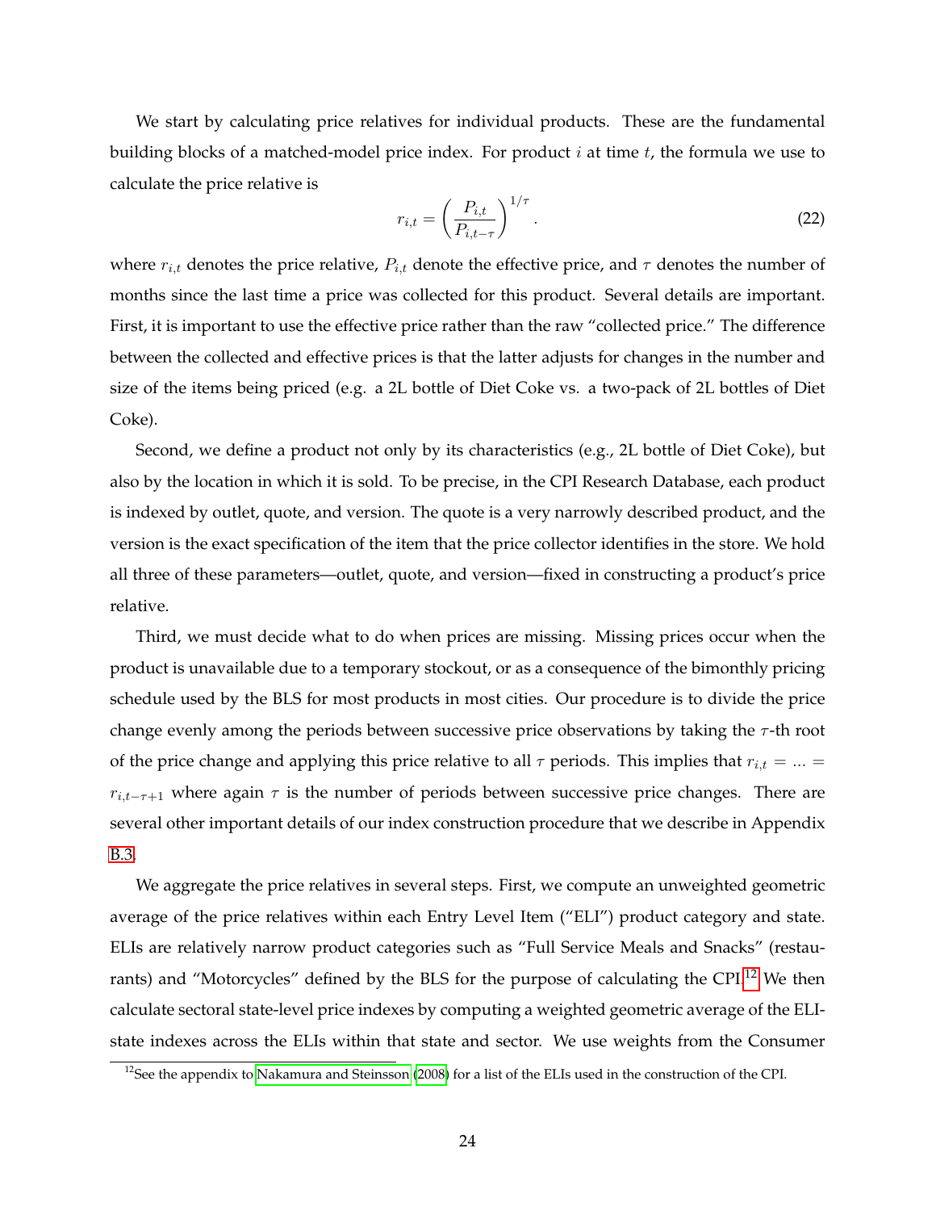We start by calculating price relatives for individual products. These are the fundamental building blocks of a matched-model price index. For product $i$ at time $t$, the formula we use to calculate the price relative is

$$r_{i,t} = \left( \frac{P_{i,t}}{P_{i,t-\tau}} \right)^{1/\tau}. \tag{22}$$

where $r_{i,t}$ denotes the price relative, $P_{i,t}$ denote the effective price, and $\tau$ denotes the number of months since the last time a price was collected for this product. Several details are important. First, it is important to use the effective price rather than the raw "collected price." The difference between the collected and effective prices is that the latter adjusts for changes in the number and size of the items being priced (e.g. a 2L bottle of Diet Coke vs. a two-pack of 2L bottles of Diet Coke).

Second, we define a product not only by its characteristics (e.g., 2L bottle of Diet Coke), but also by the location in which it is sold. To be precise, in the CPI Research Database, each product is indexed by outlet, quote, and version. The quote is a very narrowly described product, and the version is the exact specification of the item that the price collector identifies in the store. We hold all three of these parameters—outlet, quote, and version—fixed in constructing a product's price relative.

Third, we must decide what to do when prices are missing. Missing prices occur when the product is unavailable due to a temporary stockout, or as a consequence of the bimonthly pricing schedule used by the BLS for most products in most cities. Our procedure is to divide the price change evenly among the periods between successive price observations by taking the $\tau$-th root of the price change and applying this price relative to all $\tau$ periods. This implies that $r_{i,t} = ... = r_{i,t-\tau+1}$ where again $\tau$ is the number of periods between successive price changes. There are several other important details of our index construction procedure that we describe in Appendix B.3.

We aggregate the price relatives in several steps. First, we compute an unweighted geometric average of the price relatives within each Entry Level Item ("ELI") product category and state. ELIs are relatively narrow product categories such as "Full Service Meals and Snacks" (restaurants) and "Motorcycles" defined by the BLS for the purpose of calculating the CPI.[12] We then calculate sectoral state-level price indexes by computing a weighted geometric average of the ELI-state indexes across the ELIs within that state and sector. We use weights from the Consumer

[12]See the appendix to Nakamura and Steinsson (2008) for a list of the ELIs used in the construction of the CPI.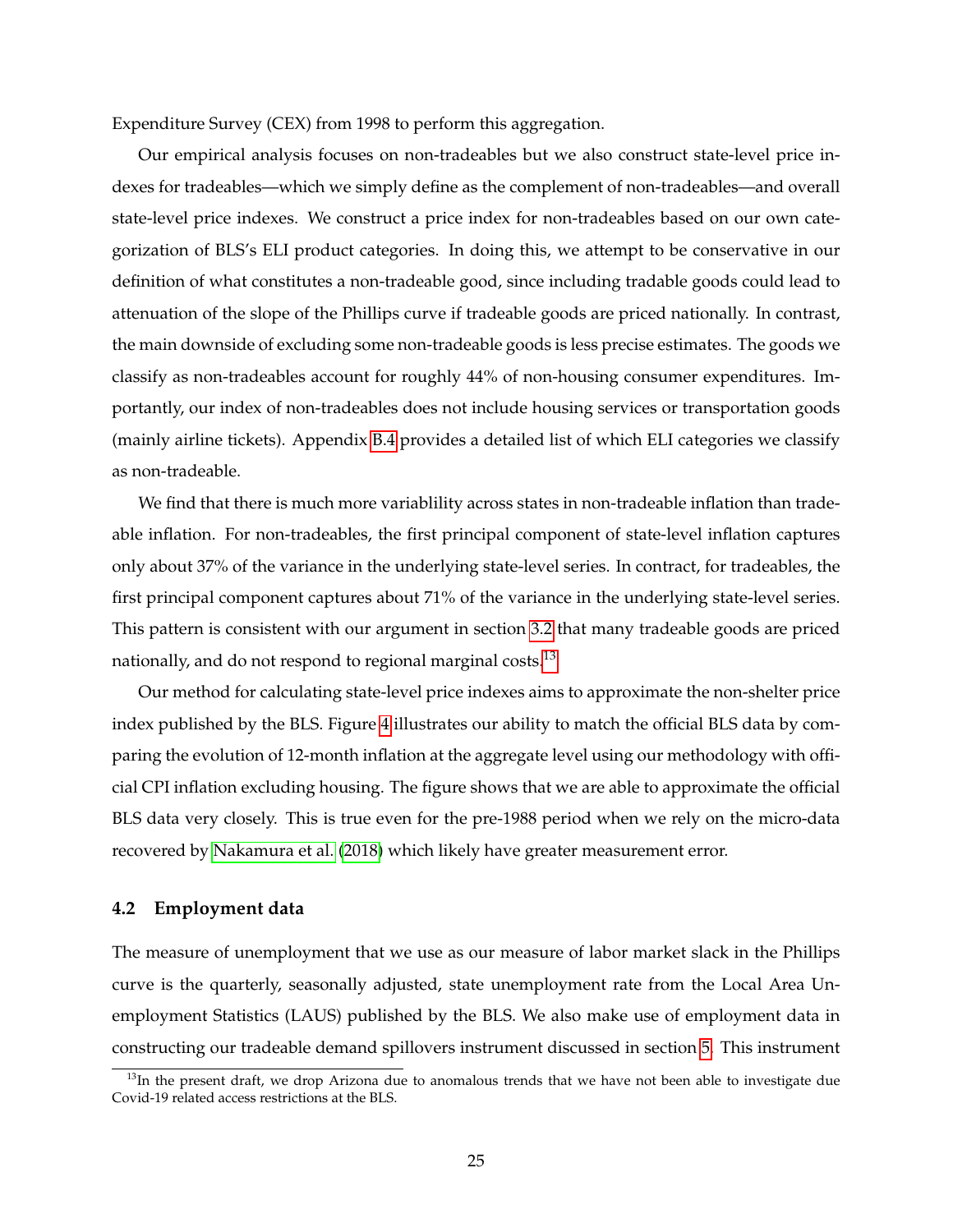Expenditure Survey (CEX) from 1998 to perform this aggregation.

Our empirical analysis focuses on non-tradeables but we also construct state-level price indexes for tradeables—which we simply define as the complement of non-tradeables—and overall state-level price indexes. We construct a price index for non-tradeables based on our own categorization of BLS's ELI product categories. In doing this, we attempt to be conservative in our definition of what constitutes a non-tradeable good, since including tradable goods could lead to attenuation of the slope of the Phillips curve if tradeable goods are priced nationally. In contrast, the main downside of excluding some non-tradeable goods is less precise estimates. The goods we classify as non-tradeables account for roughly 44% of non-housing consumer expenditures. Importantly, our index of non-tradeables does not include housing services or transportation goods (mainly airline tickets). Appendix B.4 provides a detailed list of which ELI categories we classify as non-tradeable.

We find that there is much more variablility across states in non-tradeable inflation than tradeable inflation. For non-tradeables, the first principal component of state-level inflation captures only about 37% of the variance in the underlying state-level series. In contract, for tradeables, the first principal component captures about 71% of the variance in the underlying state-level series. This pattern is consistent with our argument in section 3.2 that many tradeable goods are priced nationally, and do not respond to regional marginal costs.[13]

Our method for calculating state-level price indexes aims to approximate the non-shelter price index published by the BLS. Figure 4 illustrates our ability to match the official BLS data by comparing the evolution of 12-month inflation at the aggregate level using our methodology with official CPI inflation excluding housing. The figure shows that we are able to approximate the official BLS data very closely. This is true even for the pre-1988 period when we rely on the micro-data recovered by Nakamura et al. (2018) which likely have greater measurement error.

### 4.2 Employment data

The measure of unemployment that we use as our measure of labor market slack in the Phillips curve is the quarterly, seasonally adjusted, state unemployment rate from the Local Area Unemployment Statistics (LAUS) published by the BLS. We also make use of employment data in constructing our tradeable demand spillovers instrument discussed in section 5. This instrument

[13] In the present draft, we drop Arizona due to anomalous trends that we have not been able to investigate due Covid-19 related access restrictions at the BLS.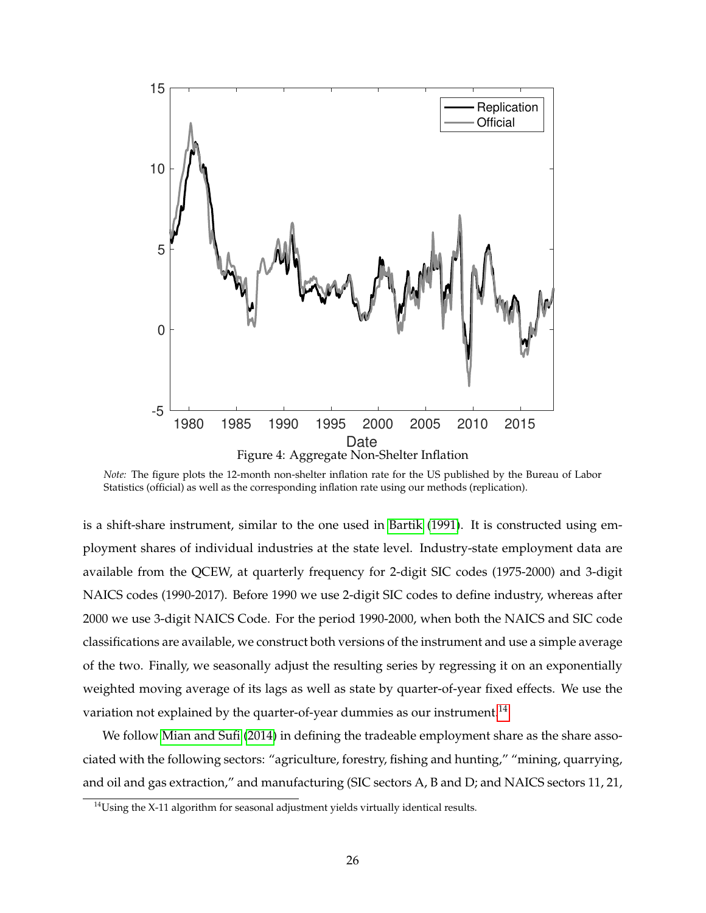Figure 4: Aggregate Non-Shelter Inflation

*Note:* The figure plots the 12-month non-shelter inflation rate for the US published by the Bureau of Labor Statistics (official) as well as the corresponding inflation rate using our methods (replication).

is a shift-share instrument, similar to the one used in Bartik (1991). It is constructed using employment shares of individual industries at the state level. Industry-state employment data are available from the QCEW, at quarterly frequency for 2-digit SIC codes (1975-2000) and 3-digit NAICS codes (1990-2017). Before 1990 we use 2-digit SIC codes to define industry, whereas after 2000 we use 3-digit NAICS Code. For the period 1990-2000, when both the NAICS and SIC code classifications are available, we construct both versions of the instrument and use a simple average of the two. Finally, we seasonally adjust the resulting series by regressing it on an exponentially weighted moving average of its lags as well as state by quarter-of-year fixed effects. We use the variation not explained by the quarter-of-year dummies as our instrument.[14]

We follow Mian and Sufi (2014) in defining the tradeable employment share as the share associated with the following sectors: "agriculture, forestry, fishing and hunting," "mining, quarrying, and oil and gas extraction," and manufacturing (SIC sectors A, B and D; and NAICS sectors 11, 21,

[14] Using the X-11 algorithm for seasonal adjustment yields virtually identical results.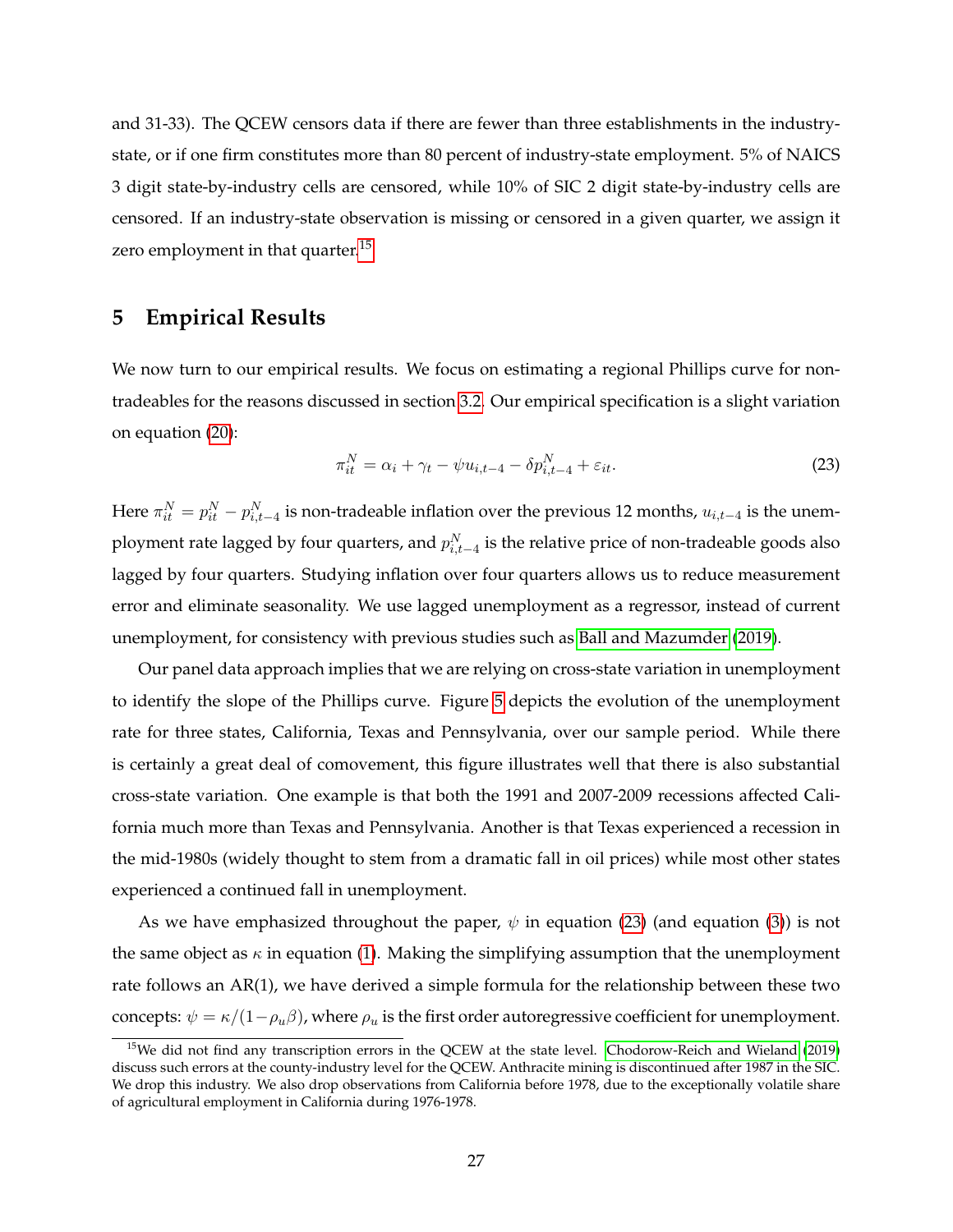and 31-33). The QCEW censors data if there are fewer than three establishments in the industry-state, or if one firm constitutes more than 80 percent of industry-state employment. 5% of NAICS 3 digit state-by-industry cells are censored, while 10% of SIC 2 digit state-by-industry cells are censored. If an industry-state observation is missing or censored in a given quarter, we assign it zero employment in that quarter.[15]

# 5 Empirical Results

We now turn to our empirical results. We focus on estimating a regional Phillips curve for non-tradeables for the reasons discussed in section 3.2. Our empirical specification is a slight variation on equation (20):

$$\pi_{it}^N = \alpha_i + \gamma_t - \psi u_{i,t-4} - \delta p_{i,t-4}^N + \varepsilon_{it}. \tag{23}$$

Here $\pi_{it}^N = p_{it}^N - p_{i,t-4}^N$ is non-tradeable inflation over the previous 12 months, $u_{i,t-4}$ is the unemployment rate lagged by four quarters, and $p_{i,t-4}^N$ is the relative price of non-tradeable goods also lagged by four quarters. Studying inflation over four quarters allows us to reduce measurement error and eliminate seasonality. We use lagged unemployment as a regressor, instead of current unemployment, for consistency with previous studies such as Ball and Mazumder (2019).

Our panel data approach implies that we are relying on cross-state variation in unemployment to identify the slope of the Phillips curve. Figure 5 depicts the evolution of the unemployment rate for three states, California, Texas and Pennsylvania, over our sample period. While there is certainly a great deal of comovement, this figure illustrates well that there is also substantial cross-state variation. One example is that both the 1991 and 2007-2009 recessions affected California much more than Texas and Pennsylvania. Another is that Texas experienced a recession in the mid-1980s (widely thought to stem from a dramatic fall in oil prices) while most other states experienced a continued fall in unemployment.

As we have emphasized throughout the paper, $\psi$ in equation (23) (and equation (3)) is not the same object as $\kappa$ in equation (1). Making the simplifying assumption that the unemployment rate follows an AR(1), we have derived a simple formula for the relationship between these two concepts: $\psi = \kappa/(1-\rho_u\beta)$, where $\rho_u$ is the first order autoregressive coefficient for unemployment.

[15] We did not find any transcription errors in the QCEW at the state level. Chodorow-Reich and Wieland (2019) discuss such errors at the county-industry level for the QCEW. Anthracite mining is discontinued after 1987 in the SIC. We drop this industry. We also drop observations from California before 1978, due to the exceptionally volatile share of agricultural employment in California during 1976-1978.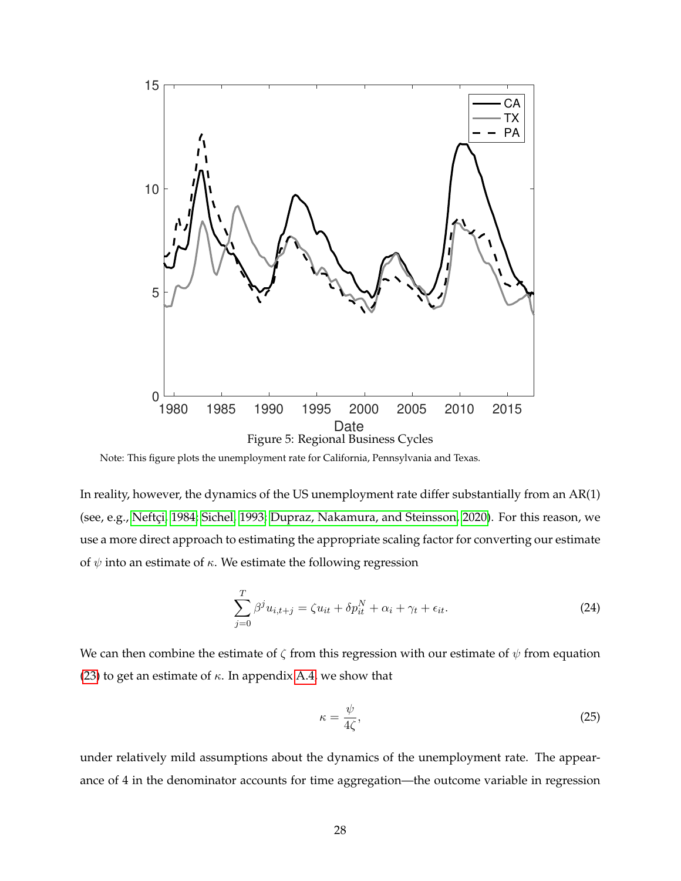Figure 5: Regional Business Cycles

Note: This figure plots the unemployment rate for California, Pennsylvania and Texas.

In reality, however, the dynamics of the US unemployment rate differ substantially from an AR(1) (see, e.g., Neftçi, 1984; Sichel, 1993; Dupraz, Nakamura, and Steinsson, 2020). For this reason, we use a more direct approach to estimating the appropriate scaling factor for converting our estimate of $\psi$ into an estimate of $\kappa$. We estimate the following regression

$$\sum_{j=0}^{T} \beta^j u_{i,t+j} = \zeta u_{it} + \delta p_{it}^N + \alpha_i + \gamma_t + \epsilon_{it}. \tag{24}$$

We can then combine the estimate of $\zeta$ from this regression with our estimate of $\psi$ from equation (23) to get an estimate of $\kappa$. In appendix A.4, we show that

$$\kappa = \frac{\psi}{4\zeta}, \tag{25}$$

under relatively mild assumptions about the dynamics of the unemployment rate. The appearance of 4 in the denominator accounts for time aggregation—the outcome variable in regression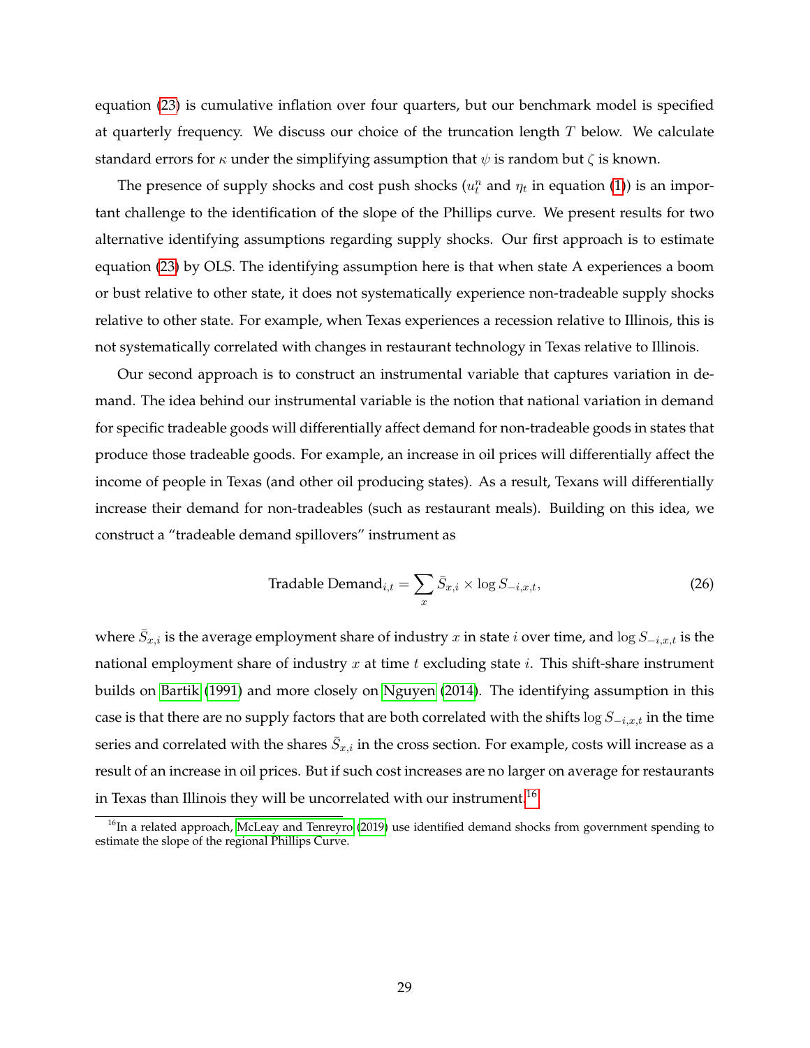equation (23) is cumulative inflation over four quarters, but our benchmark model is specified at quarterly frequency. We discuss our choice of the truncation length $T$ below. We calculate standard errors for $\kappa$ under the simplifying assumption that $\psi$ is random but $\zeta$ is known.

The presence of supply shocks and cost push shocks ($u_t^n$ and $\eta_t$ in equation (1)) is an important challenge to the identification of the slope of the Phillips curve. We present results for two alternative identifying assumptions regarding supply shocks. Our first approach is to estimate equation (23) by OLS. The identifying assumption here is that when state A experiences a boom or bust relative to other state, it does not systematically experience non-tradeable supply shocks relative to other state. For example, when Texas experiences a recession relative to Illinois, this is not systematically correlated with changes in restaurant technology in Texas relative to Illinois.

Our second approach is to construct an instrumental variable that captures variation in demand. The idea behind our instrumental variable is the notion that national variation in demand for specific tradeable goods will differentially affect demand for non-tradeable goods in states that produce those tradeable goods. For example, an increase in oil prices will differentially affect the income of people in Texas (and other oil producing states). As a result, Texans will differentially increase their demand for non-tradeables (such as restaurant meals). Building on this idea, we construct a "tradeable demand spillovers" instrument as

$$\text{Tradable Demand}_{i,t} = \sum_x \bar{S}_{x,i} \times \log S_{-i,x,t}, \tag{26}$$

where $\bar{S}_{x,i}$ is the average employment share of industry $x$ in state $i$ over time, and $\log S_{-i,x,t}$ is the national employment share of industry $x$ at time $t$ excluding state $i$. This shift-share instrument builds on Bartik (1991) and more closely on Nguyen (2014). The identifying assumption in this case is that there are no supply factors that are both correlated with the shifts $\log S_{-i,x,t}$ in the time series and correlated with the shares $\bar{S}_{x,i}$ in the cross section. For example, costs will increase as a result of an increase in oil prices. But if such cost increases are no larger on average for restaurants in Texas than Illinois they will be uncorrelated with our instrument.[16]

[16] In a related approach, McLeay and Tenreyro (2019) use identified demand shocks from government spending to estimate the slope of the regional Phillips Curve.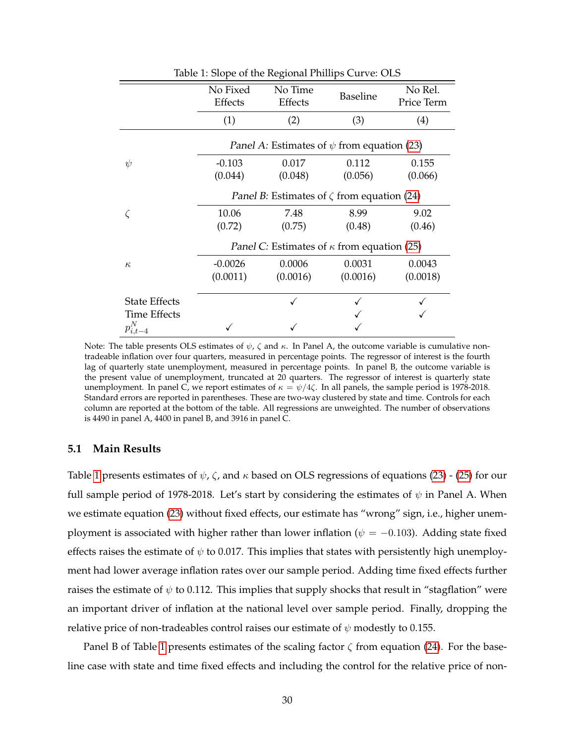Table 1: Slope of the Regional Phillips Curve: OLS

| | No Fixed Effects | No Time Effects | Baseline | No Rel. Price Term |
|---|---|---|---|---|
| | (1) | (2) | (3) | (4) |
| | *Panel A:* Estimates of $\psi$ from equation (23) | | | |
| $\psi$ | -0.103 | 0.017 | 0.112 | 0.155 |
| | (0.044) | (0.048) | (0.056) | (0.066) |
| | *Panel B:* Estimates of $\zeta$ from equation (24) | | | |
| $\zeta$ | 10.06 | 7.48 | 8.99 | 9.02 |
| | (0.72) | (0.75) | (0.48) | (0.46) |
| | *Panel C:* Estimates of $\kappa$ from equation (25) | | | |
| $\kappa$ | -0.0026 | 0.0006 | 0.0031 | 0.0043 |
| | (0.0011) | (0.0016) | (0.0016) | (0.0018) |
| State Effects | | ✓ | ✓ | ✓ |
| Time Effects | | | ✓ | ✓ |
| $p^N_{i,t-4}$ | ✓ | ✓ | ✓ | |

Note: The table presents OLS estimates of $\psi$, $\zeta$ and $\kappa$. In Panel A, the outcome variable is cumulative non-tradeable inflation over four quarters, measured in percentage points. The regressor of interest is the fourth lag of quarterly state unemployment, measured in percentage points. In panel B, the outcome variable is the present value of unemployment, truncated at 20 quarters. The regressor of interest is quarterly state unemployment. In panel C, we report estimates of $\kappa = \psi/4\zeta$. In all panels, the sample period is 1978-2018. Standard errors are reported in parentheses. These are two-way clustered by state and time. Controls for each column are reported at the bottom of the table. All regressions are unweighted. The number of observations is 4490 in panel A, 4400 in panel B, and 3916 in panel C.

### 5.1 Main Results

Table 1 presents estimates of $\psi$, $\zeta$, and $\kappa$ based on OLS regressions of equations (23) - (25) for our full sample period of 1978-2018. Let's start by considering the estimates of $\psi$ in Panel A. When we estimate equation (23) without fixed effects, our estimate has "wrong" sign, i.e., higher unemployment is associated with higher rather than lower inflation ($\psi = -0.103$). Adding state fixed effects raises the estimate of $\psi$ to 0.017. This implies that states with persistently high unemployment had lower average inflation rates over our sample period. Adding time fixed effects further raises the estimate of $\psi$ to 0.112. This implies that supply shocks that result in "stagflation" were an important driver of inflation at the national level over sample period. Finally, dropping the relative price of non-tradeables control raises our estimate of $\psi$ modestly to 0.155.

Panel B of Table 1 presents estimates of the scaling factor $\zeta$ from equation (24). For the baseline case with state and time fixed effects and including the control for the relative price of non-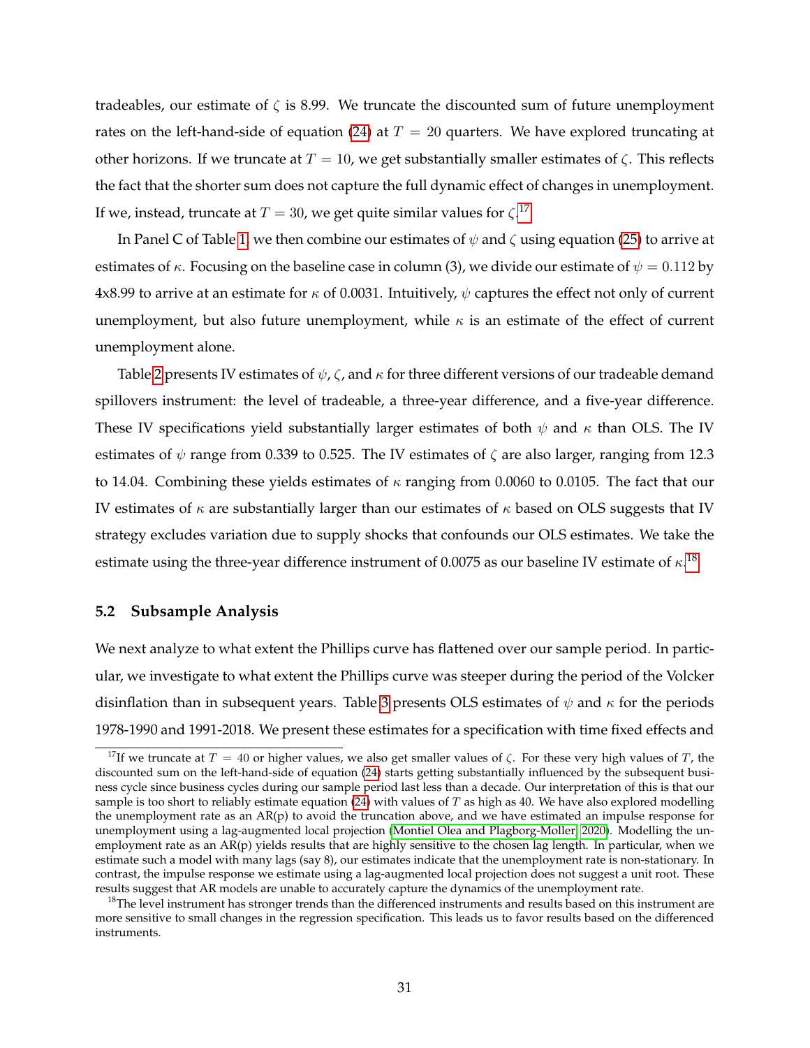tradeables, our estimate of $\zeta$ is 8.99. We truncate the discounted sum of future unemployment rates on the left-hand-side of equation (24) at $T = 20$ quarters. We have explored truncating at other horizons. If we truncate at $T = 10$, we get substantially smaller estimates of $\zeta$. This reflects the fact that the shorter sum does not capture the full dynamic effect of changes in unemployment. If we, instead, truncate at $T = 30$, we get quite similar values for $\zeta$.[17]

In Panel C of Table 1, we then combine our estimates of $\psi$ and $\zeta$ using equation (25) to arrive at estimates of $\kappa$. Focusing on the baseline case in column (3), we divide our estimate of $\psi = 0.112$ by 4x8.99 to arrive at an estimate for $\kappa$ of 0.0031. Intuitively, $\psi$ captures the effect not only of current unemployment, but also future unemployment, while $\kappa$ is an estimate of the effect of current unemployment alone.

Table 2 presents IV estimates of $\psi$, $\zeta$, and $\kappa$ for three different versions of our tradeable demand spillovers instrument: the level of tradeable, a three-year difference, and a five-year difference. These IV specifications yield substantially larger estimates of both $\psi$ and $\kappa$ than OLS. The IV estimates of $\psi$ range from 0.339 to 0.525. The IV estimates of $\zeta$ are also larger, ranging from 12.3 to 14.04. Combining these yields estimates of $\kappa$ ranging from 0.0060 to 0.0105. The fact that our IV estimates of $\kappa$ are substantially larger than our estimates of $\kappa$ based on OLS suggests that IV strategy excludes variation due to supply shocks that confounds our OLS estimates. We take the estimate using the three-year difference instrument of 0.0075 as our baseline IV estimate of $\kappa$.[18]

### 5.2 Subsample Analysis

We next analyze to what extent the Phillips curve has flattened over our sample period. In particular, we investigate to what extent the Phillips curve was steeper during the period of the Volcker disinflation than in subsequent years. Table 3 presents OLS estimates of $\psi$ and $\kappa$ for the periods 1978-1990 and 1991-2018. We present these estimates for a specification with time fixed effects and

[17] If we truncate at $T = 40$ or higher values, we also get smaller values of $\zeta$. For these very high values of $T$, the discounted sum on the left-hand-side of equation (24) starts getting substantially influenced by the subsequent business cycle since business cycles during our sample period last less than a decade. Our interpretation of this is that our sample is too short to reliably estimate equation (24) with values of $T$ as high as 40. We have also explored modelling the unemployment rate as an AR(p) to avoid the truncation above, and we have estimated an impulse response for unemployment using a lag-augmented local projection (Montiel Olea and Plagborg-Moller, 2020). Modelling the unemployment rate as an AR(p) yields results that are highly sensitive to the chosen lag length. In particular, when we estimate such a model with many lags (say 8), our estimates indicate that the unemployment rate is non-stationary. In contrast, the impulse response we estimate using a lag-augmented local projection does not suggest a unit root. These results suggest that AR models are unable to accurately capture the dynamics of the unemployment rate.

[18] The level instrument has stronger trends than the differenced instruments and results based on this instrument are more sensitive to small changes in the regression specification. This leads us to favor results based on the differenced instruments.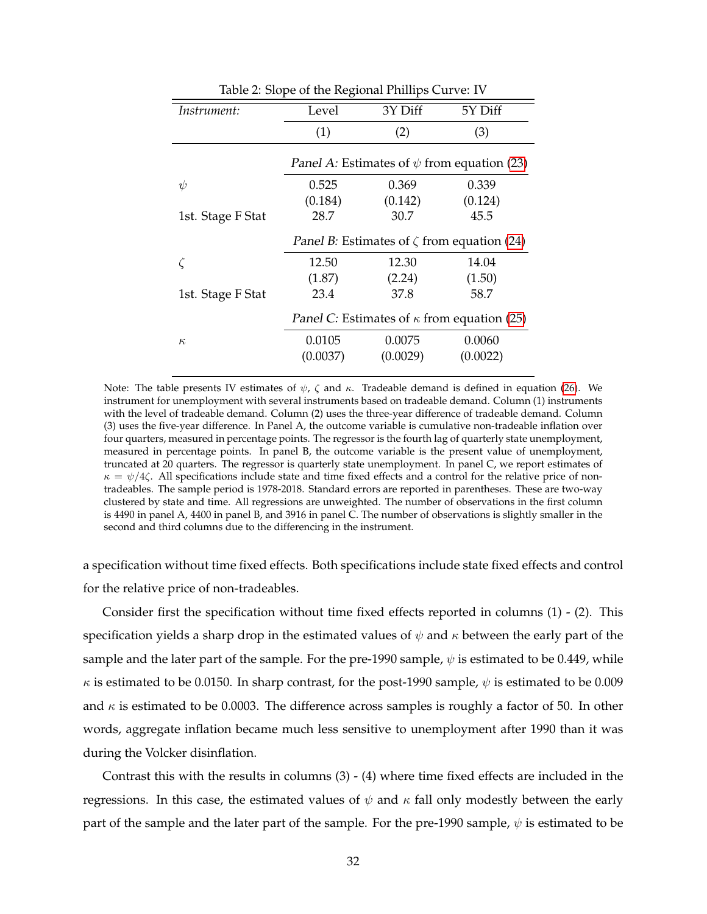Table 2: Slope of the Regional Phillips Curve: IV

| *Instrument:* | Level | 3Y Diff | 5Y Diff |
|---|---|---|---|
| | (1) | (2) | (3) |
| | *Panel A:* Estimates of $\psi$ from equation (23) | | |
| $\psi$ | 0.525 | 0.369 | 0.339 |
| | (0.184) | (0.142) | (0.124) |
| 1st. Stage F Stat | 28.7 | 30.7 | 45.5 |
| | *Panel B:* Estimates of $\zeta$ from equation (24) | | |
| $\zeta$ | 12.50 | 12.30 | 14.04 |
| | (1.87) | (2.24) | (1.50) |
| 1st. Stage F Stat | 23.4 | 37.8 | 58.7 |
| | *Panel C:* Estimates of $\kappa$ from equation (25) | | |
| $\kappa$ | 0.0105 | 0.0075 | 0.0060 |
| | (0.0037) | (0.0029) | (0.0022) |

Note: The table presents IV estimates of $\psi$, $\zeta$ and $\kappa$. Tradeable demand is defined in equation (26). We instrument for unemployment with several instruments based on tradeable demand. Column (1) instruments with the level of tradeable demand. Column (2) uses the three-year difference of tradeable demand. Column (3) uses the five-year difference. In Panel A, the outcome variable is cumulative non-tradeable inflation over four quarters, measured in percentage points. The regressor is the fourth lag of quarterly state unemployment, measured in percentage points. In panel B, the outcome variable is the present value of unemployment, truncated at 20 quarters. The regressor is quarterly state unemployment. In panel C, we report estimates of $\kappa = \psi/4\zeta$. All specifications include state and time fixed effects and a control for the relative price of non-tradeables. The sample period is 1978-2018. Standard errors are reported in parentheses. These are two-way clustered by state and time. All regressions are unweighted. The number of observations in the first column is 4490 in panel A, 4400 in panel B, and 3916 in panel C. The number of observations is slightly smaller in the second and third columns due to the differencing in the instrument.

a specification without time fixed effects. Both specifications include state fixed effects and control for the relative price of non-tradeables.

Consider first the specification without time fixed effects reported in columns (1) - (2). This specification yields a sharp drop in the estimated values of $\psi$ and $\kappa$ between the early part of the sample and the later part of the sample. For the pre-1990 sample, $\psi$ is estimated to be 0.449, while $\kappa$ is estimated to be 0.0150. In sharp contrast, for the post-1990 sample, $\psi$ is estimated to be 0.009 and $\kappa$ is estimated to be 0.0003. The difference across samples is roughly a factor of 50. In other words, aggregate inflation became much less sensitive to unemployment after 1990 than it was during the Volcker disinflation.

Contrast this with the results in columns (3) - (4) where time fixed effects are included in the regressions. In this case, the estimated values of $\psi$ and $\kappa$ fall only modestly between the early part of the sample and the later part of the sample. For the pre-1990 sample, $\psi$ is estimated to be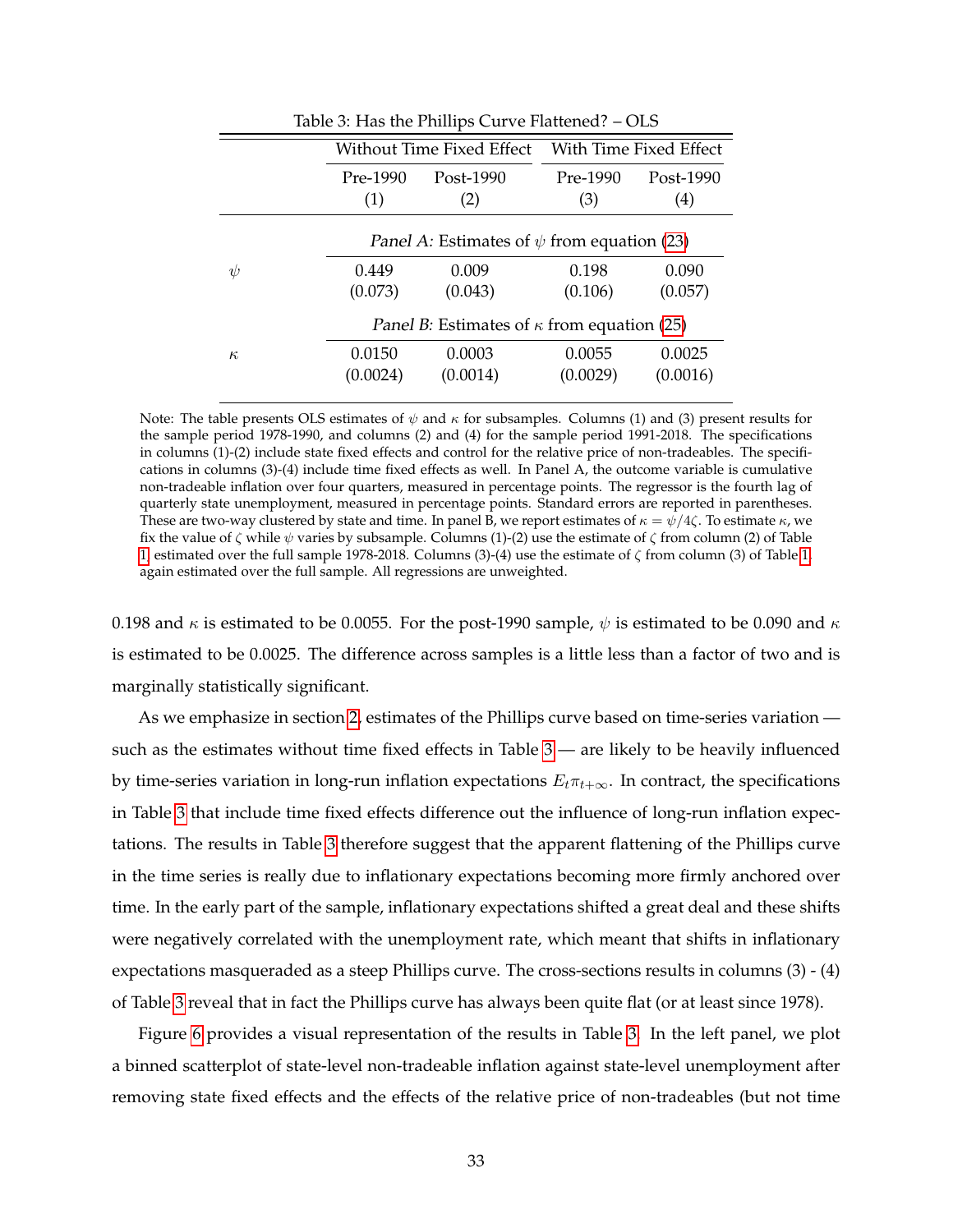Table 3: Has the Phillips Curve Flattened? – OLS

| | Without Time Fixed Effect | | With Time Fixed Effect | |
|---|---|---|---|---|
| | Pre-1990 (1) | Post-1990 (2) | Pre-1990 (3) | Post-1990 (4) |
| | *Panel A:* Estimates of $\psi$ from equation (23) | | | |
| $\psi$ | 0.449 | 0.009 | 0.198 | 0.090 |
| | (0.073) | (0.043) | (0.106) | (0.057) |
| | *Panel B:* Estimates of $\kappa$ from equation (25) | | | |
| $\kappa$ | 0.0150 | 0.0003 | 0.0055 | 0.0025 |
| | (0.0024) | (0.0014) | (0.0029) | (0.0016) |

Note: The table presents OLS estimates of $\psi$ and $\kappa$ for subsamples. Columns (1) and (3) present results for the sample period 1978-1990, and columns (2) and (4) for the sample period 1991-2018. The specifications in columns (1)-(2) include state fixed effects and control for the relative price of non-tradeables. The specifications in columns (3)-(4) include time fixed effects as well. In Panel A, the outcome variable is cumulative non-tradeable inflation over four quarters, measured in percentage points. The regressor is the fourth lag of quarterly state unemployment, measured in percentage points. Standard errors are reported in parentheses. These are two-way clustered by state and time. In panel B, we report estimates of $\kappa = \psi/4\zeta$. To estimate $\kappa$, we fix the value of $\zeta$ while $\psi$ varies by subsample. Columns (1)-(2) use the estimate of $\zeta$ from column (2) of Table 1, estimated over the full sample 1978-2018. Columns (3)-(4) use the estimate of $\zeta$ from column (3) of Table 1, again estimated over the full sample. All regressions are unweighted.

0.198 and $\kappa$ is estimated to be 0.0055. For the post-1990 sample, $\psi$ is estimated to be 0.090 and $\kappa$ is estimated to be 0.0025. The difference across samples is a little less than a factor of two and is marginally statistically significant.

As we emphasize in section 2, estimates of the Phillips curve based on time-series variation — such as the estimates without time fixed effects in Table 3 — are likely to be heavily influenced by time-series variation in long-run inflation expectations $E_t\pi_{t+\infty}$. In contract, the specifications in Table 3 that include time fixed effects difference out the influence of long-run inflation expectations. The results in Table 3 therefore suggest that the apparent flattening of the Phillips curve in the time series is really due to inflationary expectations becoming more firmly anchored over time. In the early part of the sample, inflationary expectations shifted a great deal and these shifts were negatively correlated with the unemployment rate, which meant that shifts in inflationary expectations masqueraded as a steep Phillips curve. The cross-sections results in columns (3) - (4) of Table 3 reveal that in fact the Phillips curve has always been quite flat (or at least since 1978).

Figure 6 provides a visual representation of the results in Table 3. In the left panel, we plot a binned scatterplot of state-level non-tradeable inflation against state-level unemployment after removing state fixed effects and the effects of the relative price of non-tradeables (but not time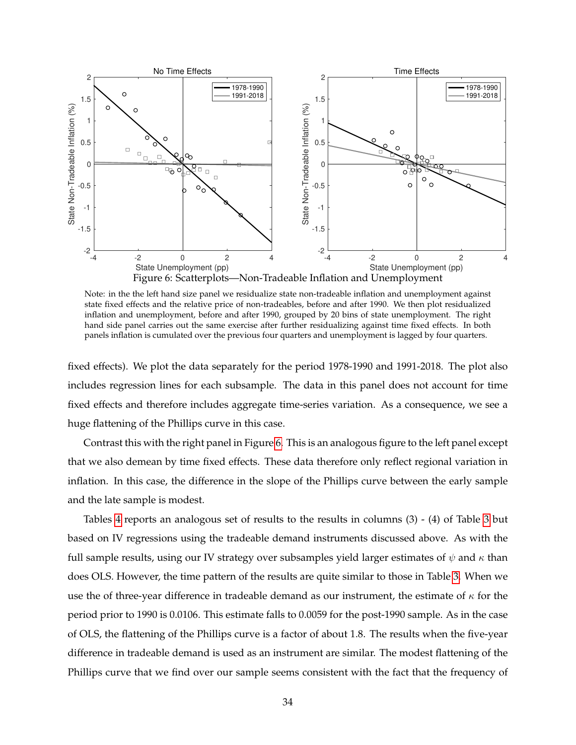Figure 6: Scatterplots—Non-Tradeable Inflation and Unemployment

Note: in the the left hand size panel we residualize state non-tradeable inflation and unemployment against state fixed effects and the relative price of non-tradeables, before and after 1990. We then plot residualized inflation and unemployment, before and after 1990, grouped by 20 bins of state unemployment. The right hand side panel carries out the same exercise after further residualizing against time fixed effects. In both panels inflation is cumulated over the previous four quarters and unemployment is lagged by four quarters.

fixed effects). We plot the data separately for the period 1978-1990 and 1991-2018. The plot also includes regression lines for each subsample. The data in this panel does not account for time fixed effects and therefore includes aggregate time-series variation. As a consequence, we see a huge flattening of the Phillips curve in this case.

Contrast this with the right panel in Figure 6. This is an analogous figure to the left panel except that we also demean by time fixed effects. These data therefore only reflect regional variation in inflation. In this case, the difference in the slope of the Phillips curve between the early sample and the late sample is modest.

Tables 4 reports an analogous set of results to the results in columns (3) - (4) of Table 3 but based on IV regressions using the tradeable demand instruments discussed above. As with the full sample results, using our IV strategy over subsamples yield larger estimates of $\psi$ and $\kappa$ than does OLS. However, the time pattern of the results are quite similar to those in Table 3. When we use the of three-year difference in tradeable demand as our instrument, the estimate of $\kappa$ for the period prior to 1990 is 0.0106. This estimate falls to 0.0059 for the post-1990 sample. As in the case of OLS, the flattening of the Phillips curve is a factor of about 1.8. The results when the five-year difference in tradeable demand is used as an instrument are similar. The modest flattening of the Phillips curve that we find over our sample seems consistent with the fact that the frequency of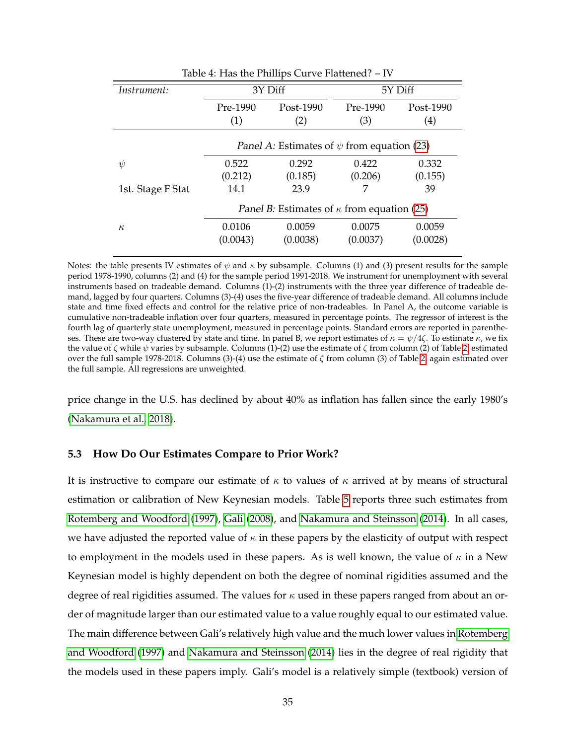Table 4: Has the Phillips Curve Flattened? – IV

| *Instrument:* | 3Y Diff | | 5Y Diff | |
|---|---|---|---|---|
| | Pre-1990 | Post-1990 | Pre-1990 | Post-1990 |
| | (1) | (2) | (3) | (4) |
| | *Panel A:* Estimates of $\psi$ from equation (23) | | | |
| $\psi$ | 0.522 | 0.292 | 0.422 | 0.332 |
| | (0.212) | (0.185) | (0.206) | (0.155) |
| 1st. Stage F Stat | 14.1 | 23.9 | 7 | 39 |
| | *Panel B:* Estimates of $\kappa$ from equation (25) | | | |
| $\kappa$ | 0.0106 | 0.0059 | 0.0075 | 0.0059 |
| | (0.0043) | (0.0038) | (0.0037) | (0.0028) |

Notes: the table presents IV estimates of $\psi$ and $\kappa$ by subsample. Columns (1) and (3) present results for the sample period 1978-1990, columns (2) and (4) for the sample period 1991-2018. We instrument for unemployment with several instruments based on tradeable demand. Columns (1)-(2) instruments with the three year difference of tradeable demand, lagged by four quarters. Columns (3)-(4) uses the five-year difference of tradeable demand. All columns include state and time fixed effects and control for the relative price of non-tradeables. In Panel A, the outcome variable is cumulative non-tradeable inflation over four quarters, measured in percentage points. The regressor of interest is the fourth lag of quarterly state unemployment, measured in percentage points. Standard errors are reported in parentheses. These are two-way clustered by state and time. In panel B, we report estimates of $\kappa = \psi/4\zeta$. To estimate $\kappa$, we fix the value of $\zeta$ while $\psi$ varies by subsample. Columns (1)-(2) use the estimate of $\zeta$ from column (2) of Table 2, estimated over the full sample 1978-2018. Columns (3)-(4) use the estimate of $\zeta$ from column (3) of Table 2, again estimated over the full sample. All regressions are unweighted.

price change in the U.S. has declined by about 40% as inflation has fallen since the early 1980's (Nakamura et al., 2018).

### 5.3 How Do Our Estimates Compare to Prior Work?

It is instructive to compare our estimate of $\kappa$ to values of $\kappa$ arrived at by means of structural estimation or calibration of New Keynesian models. Table 5 reports three such estimates from Rotemberg and Woodford (1997), Gali (2008), and Nakamura and Steinsson (2014). In all cases, we have adjusted the reported value of $\kappa$ in these papers by the elasticity of output with respect to employment in the models used in these papers. As is well known, the value of $\kappa$ in a New Keynesian model is highly dependent on both the degree of nominal rigidities assumed and the degree of real rigidities assumed. The values for $\kappa$ used in these papers ranged from about an order of magnitude larger than our estimated value to a value roughly equal to our estimated value. The main difference between Gali's relatively high value and the much lower values in Rotemberg and Woodford (1997) and Nakamura and Steinsson (2014) lies in the degree of real rigidity that the models used in these papers imply. Gali's model is a relatively simple (textbook) version of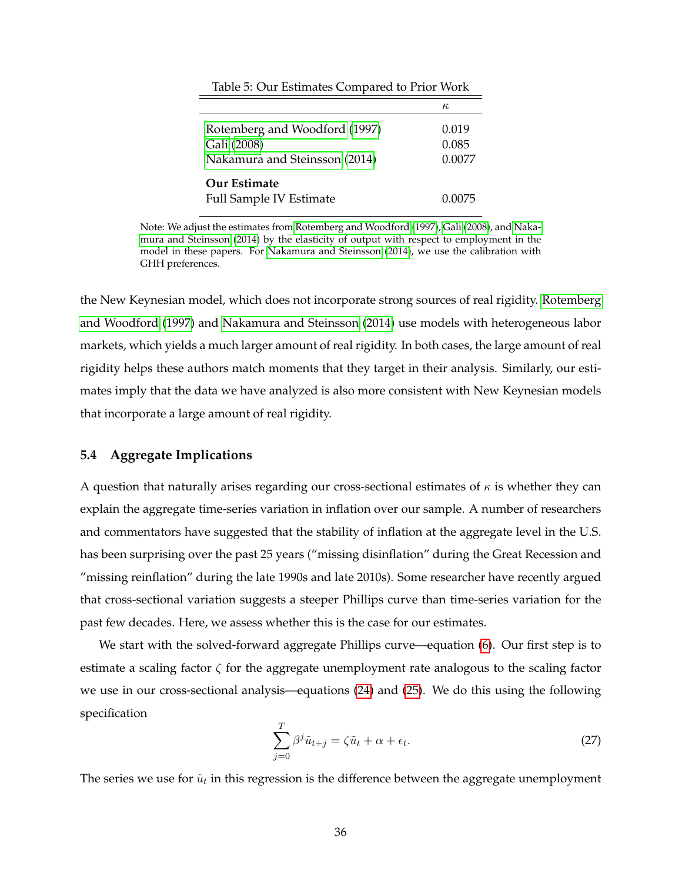Table 5: Our Estimates Compared to Prior Work

| | $\kappa$ |
|---|---|
| Rotemberg and Woodford (1997) | 0.019 |
| Gali (2008) | 0.085 |
| Nakamura and Steinsson (2014) | 0.0077 |
| **Our Estimate** | |
| Full Sample IV Estimate | 0.0075 |

Note: We adjust the estimates from Rotemberg and Woodford (1997), Gali (2008), and Nakamura and Steinsson (2014) by the elasticity of output with respect to employment in the model in these papers. For Nakamura and Steinsson (2014), we use the calibration with GHH preferences.

the New Keynesian model, which does not incorporate strong sources of real rigidity. Rotemberg and Woodford (1997) and Nakamura and Steinsson (2014) use models with heterogeneous labor markets, which yields a much larger amount of real rigidity. In both cases, the large amount of real rigidity helps these authors match moments that they target in their analysis. Similarly, our estimates imply that the data we have analyzed is also more consistent with New Keynesian models that incorporate a large amount of real rigidity.

### 5.4 Aggregate Implications

A question that naturally arises regarding our cross-sectional estimates of $\kappa$ is whether they can explain the aggregate time-series variation in inflation over our sample. A number of researchers and commentators have suggested that the stability of inflation at the aggregate level in the U.S. has been surprising over the past 25 years ("missing disinflation" during the Great Recession and "missing reinflation" during the late 1990s and late 2010s). Some researcher have recently argued that cross-sectional variation suggests a steeper Phillips curve than time-series variation for the past few decades. Here, we assess whether this is the case for our estimates.

We start with the solved-forward aggregate Phillips curve—equation (6). Our first step is to estimate a scaling factor $\zeta$ for the aggregate unemployment rate analogous to the scaling factor we use in our cross-sectional analysis—equations (24) and (25). We do this using the following specification

$$\sum_{j=0}^{T} \beta^j \tilde{u}_{t+j} = \zeta \tilde{u}_t + \alpha + \epsilon_t. \tag{27}$$

The series we use for $\tilde{u}_t$ in this regression is the difference between the aggregate unemployment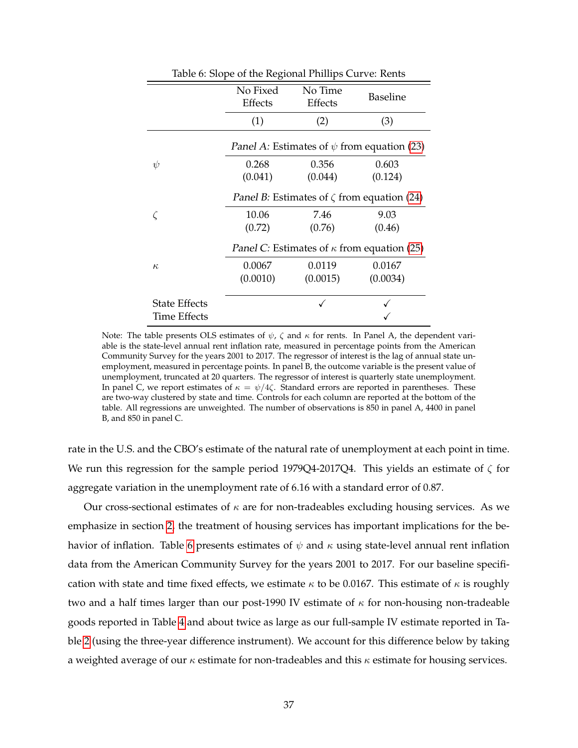Table 6: Slope of the Regional Phillips Curve: Rents

| | No Fixed Effects | No Time Effects | Baseline |
|---|---|---|---|
| | (1) | (2) | (3) |
| | *Panel A:* Estimates of $\psi$ from equation (23) | | |
| $\psi$ | 0.268 | 0.356 | 0.603 |
| | (0.041) | (0.044) | (0.124) |
| | *Panel B:* Estimates of $\zeta$ from equation (24) | | |
| $\zeta$ | 10.06 | 7.46 | 9.03 |
| | (0.72) | (0.76) | (0.46) |
| | *Panel C:* Estimates of $\kappa$ from equation (25) | | |
| $\kappa$ | 0.0067 | 0.0119 | 0.0167 |
| | (0.0010) | (0.0015) | (0.0034) |
| State Effects | | ✓ | ✓ |
| Time Effects | | | ✓ |

Note: The table presents OLS estimates of $\psi$, $\zeta$ and $\kappa$ for rents. In Panel A, the dependent variable is the state-level annual rent inflation rate, measured in percentage points from the American Community Survey for the years 2001 to 2017. The regressor of interest is the lag of annual state unemployment, measured in percentage points. In panel B, the outcome variable is the present value of unemployment, truncated at 20 quarters. The regressor of interest is quarterly state unemployment. In panel C, we report estimates of $\kappa = \psi/4\zeta$. Standard errors are reported in parentheses. These are two-way clustered by state and time. Controls for each column are reported at the bottom of the table. All regressions are unweighted. The number of observations is 850 in panel A, 4400 in panel B, and 850 in panel C.

rate in the U.S. and the CBO's estimate of the natural rate of unemployment at each point in time. We run this regression for the sample period 1979Q4-2017Q4. This yields an estimate of $\zeta$ for aggregate variation in the unemployment rate of 6.16 with a standard error of 0.87.

Our cross-sectional estimates of $\kappa$ are for non-tradeables excluding housing services. As we emphasize in section 2, the treatment of housing services has important implications for the behavior of inflation. Table 6 presents estimates of $\psi$ and $\kappa$ using state-level annual rent inflation data from the American Community Survey for the years 2001 to 2017. For our baseline specification with state and time fixed effects, we estimate $\kappa$ to be 0.0167. This estimate of $\kappa$ is roughly two and a half times larger than our post-1990 IV estimate of $\kappa$ for non-housing non-tradeable goods reported in Table 4 and about twice as large as our full-sample IV estimate reported in Table 2 (using the three-year difference instrument). We account for this difference below by taking a weighted average of our $\kappa$ estimate for non-tradeables and this $\kappa$ estimate for housing services.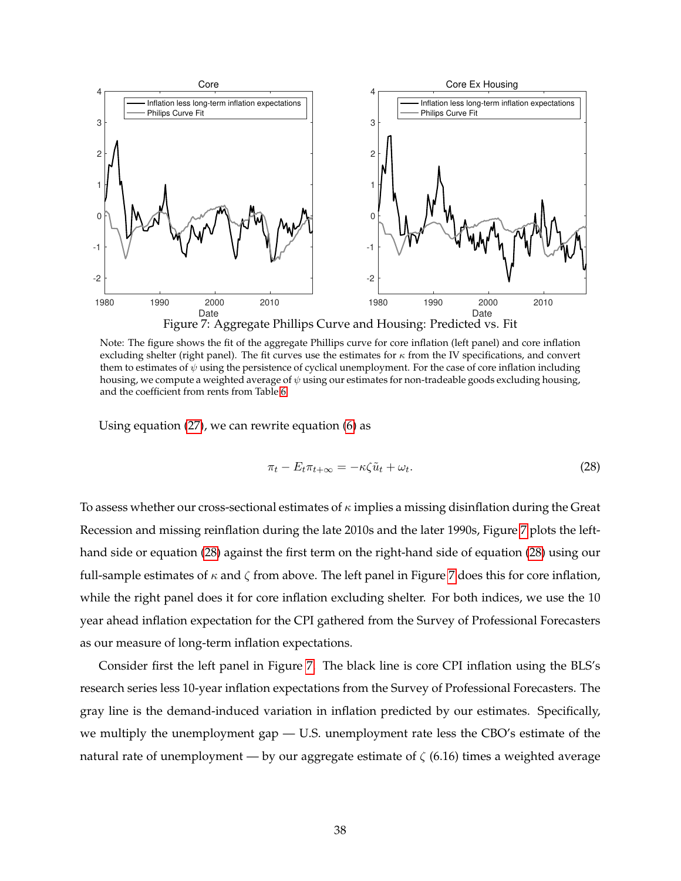Figure 7: Aggregate Phillips Curve and Housing: Predicted vs. Fit

Note: The figure shows the fit of the aggregate Phillips curve for core inflation (left panel) and core inflation excluding shelter (right panel). The fit curves use the estimates for $\kappa$ from the IV specifications, and convert them to estimates of $\psi$ using the persistence of cyclical unemployment. For the case of core inflation including housing, we compute a weighted average of $\psi$ using our estimates for non-tradeable goods excluding housing, and the coefficient from rents from Table 6.

Using equation (27), we can rewrite equation (6) as

$$\pi_t - E_t\pi_{t+\infty} = -\kappa\zeta\tilde{u}_t + \omega_t. \tag{28}$$

To assess whether our cross-sectional estimates of $\kappa$ implies a missing disinflation during the Great Recession and missing reinflation during the late 2010s and the later 1990s, Figure 7 plots the left-hand side or equation (28) against the first term on the right-hand side of equation (28) using our full-sample estimates of $\kappa$ and $\zeta$ from above. The left panel in Figure 7 does this for core inflation, while the right panel does it for core inflation excluding shelter. For both indices, we use the 10 year ahead inflation expectation for the CPI gathered from the Survey of Professional Forecasters as our measure of long-term inflation expectations.

Consider first the left panel in Figure 7. The black line is core CPI inflation using the BLS's research series less 10-year inflation expectations from the Survey of Professional Forecasters. The gray line is the demand-induced variation in inflation predicted by our estimates. Specifically, we multiply the unemployment gap — U.S. unemployment rate less the CBO's estimate of the natural rate of unemployment — by our aggregate estimate of $\zeta$ (6.16) times a weighted average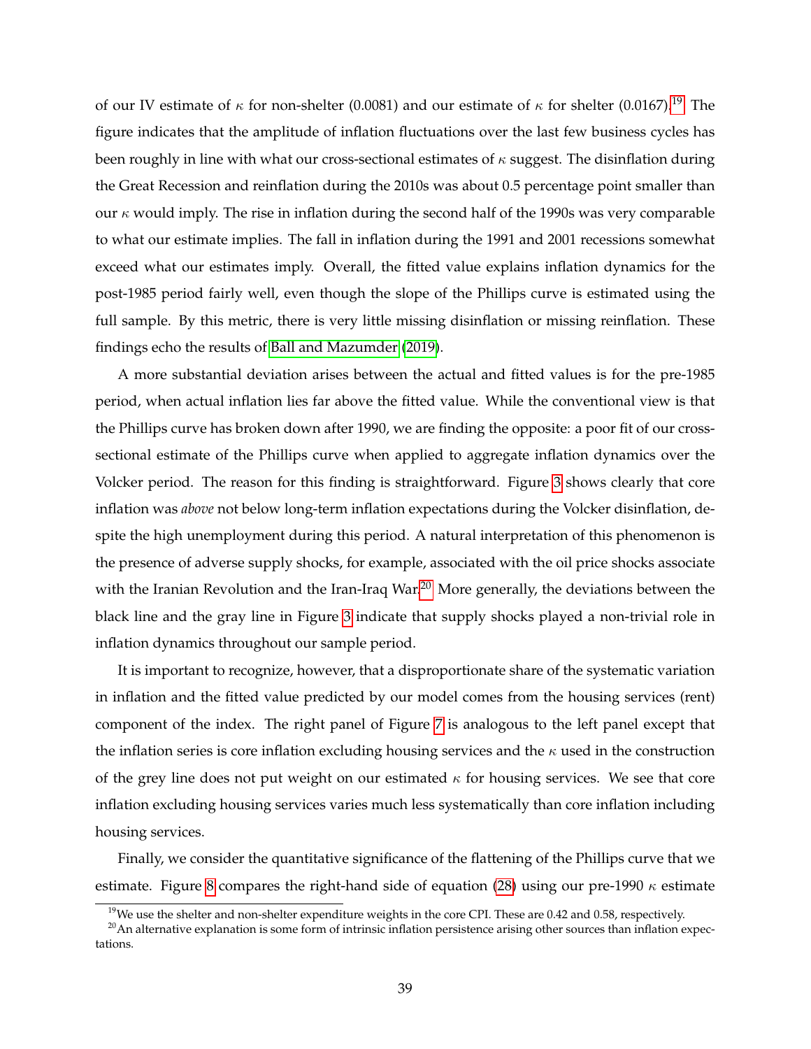of our IV estimate of $\kappa$ for non-shelter (0.0081) and our estimate of $\kappa$ for shelter (0.0167).[19] The figure indicates that the amplitude of inflation fluctuations over the last few business cycles has been roughly in line with what our cross-sectional estimates of $\kappa$ suggest. The disinflation during the Great Recession and reinflation during the 2010s was about 0.5 percentage point smaller than our $\kappa$ would imply. The rise in inflation during the second half of the 1990s was very comparable to what our estimate implies. The fall in inflation during the 1991 and 2001 recessions somewhat exceed what our estimates imply. Overall, the fitted value explains inflation dynamics for the post-1985 period fairly well, even though the slope of the Phillips curve is estimated using the full sample. By this metric, there is very little missing disinflation or missing reinflation. These findings echo the results of Ball and Mazumder (2019).

A more substantial deviation arises between the actual and fitted values is for the pre-1985 period, when actual inflation lies far above the fitted value. While the conventional view is that the Phillips curve has broken down after 1990, we are finding the opposite: a poor fit of our cross-sectional estimate of the Phillips curve when applied to aggregate inflation dynamics over the Volcker period. The reason for this finding is straightforward. Figure 3 shows clearly that core inflation was *above* not below long-term inflation expectations during the Volcker disinflation, despite the high unemployment during this period. A natural interpretation of this phenomenon is the presence of adverse supply shocks, for example, associated with the oil price shocks associate with the Iranian Revolution and the Iran-Iraq War.[20] More generally, the deviations between the black line and the gray line in Figure 3 indicate that supply shocks played a non-trivial role in inflation dynamics throughout our sample period.

It is important to recognize, however, that a disproportionate share of the systematic variation in inflation and the fitted value predicted by our model comes from the housing services (rent) component of the index. The right panel of Figure 7 is analogous to the left panel except that the inflation series is core inflation excluding housing services and the $\kappa$ used in the construction of the grey line does not put weight on our estimated $\kappa$ for housing services. We see that core inflation excluding housing services varies much less systematically than core inflation including housing services.

Finally, we consider the quantitative significance of the flattening of the Phillips curve that we estimate. Figure 8 compares the right-hand side of equation (28) using our pre-1990 $\kappa$ estimate

[19] We use the shelter and non-shelter expenditure weights in the core CPI. These are 0.42 and 0.58, respectively.

[20] An alternative explanation is some form of intrinsic inflation persistence arising other sources than inflation expectations.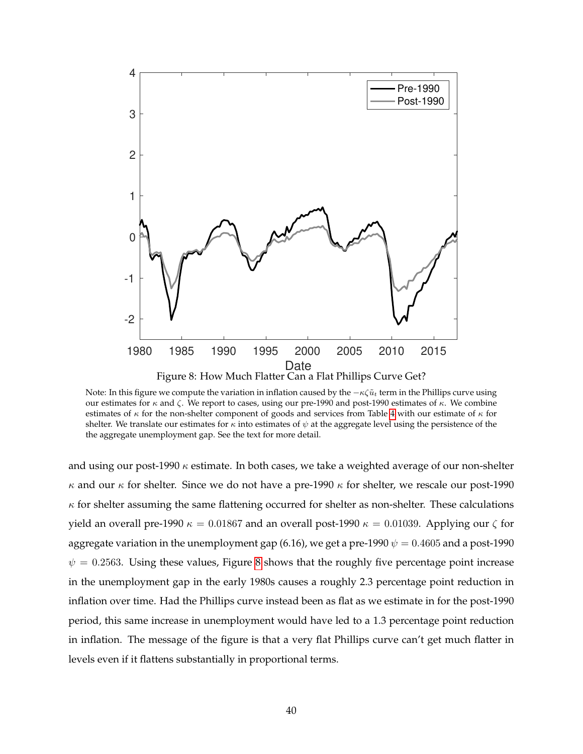Figure 8: How Much Flatter Can a Flat Phillips Curve Get?

Note: In this figure we compute the variation in inflation caused by the $-\kappa\zeta\tilde{u}_t$ term in the Phillips curve using our estimates for $\kappa$ and $\zeta$. We report to cases, using our pre-1990 and post-1990 estimates of $\kappa$. We combine estimates of $\kappa$ for the non-shelter component of goods and services from Table 4 with our estimate of $\kappa$ for shelter. We translate our estimates for $\kappa$ into estimates of $\psi$ at the aggregate level using the persistence of the the aggregate unemployment gap. See the text for more detail.

and using our post-1990 $\kappa$ estimate. In both cases, we take a weighted average of our non-shelter $\kappa$ and our $\kappa$ for shelter. Since we do not have a pre-1990 $\kappa$ for shelter, we rescale our post-1990 $\kappa$ for shelter assuming the same flattening occurred for shelter as non-shelter. These calculations yield an overall pre-1990 $\kappa = 0.01867$ and an overall post-1990 $\kappa = 0.01039$. Applying our $\zeta$ for aggregate variation in the unemployment gap (6.16), we get a pre-1990 $\psi = 0.4605$ and a post-1990 $\psi = 0.2563$. Using these values, Figure 8 shows that the roughly five percentage point increase in the unemployment gap in the early 1980s causes a roughly 2.3 percentage point reduction in inflation over time. Had the Phillips curve instead been as flat as we estimate in for the post-1990 period, this same increase in unemployment would have led to a 1.3 percentage point reduction in inflation. The message of the figure is that a very flat Phillips curve can't get much flatter in levels even if it flattens substantially in proportional terms.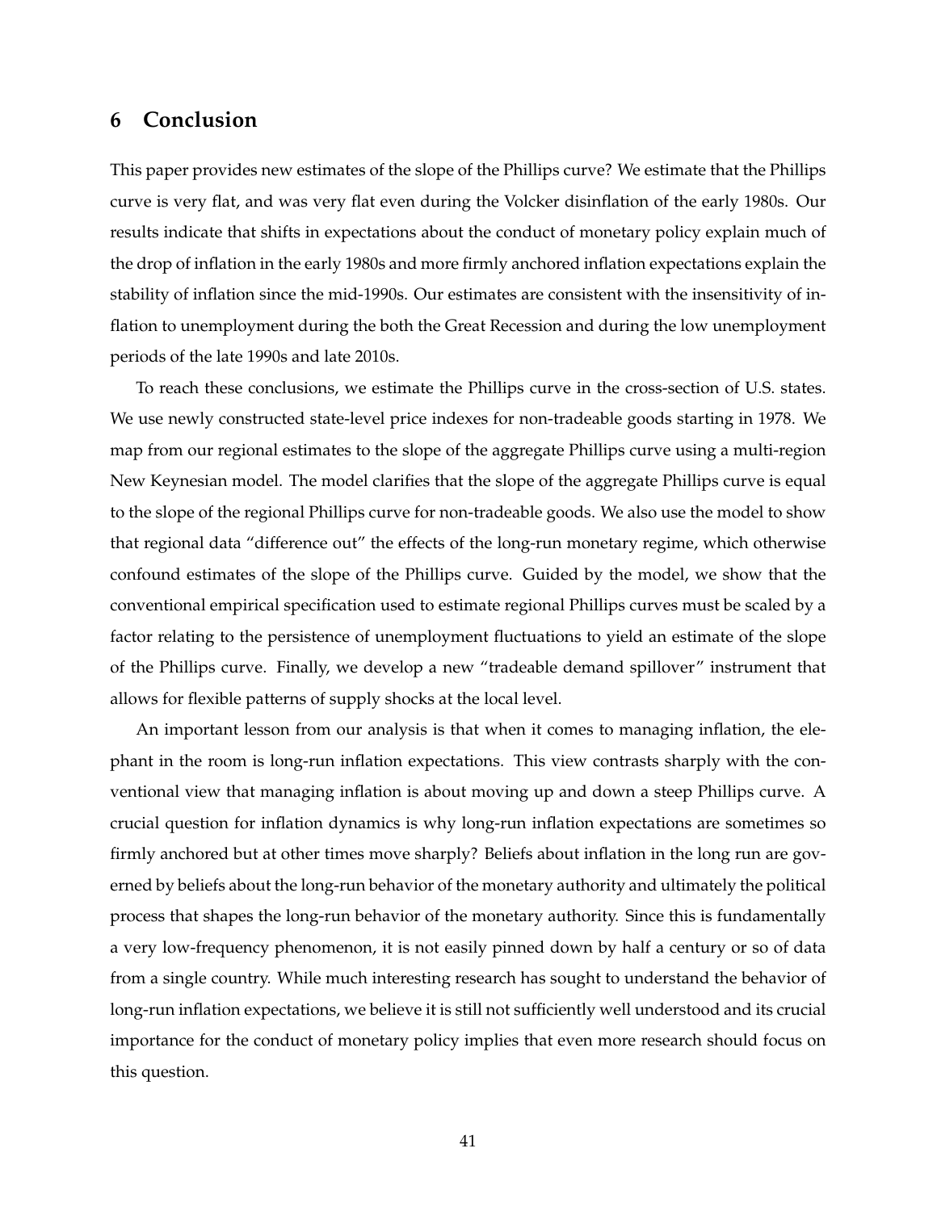## 6 Conclusion

This paper provides new estimates of the slope of the Phillips curve? We estimate that the Phillips curve is very flat, and was very flat even during the Volcker disinflation of the early 1980s. Our results indicate that shifts in expectations about the conduct of monetary policy explain much of the drop of inflation in the early 1980s and more firmly anchored inflation expectations explain the stability of inflation since the mid-1990s. Our estimates are consistent with the insensitivity of inflation to unemployment during the both the Great Recession and during the low unemployment periods of the late 1990s and late 2010s.

To reach these conclusions, we estimate the Phillips curve in the cross-section of U.S. states. We use newly constructed state-level price indexes for non-tradeable goods starting in 1978. We map from our regional estimates to the slope of the aggregate Phillips curve using a multi-region New Keynesian model. The model clarifies that the slope of the aggregate Phillips curve is equal to the slope of the regional Phillips curve for non-tradeable goods. We also use the model to show that regional data "difference out" the effects of the long-run monetary regime, which otherwise confound estimates of the slope of the Phillips curve. Guided by the model, we show that the conventional empirical specification used to estimate regional Phillips curves must be scaled by a factor relating to the persistence of unemployment fluctuations to yield an estimate of the slope of the Phillips curve. Finally, we develop a new "tradeable demand spillover" instrument that allows for flexible patterns of supply shocks at the local level.

An important lesson from our analysis is that when it comes to managing inflation, the elephant in the room is long-run inflation expectations. This view contrasts sharply with the conventional view that managing inflation is about moving up and down a steep Phillips curve. A crucial question for inflation dynamics is why long-run inflation expectations are sometimes so firmly anchored but at other times move sharply? Beliefs about inflation in the long run are governed by beliefs about the long-run behavior of the monetary authority and ultimately the political process that shapes the long-run behavior of the monetary authority. Since this is fundamentally a very low-frequency phenomenon, it is not easily pinned down by half a century or so of data from a single country. While much interesting research has sought to understand the behavior of long-run inflation expectations, we believe it is still not sufficiently well understood and its crucial importance for the conduct of monetary policy implies that even more research should focus on this question.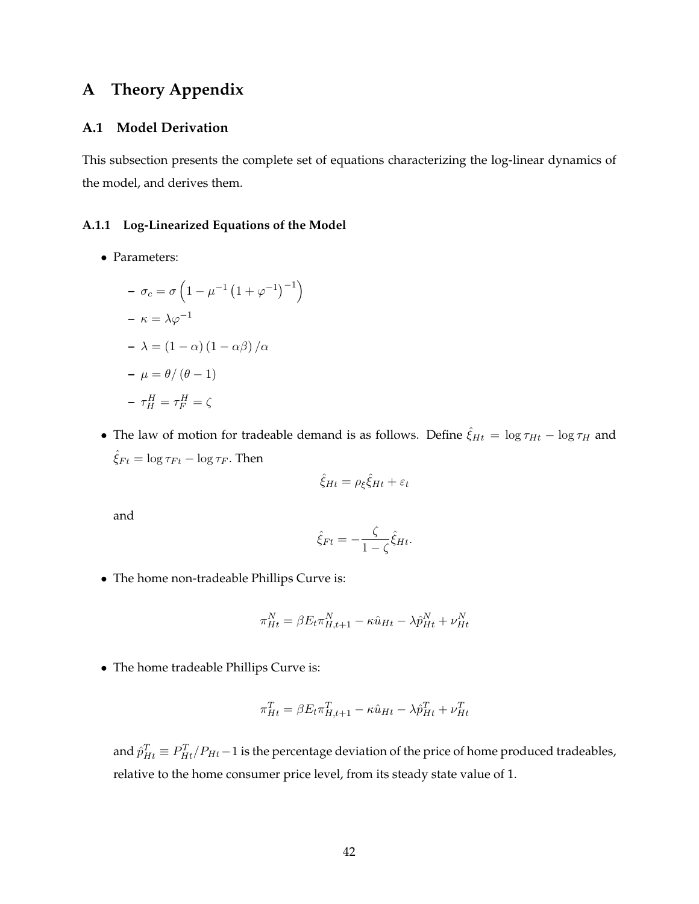# A Theory Appendix

## A.1 Model Derivation

This subsection presents the complete set of equations characterizing the log-linear dynamics of the model, and derives them.

### A.1.1 Log-Linearized Equations of the Model

- Parameters:
  - $\sigma_c = \sigma\left(1 - \mu^{-1}\left(1 + \varphi^{-1}\right)^{-1}\right)$
  - $\kappa = \lambda \varphi^{-1}$
  - $\lambda = (1-\alpha)(1-\alpha\beta)/\alpha$
  - $\mu = \theta/(\theta - 1)$
  - $\tau_H^H = \tau_F^H = \zeta$
- The law of motion for tradeable demand is as follows. Define $\hat{\xi}_{Ht} = \log \tau_{Ht} - \log \tau_H$ and $\hat{\xi}_{Ft} = \log \tau_{Ft} - \log \tau_F$. Then

  $$\hat{\xi}_{Ht} = \rho_\xi \hat{\xi}_{Ht} + \varepsilon_t$$

  and

  $$\hat{\xi}_{Ft} = -\frac{\zeta}{1-\zeta}\hat{\xi}_{Ht}.$$

- The home non-tradeable Phillips Curve is:

  $$\pi_{Ht}^N = \beta E_t \pi_{H,t+1}^N - \kappa \hat{u}_{Ht} - \lambda \hat{p}_{Ht}^N + \nu_{Ht}^N$$

- The home tradeable Phillips Curve is:

  $$\pi_{Ht}^T = \beta E_t \pi_{H,t+1}^T - \kappa \hat{u}_{Ht} - \lambda \hat{p}_{Ht}^T + \nu_{Ht}^T$$

  and $\hat{p}_{Ht}^T \equiv P_{Ht}^T / P_{Ht} - 1$ is the percentage deviation of the price of home produced tradeables, relative to the home consumer price level, from its steady state value of 1.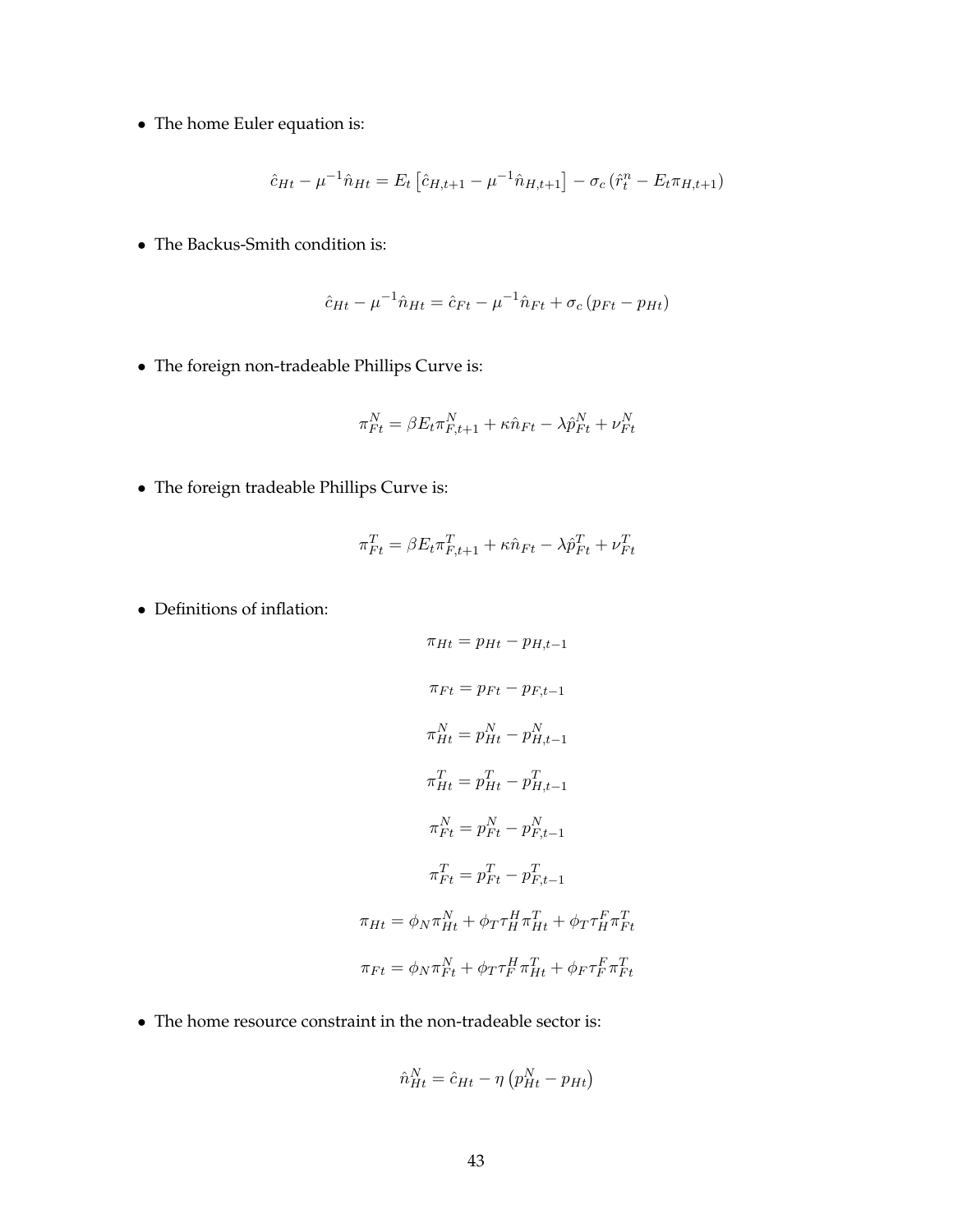- The home Euler equation is:

$$\hat{c}_{Ht} - \mu^{-1}\hat{n}_{Ht} = E_t\left[\hat{c}_{H,t+1} - \mu^{-1}\hat{n}_{H,t+1}\right] - \sigma_c\left(\hat{r}_t^n - E_t\pi_{H,t+1}\right)$$

- The Backus-Smith condition is:

$$\hat{c}_{Ht} - \mu^{-1}\hat{n}_{Ht} = \hat{c}_{Ft} - \mu^{-1}\hat{n}_{Ft} + \sigma_c\left(p_{Ft} - p_{Ht}\right)$$

- The foreign non-tradeable Phillips Curve is:

$$\pi_{Ft}^N = \beta E_t\pi_{F,t+1}^N + \kappa\hat{n}_{Ft} - \lambda\hat{p}_{Ft}^N + \nu_{Ft}^N$$

- The foreign tradeable Phillips Curve is:

$$\pi_{Ft}^T = \beta E_t\pi_{F,t+1}^T + \kappa\hat{n}_{Ft} - \lambda\hat{p}_{Ft}^T + \nu_{Ft}^T$$

- Definitions of inflation:

$$\pi_{Ht} = p_{Ht} - p_{H,t-1}$$

$$\pi_{Ft} = p_{Ft} - p_{F,t-1}$$

$$\pi_{Ht}^N = p_{Ht}^N - p_{H,t-1}^N$$

$$\pi_{Ht}^T = p_{Ht}^T - p_{H,t-1}^T$$

$$\pi_{Ft}^N = p_{Ft}^N - p_{F,t-1}^N$$

$$\pi_{Ft}^T = p_{Ft}^T - p_{F,t-1}^T$$

$$\pi_{Ht} = \phi_N\pi_{Ht}^N + \phi_T\tau_H^H\pi_{Ht}^T + \phi_T\tau_H^F\pi_{Ft}^T$$

$$\pi_{Ft} = \phi_N\pi_{Ft}^N + \phi_T\tau_F^H\pi_{Ht}^T + \phi_F\tau_F^F\pi_{Ft}^T$$

- The home resource constraint in the non-tradeable sector is:

$$\hat{n}_{Ht}^N = \hat{c}_{Ht} - \eta\left(p_{Ht}^N - p_{Ht}\right)$$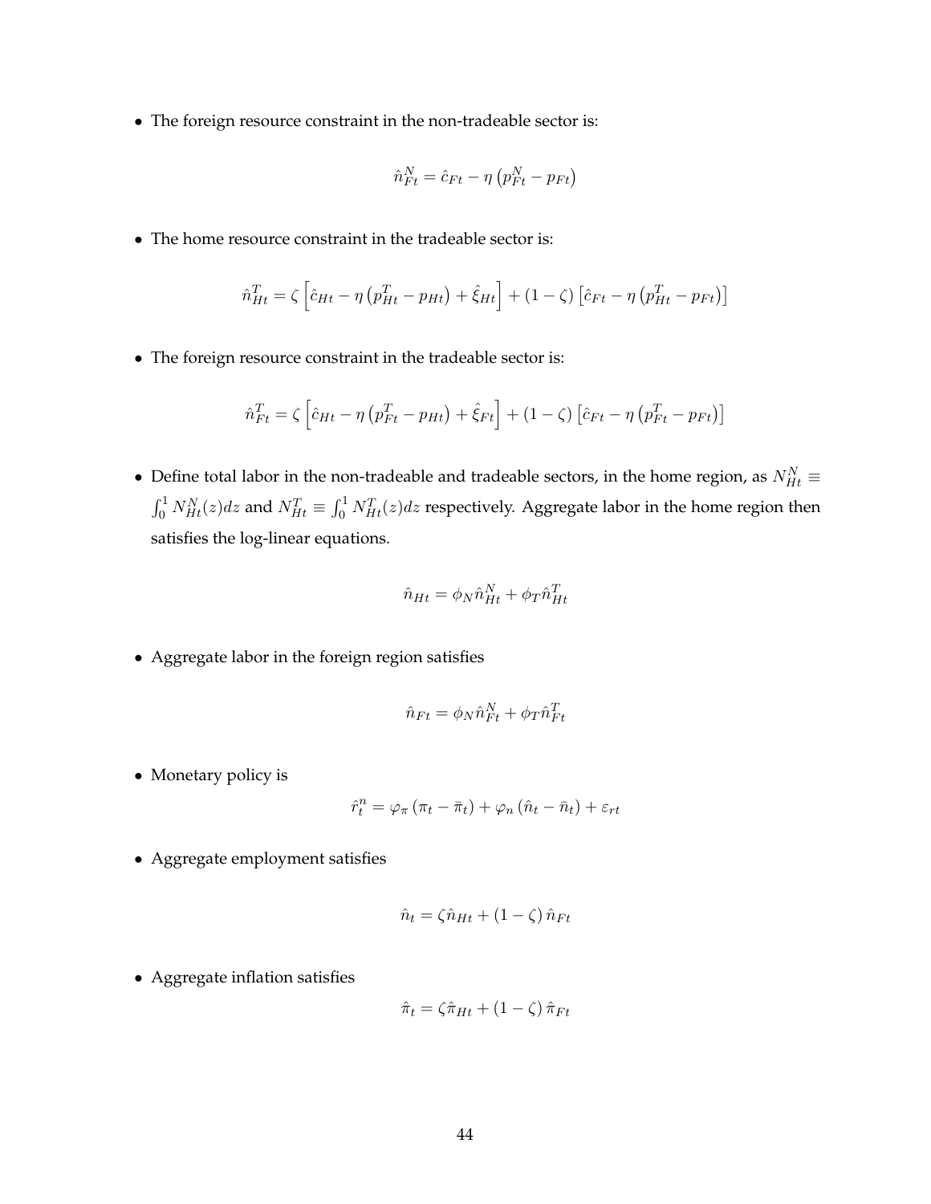- The foreign resource constraint in the non-tradeable sector is:

$$\hat{n}_{Ft}^{N} = \hat{c}_{Ft} - \eta \left(p_{Ft}^{N} - p_{Ft}\right)$$

- The home resource constraint in the tradeable sector is:

$$\hat{n}_{Ht}^{T} = \zeta \left[\hat{c}_{Ht} - \eta \left(p_{Ht}^{T} - p_{Ht}\right) + \hat{\xi}_{Ht}\right] + (1-\zeta) \left[\hat{c}_{Ft} - \eta \left(p_{Ht}^{T} - p_{Ft}\right)\right]$$

- The foreign resource constraint in the tradeable sector is:

$$\hat{n}_{Ft}^{T} = \zeta \left[\hat{c}_{Ht} - \eta \left(p_{Ft}^{T} - p_{Ht}\right) + \hat{\xi}_{Ft}\right] + (1-\zeta) \left[\hat{c}_{Ft} - \eta \left(p_{Ft}^{T} - p_{Ft}\right)\right]$$

- Define total labor in the non-tradeable and tradeable sectors, in the home region, as $N_{Ht}^{N} \equiv \int_0^1 N_{Ht}^{N}(z)dz$ and $N_{Ht}^{T} \equiv \int_0^1 N_{Ht}^{T}(z)dz$ respectively. Aggregate labor in the home region then satisfies the log-linear equations.

$$\hat{n}_{Ht} = \phi_N \hat{n}_{Ht}^{N} + \phi_T \hat{n}_{Ht}^{T}$$

- Aggregate labor in the foreign region satisfies

$$\hat{n}_{Ft} = \phi_N \hat{n}_{Ft}^{N} + \phi_T \hat{n}_{Ft}^{T}$$

- Monetary policy is

$$\hat{r}_t^{n} = \varphi_\pi \left(\pi_t - \bar{\pi}_t\right) + \varphi_n \left(\hat{n}_t - \bar{n}_t\right) + \varepsilon_{rt}$$

- Aggregate employment satisfies

$$\hat{n}_t = \zeta \hat{n}_{Ht} + (1-\zeta)\, \hat{n}_{Ft}$$

- Aggregate inflation satisfies

$$\hat{\pi}_t = \zeta \hat{\pi}_{Ht} + (1-\zeta)\, \hat{\pi}_{Ft}$$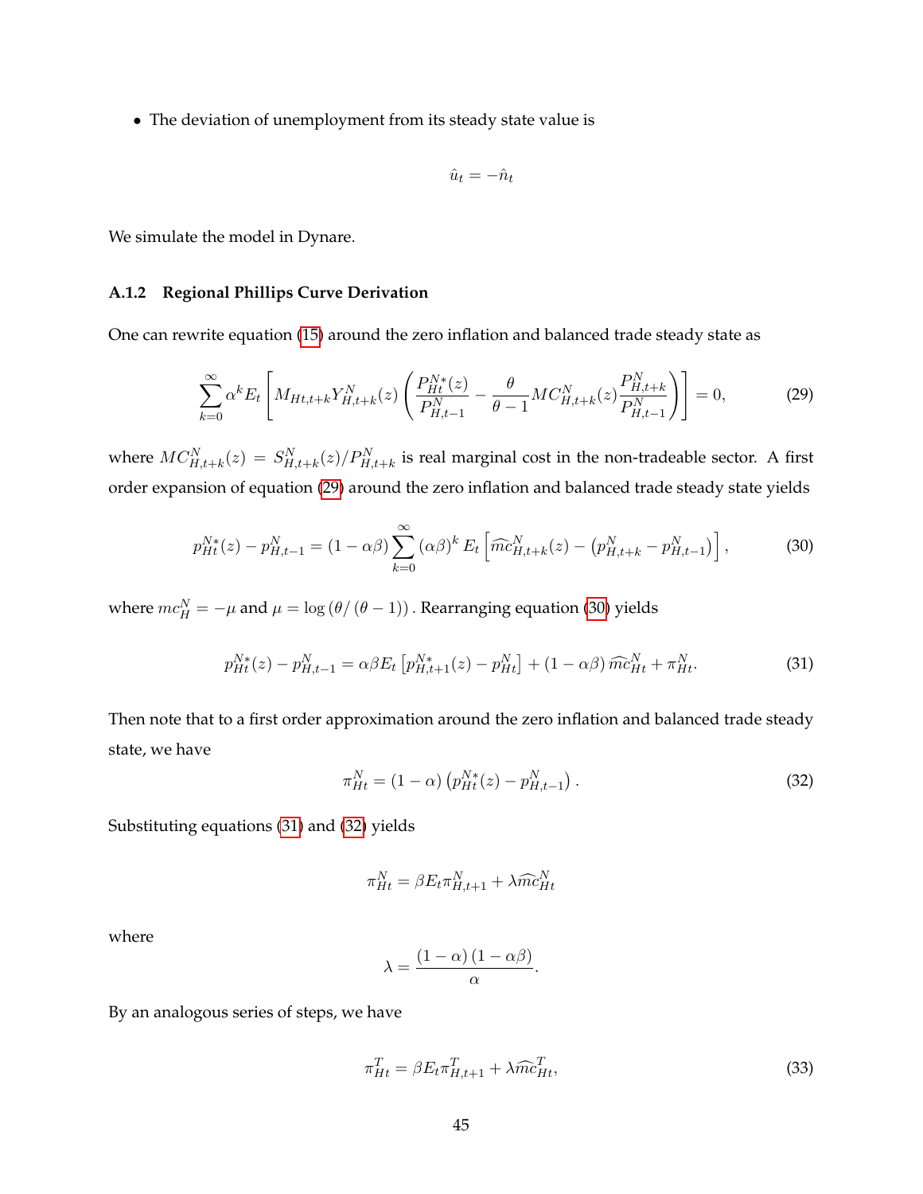- The deviation of unemployment from its steady state value is

$$\hat{u}_t = -\hat{n}_t$$

We simulate the model in Dynare.

### A.1.2 Regional Phillips Curve Derivation

One can rewrite equation (15) around the zero inflation and balanced trade steady state as

$$\sum_{k=0}^{\infty} \alpha^k E_t \left[ M_{Ht,t+k} Y_{H,t+k}^N(z) \left( \frac{P_{Ht}^{N*}(z)}{P_{H,t-1}^N} - \frac{\theta}{\theta-1} MC_{H,t+k}^N(z) \frac{P_{H,t+k}^N}{P_{H,t-1}^N} \right) \right] = 0, \tag{29}$$

where $MC_{H,t+k}^N(z) = S_{H,t+k}^N(z)/P_{H,t+k}^N$ is real marginal cost in the non-tradeable sector. A first order expansion of equation (29) around the zero inflation and balanced trade steady state yields

$$p_{Ht}^{N*}(z) - p_{H,t-1}^N = (1-\alpha\beta) \sum_{k=0}^{\infty} (\alpha\beta)^k E_t \left[ \widehat{mc}_{H,t+k}^N(z) - \left( p_{H,t+k}^N - p_{H,t-1}^N \right) \right], \tag{30}$$

where $mc_H^N = -\mu$ and $\mu = \log(\theta/(\theta-1))$. Rearranging equation (30) yields

$$p_{Ht}^{N*}(z) - p_{H,t-1}^N = \alpha\beta E_t \left[ p_{H,t+1}^{N*}(z) - p_{Ht}^N \right] + (1-\alpha\beta)\, \widehat{mc}_{Ht}^N + \pi_{Ht}^N. \tag{31}$$

Then note that to a first order approximation around the zero inflation and balanced trade steady state, we have

$$\pi_{Ht}^N = (1-\alpha)\left( p_{Ht}^{N*}(z) - p_{H,t-1}^N \right). \tag{32}$$

Substituting equations (31) and (32) yields

$$\pi_{Ht}^N = \beta E_t \pi_{H,t+1}^N + \lambda \widehat{mc}_{Ht}^N$$

where

$$\lambda = \frac{(1-\alpha)(1-\alpha\beta)}{\alpha}.$$

By an analogous series of steps, we have

$$\pi_{Ht}^T = \beta E_t \pi_{H,t+1}^T + \lambda \widehat{mc}_{Ht}^T, \tag{33}$$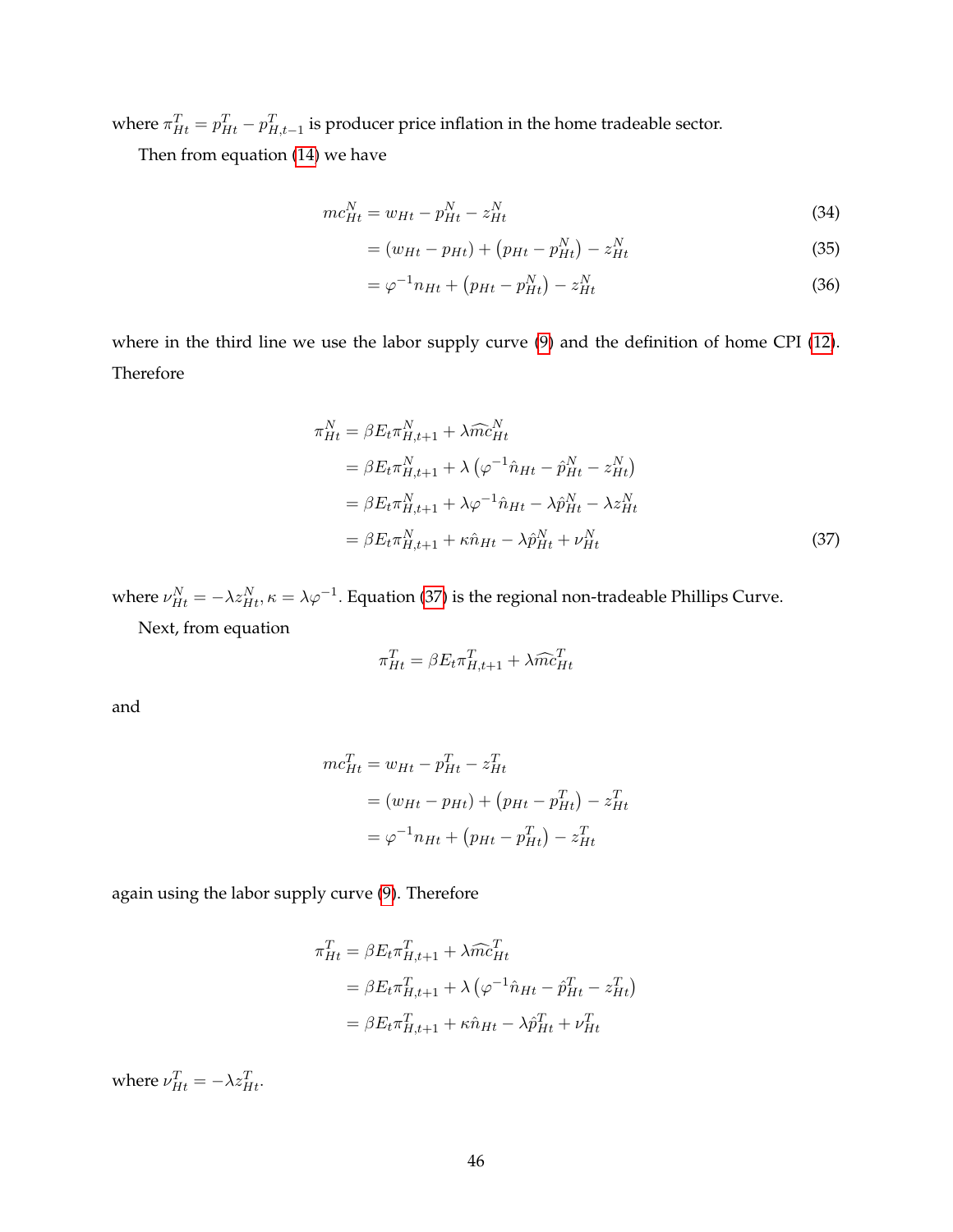where $\pi^T_{Ht} = p^T_{Ht} - p^T_{H,t-1}$ is producer price inflation in the home tradeable sector.

Then from equation (14) we have

$$
\begin{aligned}
mc^N_{Ht} &= w_{Ht} - p^N_{Ht} - z^N_{Ht} && (34)\\
&= (w_{Ht} - p_{Ht}) + \left(p_{Ht} - p^N_{Ht}\right) - z^N_{Ht} && (35)\\
&= \varphi^{-1} n_{Ht} + \left(p_{Ht} - p^N_{Ht}\right) - z^N_{Ht} && (36)
\end{aligned}
$$

where in the third line we use the labor supply curve (9) and the definition of home CPI (12). Therefore

$$
\begin{aligned}
\pi^N_{Ht} &= \beta E_t \pi^N_{H,t+1} + \lambda \widehat{mc}^N_{Ht}\\
&= \beta E_t \pi^N_{H,t+1} + \lambda \left(\varphi^{-1}\hat{n}_{Ht} - \hat{p}^N_{Ht} - z^N_{Ht}\right)\\
&= \beta E_t \pi^N_{H,t+1} + \lambda\varphi^{-1}\hat{n}_{Ht} - \lambda\hat{p}^N_{Ht} - \lambda z^N_{Ht}\\
&= \beta E_t \pi^N_{H,t+1} + \kappa\hat{n}_{Ht} - \lambda\hat{p}^N_{Ht} + \nu^N_{Ht} && (37)
\end{aligned}
$$

where $\nu^N_{Ht} = -\lambda z^N_{Ht}$, $\kappa = \lambda\varphi^{-1}$. Equation (37) is the regional non-tradeable Phillips Curve.

Next, from equation

$$
\pi^T_{Ht} = \beta E_t \pi^T_{H,t+1} + \lambda \widehat{mc}^T_{Ht}
$$

and

$$
\begin{aligned}
mc^T_{Ht} &= w_{Ht} - p^T_{Ht} - z^T_{Ht}\\
&= (w_{Ht} - p_{Ht}) + \left(p_{Ht} - p^T_{Ht}\right) - z^T_{Ht}\\
&= \varphi^{-1} n_{Ht} + \left(p_{Ht} - p^T_{Ht}\right) - z^T_{Ht}
\end{aligned}
$$

again using the labor supply curve (9). Therefore

$$
\begin{aligned}
\pi^T_{Ht} &= \beta E_t \pi^T_{H,t+1} + \lambda \widehat{mc}^T_{Ht}\\
&= \beta E_t \pi^T_{H,t+1} + \lambda \left(\varphi^{-1}\hat{n}_{Ht} - \hat{p}^T_{Ht} - z^T_{Ht}\right)\\
&= \beta E_t \pi^T_{H,t+1} + \kappa\hat{n}_{Ht} - \lambda\hat{p}^T_{Ht} + \nu^T_{Ht}
\end{aligned}
$$

where $\nu^T_{Ht} = -\lambda z^T_{Ht}$.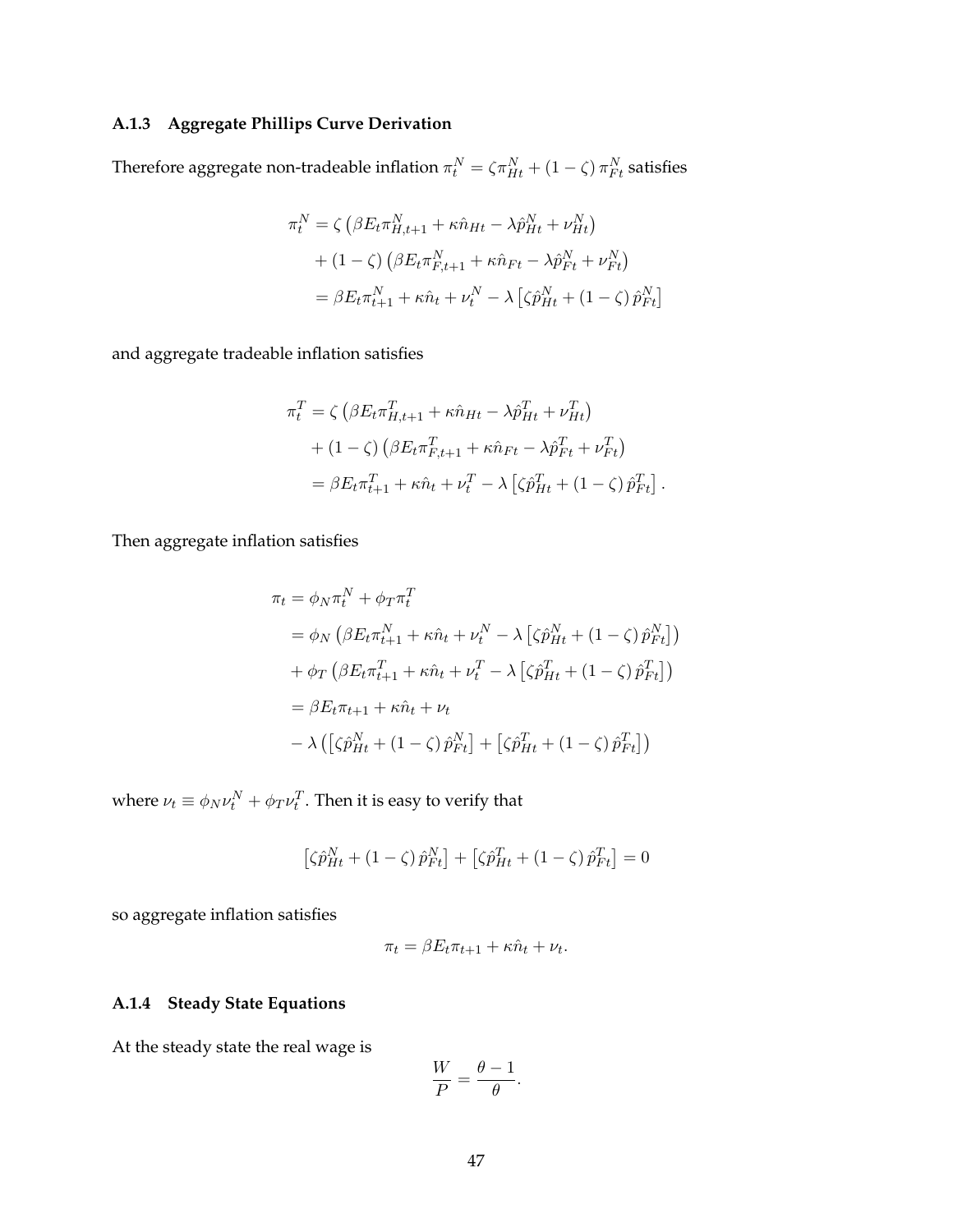### A.1.3 Aggregate Phillips Curve Derivation

Therefore aggregate non-tradeable inflation $\pi_t^N = \zeta \pi_{Ht}^N + (1-\zeta)\pi_{Ft}^N$ satisfies

$$
\begin{aligned}
\pi_t^N &= \zeta \left( \beta E_t \pi_{H,t+1}^N + \kappa \hat{n}_{Ht} - \lambda \hat{p}_{Ht}^N + \nu_{Ht}^N \right) \\
&\quad + (1-\zeta) \left( \beta E_t \pi_{F,t+1}^N + \kappa \hat{n}_{Ft} - \lambda \hat{p}_{Ft}^N + \nu_{Ft}^N \right) \\
&= \beta E_t \pi_{t+1}^N + \kappa \hat{n}_t + \nu_t^N - \lambda \left[ \zeta \hat{p}_{Ht}^N + (1-\zeta) \hat{p}_{Ft}^N \right]
\end{aligned}
$$

and aggregate tradeable inflation satisfies

$$
\begin{aligned}
\pi_t^T &= \zeta \left( \beta E_t \pi_{H,t+1}^T + \kappa \hat{n}_{Ht} - \lambda \hat{p}_{Ht}^T + \nu_{Ht}^T \right) \\
&\quad + (1-\zeta) \left( \beta E_t \pi_{F,t+1}^T + \kappa \hat{n}_{Ft} - \lambda \hat{p}_{Ft}^T + \nu_{Ft}^T \right) \\
&= \beta E_t \pi_{t+1}^T + \kappa \hat{n}_t + \nu_t^T - \lambda \left[ \zeta \hat{p}_{Ht}^T + (1-\zeta) \hat{p}_{Ft}^T \right].
\end{aligned}
$$

Then aggregate inflation satisfies

$$
\begin{aligned}
\pi_t &= \phi_N \pi_t^N + \phi_T \pi_t^T \\
&= \phi_N \left( \beta E_t \pi_{t+1}^N + \kappa \hat{n}_t + \nu_t^N - \lambda \left[ \zeta \hat{p}_{Ht}^N + (1-\zeta) \hat{p}_{Ft}^N \right] \right) \\
&\quad + \phi_T \left( \beta E_t \pi_{t+1}^T + \kappa \hat{n}_t + \nu_t^T - \lambda \left[ \zeta \hat{p}_{Ht}^T + (1-\zeta) \hat{p}_{Ft}^T \right] \right) \\
&= \beta E_t \pi_{t+1} + \kappa \hat{n}_t + \nu_t \\
&\quad - \lambda \left( \left[ \zeta \hat{p}_{Ht}^N + (1-\zeta) \hat{p}_{Ft}^N \right] + \left[ \zeta \hat{p}_{Ht}^T + (1-\zeta) \hat{p}_{Ft}^T \right] \right)
\end{aligned}
$$

where $\nu_t \equiv \phi_N \nu_t^N + \phi_T \nu_t^T$. Then it is easy to verify that

$$
\left[ \zeta \hat{p}_{Ht}^N + (1-\zeta) \hat{p}_{Ft}^N \right] + \left[ \zeta \hat{p}_{Ht}^T + (1-\zeta) \hat{p}_{Ft}^T \right] = 0
$$

so aggregate inflation satisfies

$$
\pi_t = \beta E_t \pi_{t+1} + \kappa \hat{n}_t + \nu_t.
$$

### A.1.4 Steady State Equations

At the steady state the real wage is

$$
\frac{W}{P} = \frac{\theta - 1}{\theta}.
$$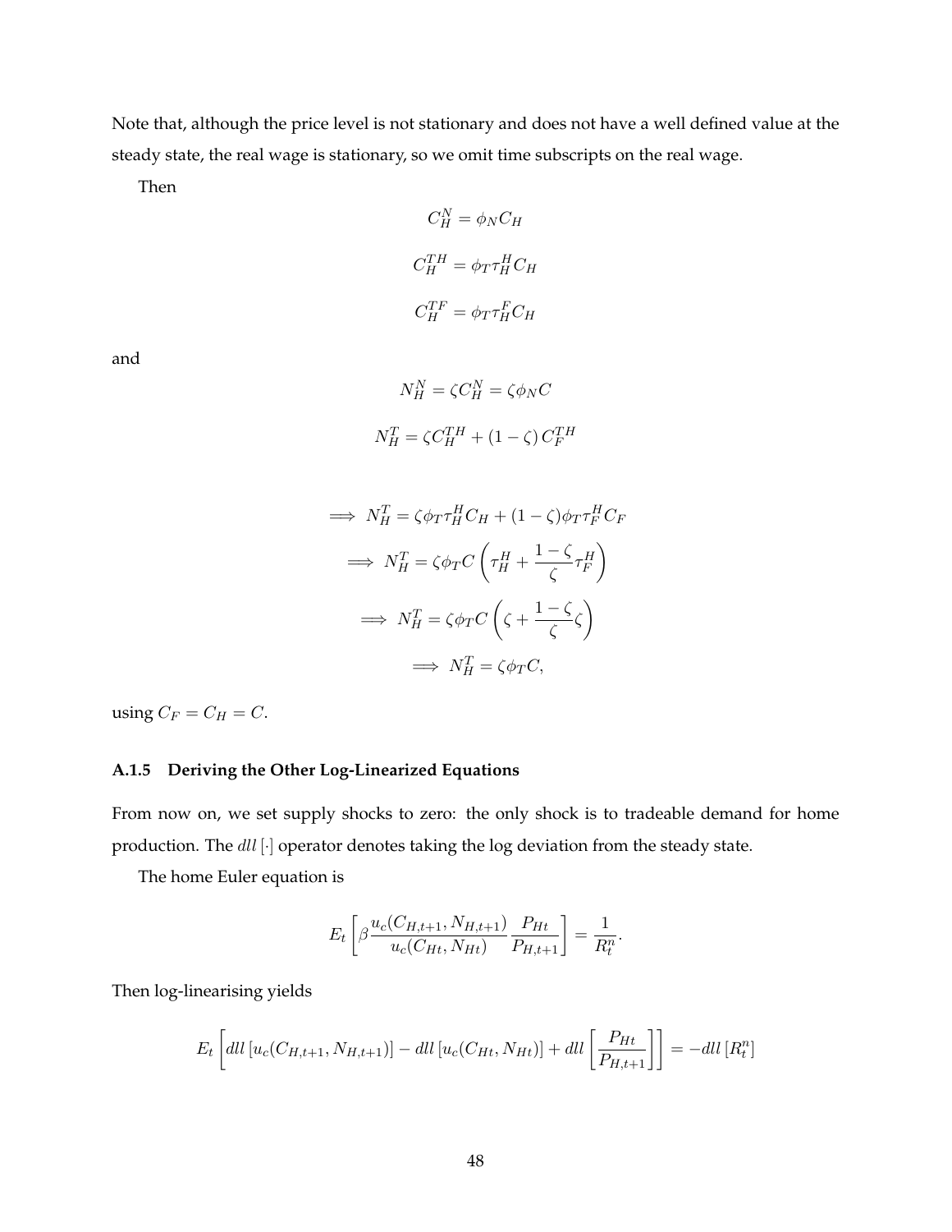Note that, although the price level is not stationary and does not have a well defined value at the steady state, the real wage is stationary, so we omit time subscripts on the real wage.

Then

$$C_H^N = \phi_N C_H$$

$$C_H^{TH} = \phi_T \tau_H^H C_H$$

$$C_H^{TF} = \phi_T \tau_H^F C_H$$

and

$$N_H^N = \zeta C_H^N = \zeta \phi_N C$$

$$N_H^T = \zeta C_H^{TH} + (1-\zeta) C_F^{TH}$$

$$\implies N_H^T = \zeta \phi_T \tau_H^H C_H + (1-\zeta)\phi_T \tau_F^H C_F$$

$$\implies N_H^T = \zeta \phi_T C \left( \tau_H^H + \frac{1-\zeta}{\zeta} \tau_F^H \right)$$

$$\implies N_H^T = \zeta \phi_T C \left( \zeta + \frac{1-\zeta}{\zeta} \zeta \right)$$

$$\implies N_H^T = \zeta \phi_T C,$$

using $C_F = C_H = C$.

### A.1.5 Deriving the Other Log-Linearized Equations

From now on, we set supply shocks to zero: the only shock is to tradeable demand for home production. The *dll* $[\cdot]$ operator denotes taking the log deviation from the steady state.

The home Euler equation is

$$E_t \left[ \beta \frac{u_c(C_{H,t+1}, N_{H,t+1})}{u_c(C_{Ht}, N_{Ht})} \frac{P_{Ht}}{P_{H,t+1}} \right] = \frac{1}{R_t^n}.$$

Then log-linearising yields

$$E_t \left[ dll \left[ u_c(C_{H,t+1}, N_{H,t+1}) \right] - dll \left[ u_c(C_{Ht}, N_{Ht}) \right] + dll \left[ \frac{P_{Ht}}{P_{H,t+1}} \right] \right] = -dll \left[ R_t^n \right]$$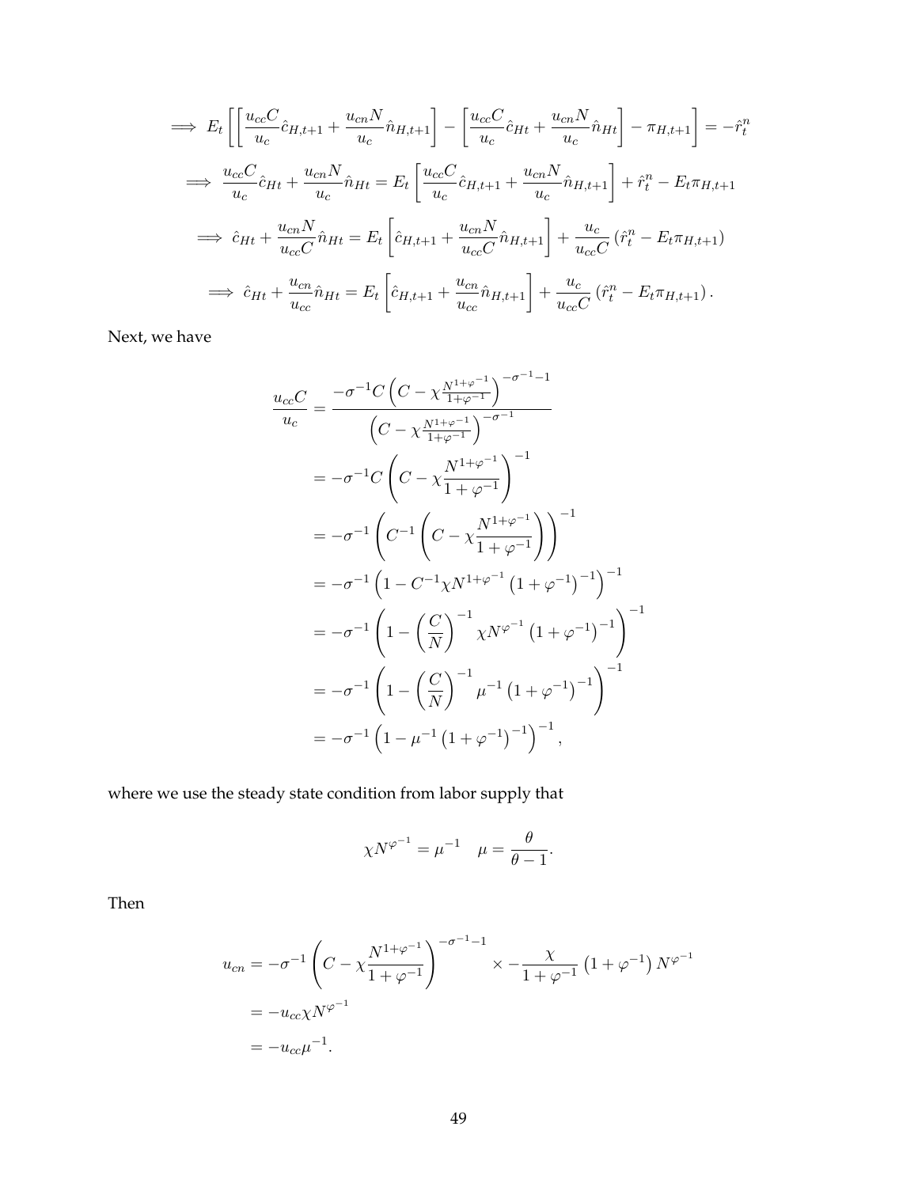$$\implies E_t\left[\left[\frac{u_{cc}C}{u_c}\hat{c}_{H,t+1}+\frac{u_{cn}N}{u_c}\hat{n}_{H,t+1}\right]-\left[\frac{u_{cc}C}{u_c}\hat{c}_{Ht}+\frac{u_{cn}N}{u_c}\hat{n}_{Ht}\right]-\pi_{H,t+1}\right]=-\hat{r}_t^n$$

$$\implies \frac{u_{cc}C}{u_c}\hat{c}_{Ht}+\frac{u_{cn}N}{u_c}\hat{n}_{Ht}=E_t\left[\frac{u_{cc}C}{u_c}\hat{c}_{H,t+1}+\frac{u_{cn}N}{u_c}\hat{n}_{H,t+1}\right]+\hat{r}_t^n-E_t\pi_{H,t+1}$$

$$\implies \hat{c}_{Ht}+\frac{u_{cn}N}{u_{cc}C}\hat{n}_{Ht}=E_t\left[\hat{c}_{H,t+1}+\frac{u_{cn}N}{u_{cc}C}\hat{n}_{H,t+1}\right]+\frac{u_c}{u_{cc}C}\left(\hat{r}_t^n-E_t\pi_{H,t+1}\right)$$

$$\implies \hat{c}_{Ht}+\frac{u_{cn}}{u_{cc}}\hat{n}_{Ht}=E_t\left[\hat{c}_{H,t+1}+\frac{u_{cn}}{u_{cc}}\hat{n}_{H,t+1}\right]+\frac{u_c}{u_{cc}C}\left(\hat{r}_t^n-E_t\pi_{H,t+1}\right).$$

Next, we have

$$\begin{aligned}
\frac{u_{cc}C}{u_c}&=\frac{-\sigma^{-1}C\left(C-\chi\frac{N^{1+\varphi^{-1}}}{1+\varphi^{-1}}\right)^{-\sigma^{-1}-1}}{\left(C-\chi\frac{N^{1+\varphi^{-1}}}{1+\varphi^{-1}}\right)^{-\sigma^{-1}}}\\
&=-\sigma^{-1}C\left(C-\chi\frac{N^{1+\varphi^{-1}}}{1+\varphi^{-1}}\right)^{-1}\\
&=-\sigma^{-1}\left(C^{-1}\left(C-\chi\frac{N^{1+\varphi^{-1}}}{1+\varphi^{-1}}\right)\right)^{-1}\\
&=-\sigma^{-1}\left(1-C^{-1}\chi N^{1+\varphi^{-1}}\left(1+\varphi^{-1}\right)^{-1}\right)^{-1}\\
&=-\sigma^{-1}\left(1-\left(\frac{C}{N}\right)^{-1}\chi N^{\varphi^{-1}}\left(1+\varphi^{-1}\right)^{-1}\right)^{-1}\\
&=-\sigma^{-1}\left(1-\left(\frac{C}{N}\right)^{-1}\mu^{-1}\left(1+\varphi^{-1}\right)^{-1}\right)^{-1}\\
&=-\sigma^{-1}\left(1-\mu^{-1}\left(1+\varphi^{-1}\right)^{-1}\right)^{-1},
\end{aligned}$$

where we use the steady state condition from labor supply that

$$\chi N^{\varphi^{-1}}=\mu^{-1}\quad \mu=\frac{\theta}{\theta-1}.$$

Then

$$\begin{aligned}
u_{cn}&=-\sigma^{-1}\left(C-\chi\frac{N^{1+\varphi^{-1}}}{1+\varphi^{-1}}\right)^{-\sigma^{-1}-1}\times-\frac{\chi}{1+\varphi^{-1}}\left(1+\varphi^{-1}\right)N^{\varphi^{-1}}\\
&=-u_{cc}\chi N^{\varphi^{-1}}\\
&=-u_{cc}\mu^{-1}.
\end{aligned}$$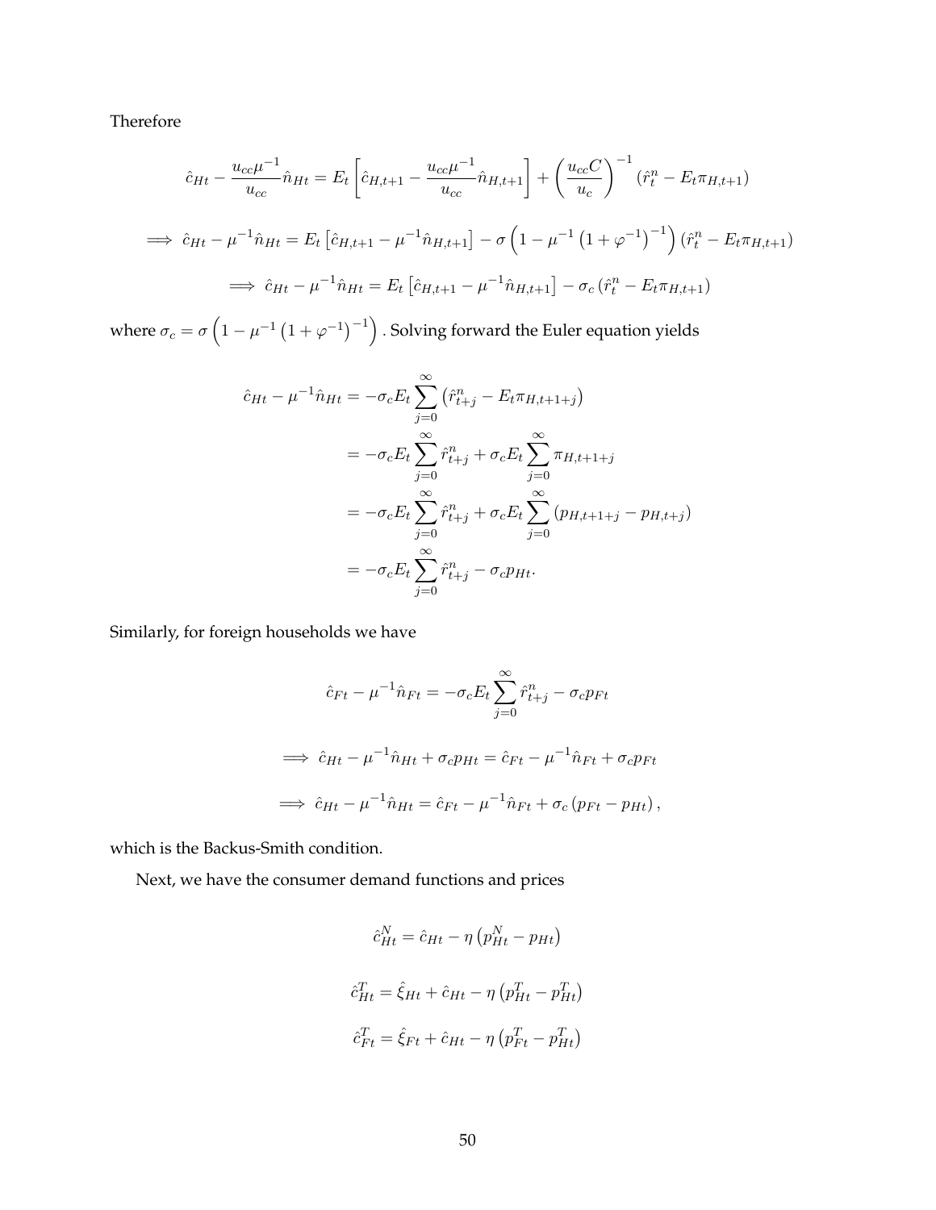Therefore

$$\hat{c}_{Ht} - \frac{u_{cc}\mu^{-1}}{u_{cc}}\hat{n}_{Ht} = E_t\left[\hat{c}_{H,t+1} - \frac{u_{cc}\mu^{-1}}{u_{cc}}\hat{n}_{H,t+1}\right] + \left(\frac{u_{cc}C}{u_c}\right)^{-1}\left(\hat{r}_t^n - E_t\pi_{H,t+1}\right)$$

$$\implies \hat{c}_{Ht} - \mu^{-1}\hat{n}_{Ht} = E_t\left[\hat{c}_{H,t+1} - \mu^{-1}\hat{n}_{H,t+1}\right] - \sigma\left(1 - \mu^{-1}\left(1+\varphi^{-1}\right)^{-1}\right)\left(\hat{r}_t^n - E_t\pi_{H,t+1}\right)$$

$$\implies \hat{c}_{Ht} - \mu^{-1}\hat{n}_{Ht} = E_t\left[\hat{c}_{H,t+1} - \mu^{-1}\hat{n}_{H,t+1}\right] - \sigma_c\left(\hat{r}_t^n - E_t\pi_{H,t+1}\right)$$

where $\sigma_c = \sigma\left(1 - \mu^{-1}\left(1+\varphi^{-1}\right)^{-1}\right)$. Solving forward the Euler equation yields

$$\begin{aligned}
\hat{c}_{Ht} - \mu^{-1}\hat{n}_{Ht} &= -\sigma_c E_t \sum_{j=0}^{\infty}\left(\hat{r}_{t+j}^n - E_t\pi_{H,t+1+j}\right) \\
&= -\sigma_c E_t \sum_{j=0}^{\infty}\hat{r}_{t+j}^n + \sigma_c E_t \sum_{j=0}^{\infty}\pi_{H,t+1+j} \\
&= -\sigma_c E_t \sum_{j=0}^{\infty}\hat{r}_{t+j}^n + \sigma_c E_t \sum_{j=0}^{\infty}\left(p_{H,t+1+j} - p_{H,t+j}\right) \\
&= -\sigma_c E_t \sum_{j=0}^{\infty}\hat{r}_{t+j}^n - \sigma_c p_{Ht}.
\end{aligned}$$

Similarly, for foreign households we have

$$\hat{c}_{Ft} - \mu^{-1}\hat{n}_{Ft} = -\sigma_c E_t \sum_{j=0}^{\infty}\hat{r}_{t+j}^n - \sigma_c p_{Ft}$$

$$\implies \hat{c}_{Ht} - \mu^{-1}\hat{n}_{Ht} + \sigma_c p_{Ht} = \hat{c}_{Ft} - \mu^{-1}\hat{n}_{Ft} + \sigma_c p_{Ft}$$

$$\implies \hat{c}_{Ht} - \mu^{-1}\hat{n}_{Ht} = \hat{c}_{Ft} - \mu^{-1}\hat{n}_{Ft} + \sigma_c\left(p_{Ft} - p_{Ht}\right),$$

which is the Backus-Smith condition.

Next, we have the consumer demand functions and prices

$$\hat{c}_{Ht}^N = \hat{c}_{Ht} - \eta\left(p_{Ht}^N - p_{Ht}\right)$$

$$\hat{c}_{Ht}^T = \hat{\xi}_{Ht} + \hat{c}_{Ht} - \eta\left(p_{Ht}^T - p_{Ht}^T\right)$$

$$\hat{c}_{Ft}^T = \hat{\xi}_{Ft} + \hat{c}_{Ht} - \eta\left(p_{Ft}^T - p_{Ht}^T\right)$$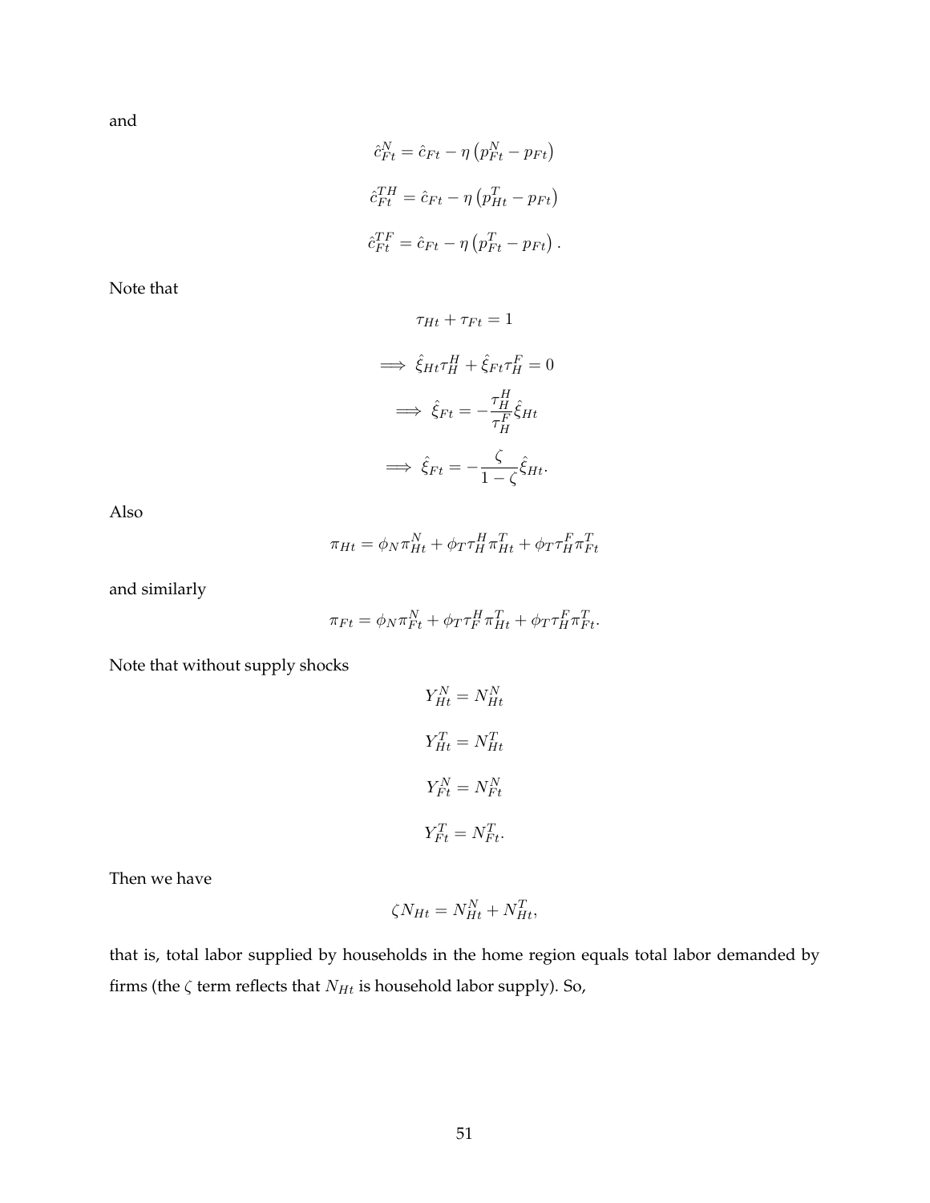and

$$\hat{c}_{Ft}^{N} = \hat{c}_{Ft} - \eta \left( p_{Ft}^{N} - p_{Ft} \right)$$

$$\hat{c}_{Ft}^{TH} = \hat{c}_{Ft} - \eta \left( p_{Ht}^{T} - p_{Ft} \right)$$

$$\hat{c}_{Ft}^{TF} = \hat{c}_{Ft} - \eta \left( p_{Ft}^{T} - p_{Ft} \right).$$

Note that

$$\tau_{Ht} + \tau_{Ft} = 1$$

$$\implies \hat{\xi}_{Ht} \tau_H^H + \hat{\xi}_{Ft} \tau_H^F = 0$$

$$\implies \hat{\xi}_{Ft} = -\frac{\tau_H^H}{\tau_H^F} \hat{\xi}_{Ht}$$

$$\implies \hat{\xi}_{Ft} = -\frac{\zeta}{1-\zeta} \hat{\xi}_{Ht}.$$

Also

$$\pi_{Ht} = \phi_N \pi_{Ht}^N + \phi_T \tau_H^H \pi_{Ht}^T + \phi_T \tau_H^F \pi_{Ft}^T$$

and similarly

$$\pi_{Ft} = \phi_N \pi_{Ft}^N + \phi_T \tau_F^H \pi_{Ht}^T + \phi_T \tau_H^F \pi_{Ft}^T.$$

Note that without supply shocks

$$Y_{Ht}^N = N_{Ht}^N$$

$$Y_{Ht}^T = N_{Ht}^T$$

$$Y_{Ft}^N = N_{Ft}^N$$

$$Y_{Ft}^T = N_{Ft}^T.$$

Then we have

$$\zeta N_{Ht} = N_{Ht}^N + N_{Ht}^T,$$

that is, total labor supplied by households in the home region equals total labor demanded by firms (the $\zeta$ term reflects that $N_{Ht}$ is household labor supply). So,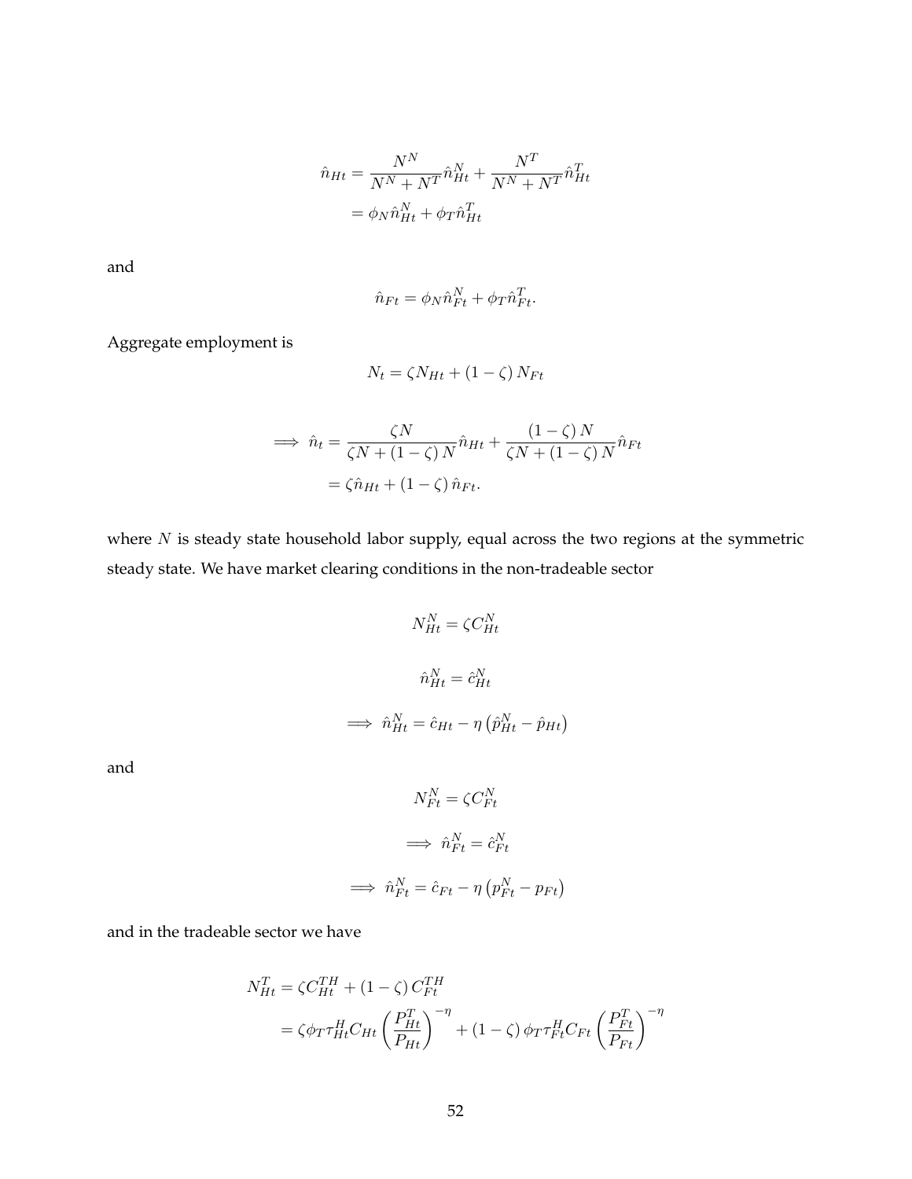$$
\begin{aligned}
\hat{n}_{Ht} &= \frac{N^N}{N^N + N^T}\hat{n}_{Ht}^N + \frac{N^T}{N^N + N^T}\hat{n}_{Ht}^T \\
&= \phi_N \hat{n}_{Ht}^N + \phi_T \hat{n}_{Ht}^T
\end{aligned}
$$

and

$$
\hat{n}_{Ft} = \phi_N \hat{n}_{Ft}^N + \phi_T \hat{n}_{Ft}^T.
$$

Aggregate employment is

$$
N_t = \zeta N_{Ht} + (1 - \zeta) N_{Ft}
$$

$$
\begin{aligned}
\implies \hat{n}_t &= \frac{\zeta N}{\zeta N + (1-\zeta) N}\hat{n}_{Ht} + \frac{(1-\zeta) N}{\zeta N + (1-\zeta) N}\hat{n}_{Ft} \\
&= \zeta \hat{n}_{Ht} + (1-\zeta)\hat{n}_{Ft}.
\end{aligned}
$$

where $N$ is steady state household labor supply, equal across the two regions at the symmetric steady state. We have market clearing conditions in the non-tradeable sector

$$
N_{Ht}^N = \zeta C_{Ht}^N
$$

$$
\hat{n}_{Ht}^N = \hat{c}_{Ht}^N
$$

$$
\implies \hat{n}_{Ht}^N = \hat{c}_{Ht} - \eta\left(\hat{p}_{Ht}^N - \hat{p}_{Ht}\right)
$$

and

$$
N_{Ft}^N = \zeta C_{Ft}^N
$$

$$
\implies \hat{n}_{Ft}^N = \hat{c}_{Ft}^N
$$

$$
\implies \hat{n}_{Ft}^N = \hat{c}_{Ft} - \eta\left(p_{Ft}^N - p_{Ft}\right)
$$

and in the tradeable sector we have

$$
\begin{aligned}
N_{Ht}^T &= \zeta C_{Ht}^{TH} + (1-\zeta) C_{Ft}^{TH} \\
&= \zeta \phi_T \tau_{Ht}^H C_{Ht}\left(\frac{P_{Ht}^T}{P_{Ht}}\right)^{-\eta} + (1-\zeta)\phi_T \tau_{Ft}^H C_{Ft}\left(\frac{P_{Ft}^T}{P_{Ft}}\right)^{-\eta}
\end{aligned}
$$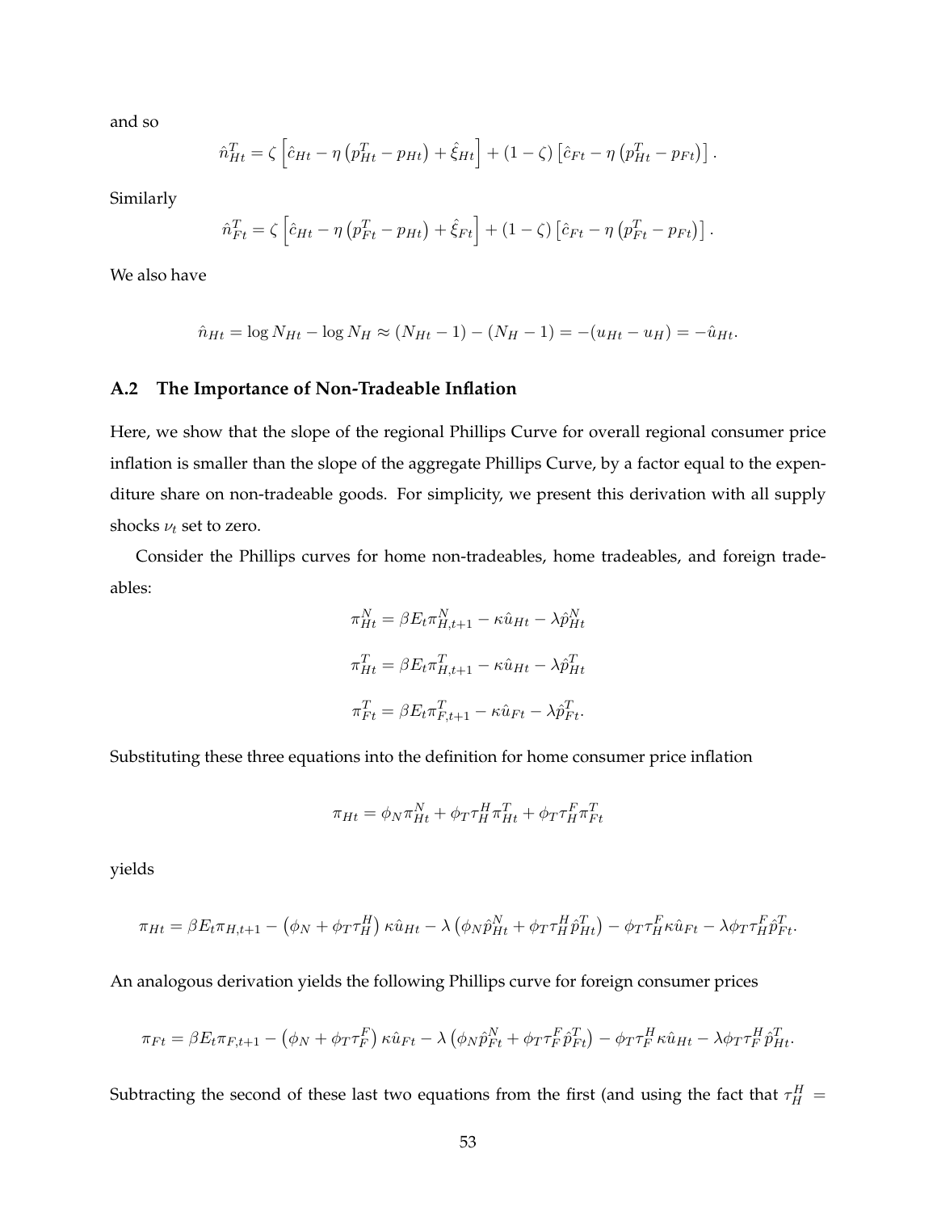and so

$$\hat{n}_{Ht}^T = \zeta \left[ \hat{c}_{Ht} - \eta \left( p_{Ht}^T - p_{Ht} \right) + \hat{\xi}_{Ht} \right] + (1 - \zeta) \left[ \hat{c}_{Ft} - \eta \left( p_{Ht}^T - p_{Ft} \right) \right].$$

Similarly

$$\hat{n}_{Ft}^T = \zeta \left[ \hat{c}_{Ht} - \eta \left( p_{Ft}^T - p_{Ht} \right) + \hat{\xi}_{Ft} \right] + (1 - \zeta) \left[ \hat{c}_{Ft} - \eta \left( p_{Ft}^T - p_{Ft} \right) \right].$$

We also have

$$\hat{n}_{Ht} = \log N_{Ht} - \log N_H \approx (N_{Ht} - 1) - (N_H - 1) = -(u_{Ht} - u_H) = -\hat{u}_{Ht}.$$

## A.2 The Importance of Non-Tradeable Inflation

Here, we show that the slope of the regional Phillips Curve for overall regional consumer price inflation is smaller than the slope of the aggregate Phillips Curve, by a factor equal to the expenditure share on non-tradeable goods. For simplicity, we present this derivation with all supply shocks $\nu_t$ set to zero.

Consider the Phillips curves for home non-tradeables, home tradeables, and foreign tradeables:

$$\pi_{Ht}^N = \beta E_t \pi_{H,t+1}^N - \kappa \hat{u}_{Ht} - \lambda \hat{p}_{Ht}^N$$

$$\pi_{Ht}^T = \beta E_t \pi_{H,t+1}^T - \kappa \hat{u}_{Ht} - \lambda \hat{p}_{Ht}^T$$

$$\pi_{Ft}^T = \beta E_t \pi_{F,t+1}^T - \kappa \hat{u}_{Ft} - \lambda \hat{p}_{Ft}^T.$$

Substituting these three equations into the definition for home consumer price inflation

$$\pi_{Ht} = \phi_N \pi_{Ht}^N + \phi_T \tau_H^H \pi_{Ht}^T + \phi_T \tau_H^F \pi_{Ft}^T$$

yields

$$\pi_{Ht} = \beta E_t \pi_{H,t+1} - \left( \phi_N + \phi_T \tau_H^H \right) \kappa \hat{u}_{Ht} - \lambda \left( \phi_N \hat{p}_{Ht}^N + \phi_T \tau_H^H \hat{p}_{Ht}^T \right) - \phi_T \tau_H^F \kappa \hat{u}_{Ft} - \lambda \phi_T \tau_H^F \hat{p}_{Ft}^T.$$

An analogous derivation yields the following Phillips curve for foreign consumer prices

$$\pi_{Ft} = \beta E_t \pi_{F,t+1} - \left( \phi_N + \phi_T \tau_F^F \right) \kappa \hat{u}_{Ft} - \lambda \left( \phi_N \hat{p}_{Ft}^N + \phi_T \tau_F^F \hat{p}_{Ft}^T \right) - \phi_T \tau_F^H \kappa \hat{u}_{Ht} - \lambda \phi_T \tau_F^H \hat{p}_{Ht}^T.$$

Subtracting the second of these last two equations from the first (and using the fact that $\tau_H^H =$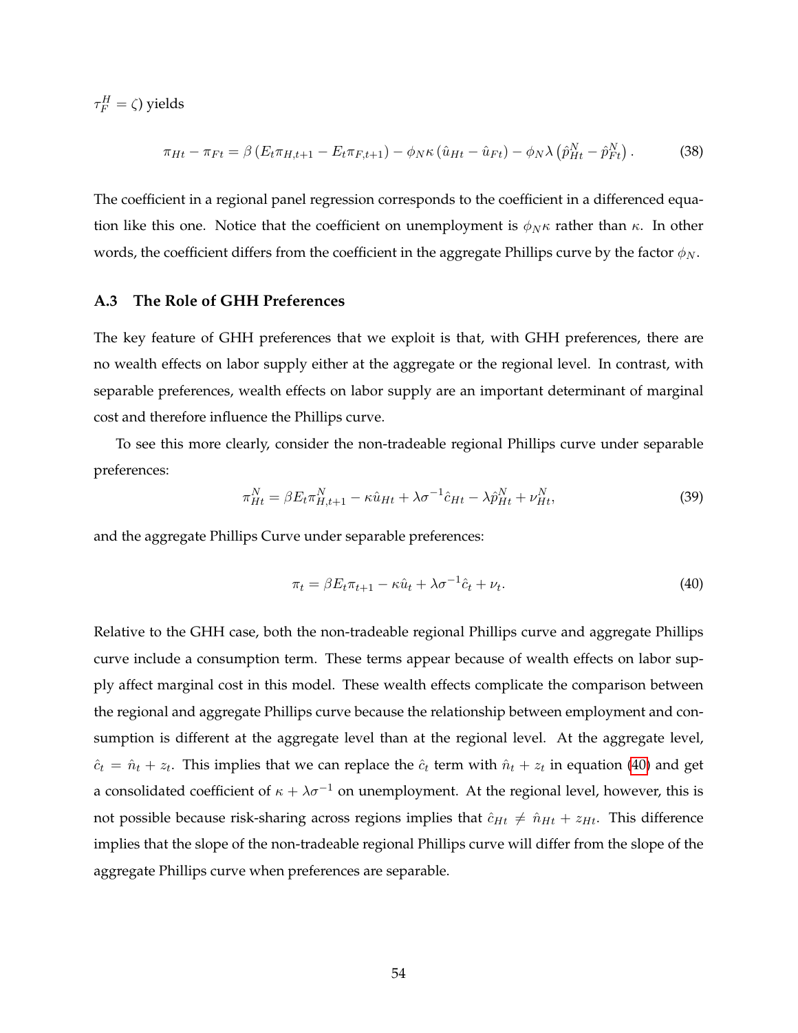$\tau_F^H = \zeta$) yields

$$\pi_{Ht} - \pi_{Ft} = \beta \left( E_t \pi_{H,t+1} - E_t \pi_{F,t+1} \right) - \phi_N \kappa \left( \hat{u}_{Ht} - \hat{u}_{Ft} \right) - \phi_N \lambda \left( \hat{p}^N_{Ht} - \hat{p}^N_{Ft} \right). \tag{38}$$

The coefficient in a regional panel regression corresponds to the coefficient in a differenced equation like this one. Notice that the coefficient on unemployment is $\phi_N \kappa$ rather than $\kappa$. In other words, the coefficient differs from the coefficient in the aggregate Phillips curve by the factor $\phi_N$.

### A.3 The Role of GHH Preferences

The key feature of GHH preferences that we exploit is that, with GHH preferences, there are no wealth effects on labor supply either at the aggregate or the regional level. In contrast, with separable preferences, wealth effects on labor supply are an important determinant of marginal cost and therefore influence the Phillips curve.

To see this more clearly, consider the non-tradeable regional Phillips curve under separable preferences:

$$\pi^N_{Ht} = \beta E_t \pi^N_{H,t+1} - \kappa \hat{u}_{Ht} + \lambda \sigma^{-1} \hat{c}_{Ht} - \lambda \hat{p}^N_{Ht} + \nu^N_{Ht}, \tag{39}$$

and the aggregate Phillips Curve under separable preferences:

$$\pi_t = \beta E_t \pi_{t+1} - \kappa \hat{u}_t + \lambda \sigma^{-1} \hat{c}_t + \nu_t. \tag{40}$$

Relative to the GHH case, both the non-tradeable regional Phillips curve and aggregate Phillips curve include a consumption term. These terms appear because of wealth effects on labor supply affect marginal cost in this model. These wealth effects complicate the comparison between the regional and aggregate Phillips curve because the relationship between employment and consumption is different at the aggregate level than at the regional level. At the aggregate level, $\hat{c}_t = \hat{n}_t + z_t$. This implies that we can replace the $\hat{c}_t$ term with $\hat{n}_t + z_t$ in equation (40) and get a consolidated coefficient of $\kappa + \lambda \sigma^{-1}$ on unemployment. At the regional level, however, this is not possible because risk-sharing across regions implies that $\hat{c}_{Ht} \neq \hat{n}_{Ht} + z_{Ht}$. This difference implies that the slope of the non-tradeable regional Phillips curve will differ from the slope of the aggregate Phillips curve when preferences are separable.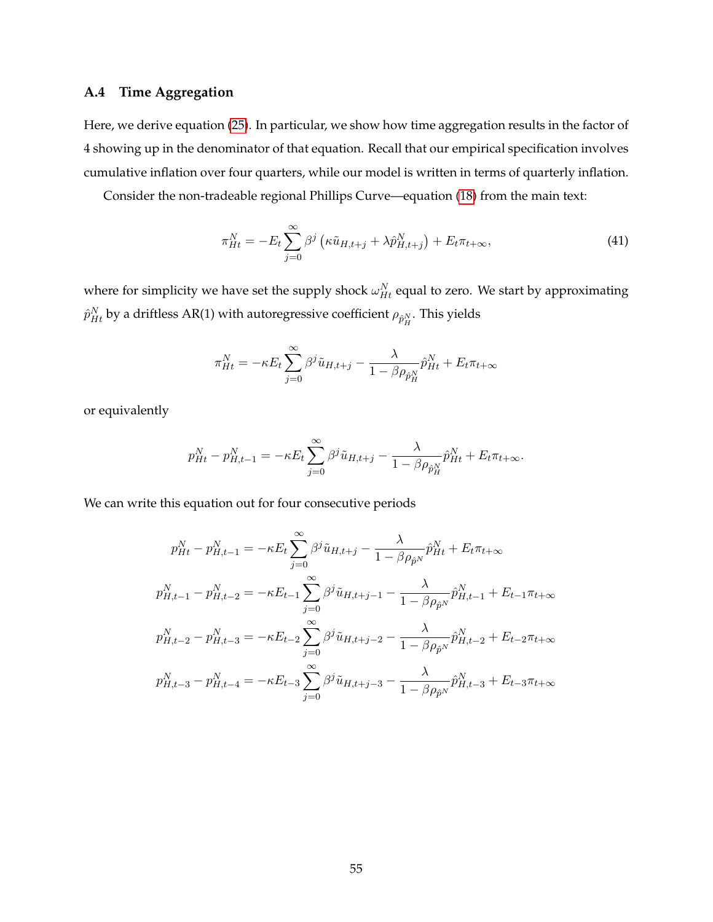### A.4 Time Aggregation

Here, we derive equation (25). In particular, we show how time aggregation results in the factor of 4 showing up in the denominator of that equation. Recall that our empirical specification involves cumulative inflation over four quarters, while our model is written in terms of quarterly inflation.

Consider the non-tradeable regional Phillips Curve—equation (18) from the main text:

$$\pi_{Ht}^N = -E_t \sum_{j=0}^{\infty} \beta^j \left( \kappa \tilde{u}_{H,t+j} + \lambda \hat{p}_{H,t+j}^N \right) + E_t \pi_{t+\infty}, \tag{41}$$

where for simplicity we have set the supply shock $\omega_{Ht}^N$ equal to zero. We start by approximating $\hat{p}_{Ht}^N$ by a driftless AR(1) with autoregressive coefficient $\rho_{\hat{p}_H^N}$. This yields

$$\pi_{Ht}^N = -\kappa E_t \sum_{j=0}^{\infty} \beta^j \tilde{u}_{H,t+j} - \frac{\lambda}{1 - \beta \rho_{\hat{p}_H^N}} \hat{p}_{Ht}^N + E_t \pi_{t+\infty}$$

or equivalently

$$p_{Ht}^N - p_{H,t-1}^N = -\kappa E_t \sum_{j=0}^{\infty} \beta^j \tilde{u}_{H,t+j} - \frac{\lambda}{1 - \beta \rho_{\hat{p}_H^N}} \hat{p}_{Ht}^N + E_t \pi_{t+\infty}.$$

We can write this equation out for four consecutive periods

$$p_{Ht}^N - p_{H,t-1}^N = -\kappa E_t \sum_{j=0}^{\infty} \beta^j \tilde{u}_{H,t+j} - \frac{\lambda}{1 - \beta \rho_{\hat{p}^N}} \hat{p}_{Ht}^N + E_t \pi_{t+\infty}$$

$$p_{H,t-1}^N - p_{H,t-2}^N = -\kappa E_{t-1} \sum_{j=0}^{\infty} \beta^j \tilde{u}_{H,t+j-1} - \frac{\lambda}{1 - \beta \rho_{\hat{p}^N}} \hat{p}_{H,t-1}^N + E_{t-1} \pi_{t+\infty}$$

$$p_{H,t-2}^N - p_{H,t-3}^N = -\kappa E_{t-2} \sum_{j=0}^{\infty} \beta^j \tilde{u}_{H,t+j-2} - \frac{\lambda}{1 - \beta \rho_{\hat{p}^N}} \hat{p}_{H,t-2}^N + E_{t-2} \pi_{t+\infty}$$

$$p_{H,t-3}^N - p_{H,t-4}^N = -\kappa E_{t-3} \sum_{j=0}^{\infty} \beta^j \tilde{u}_{H,t+j-3} - \frac{\lambda}{1 - \beta \rho_{\hat{p}^N}} \hat{p}_{H,t-3}^N + E_{t-3} \pi_{t+\infty}$$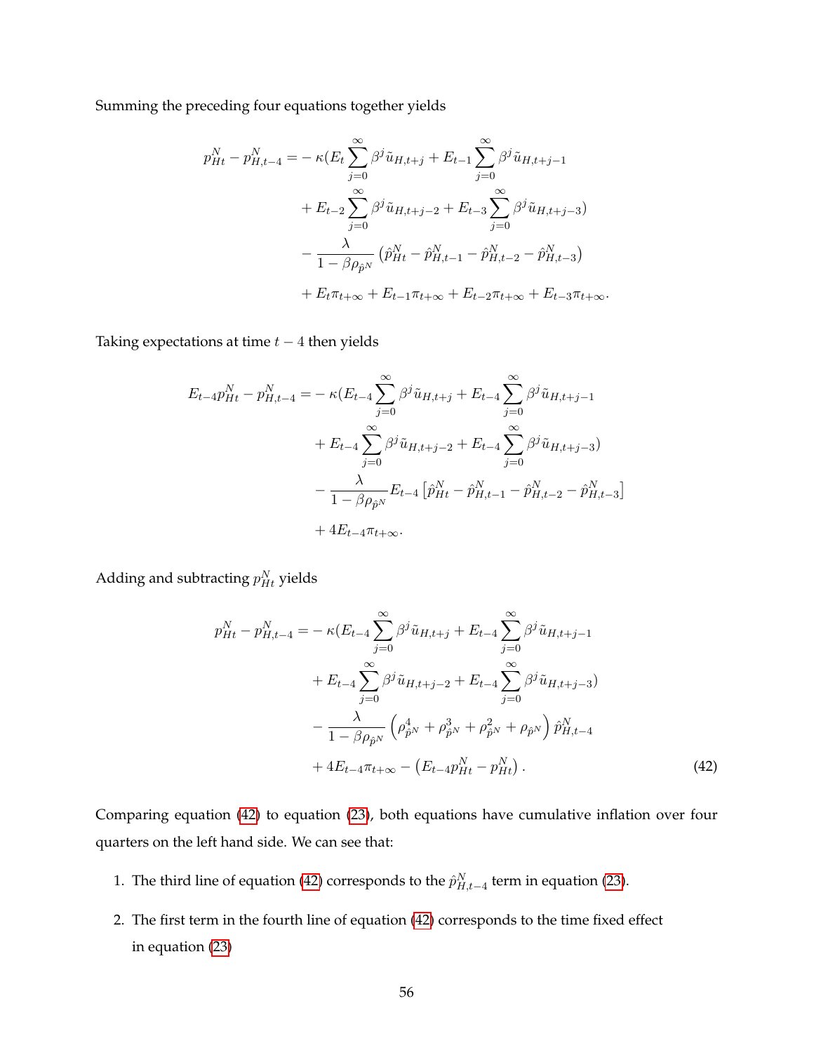Summing the preceding four equations together yields

$$
\begin{aligned}
p_{Ht}^N - p_{H,t-4}^N = &-\kappa(E_t \sum_{j=0}^{\infty} \beta^j \tilde{u}_{H,t+j} + E_{t-1} \sum_{j=0}^{\infty} \beta^j \tilde{u}_{H,t+j-1} \\
&+ E_{t-2} \sum_{j=0}^{\infty} \beta^j \tilde{u}_{H,t+j-2} + E_{t-3} \sum_{j=0}^{\infty} \beta^j \tilde{u}_{H,t+j-3}) \\
&- \frac{\lambda}{1-\beta\rho_{\hat{p}^N}} \left(\hat{p}_{Ht}^N - \hat{p}_{H,t-1}^N - \hat{p}_{H,t-2}^N - \hat{p}_{H,t-3}^N\right) \\
&+ E_t \pi_{t+\infty} + E_{t-1}\pi_{t+\infty} + E_{t-2}\pi_{t+\infty} + E_{t-3}\pi_{t+\infty}.
\end{aligned}
$$

Taking expectations at time $t-4$ then yields

$$
\begin{aligned}
E_{t-4} p_{Ht}^N - p_{H,t-4}^N = &-\kappa(E_{t-4} \sum_{j=0}^{\infty} \beta^j \tilde{u}_{H,t+j} + E_{t-4} \sum_{j=0}^{\infty} \beta^j \tilde{u}_{H,t+j-1} \\
&+ E_{t-4} \sum_{j=0}^{\infty} \beta^j \tilde{u}_{H,t+j-2} + E_{t-4} \sum_{j=0}^{\infty} \beta^j \tilde{u}_{H,t+j-3}) \\
&- \frac{\lambda}{1-\beta\rho_{\hat{p}^N}} E_{t-4}\left[\hat{p}_{Ht}^N - \hat{p}_{H,t-1}^N - \hat{p}_{H,t-2}^N - \hat{p}_{H,t-3}^N\right] \\
&+ 4E_{t-4}\pi_{t+\infty}.
\end{aligned}
$$

Adding and subtracting $p_{Ht}^N$ yields

$$
\begin{aligned}
p_{Ht}^N - p_{H,t-4}^N = &-\kappa(E_{t-4} \sum_{j=0}^{\infty} \beta^j \tilde{u}_{H,t+j} + E_{t-4} \sum_{j=0}^{\infty} \beta^j \tilde{u}_{H,t+j-1} \\
&+ E_{t-4} \sum_{j=0}^{\infty} \beta^j \tilde{u}_{H,t+j-2} + E_{t-4} \sum_{j=0}^{\infty} \beta^j \tilde{u}_{H,t+j-3}) \\
&- \frac{\lambda}{1-\beta\rho_{\hat{p}^N}} \left(\rho_{\hat{p}^N}^4 + \rho_{\hat{p}^N}^3 + \rho_{\hat{p}^N}^2 + \rho_{\hat{p}^N}\right) \hat{p}_{H,t-4}^N \\
&+ 4E_{t-4}\pi_{t+\infty} - \left(E_{t-4} p_{Ht}^N - p_{Ht}^N\right).
\end{aligned} \tag{42}
$$

Comparing equation (42) to equation (23), both equations have cumulative inflation over four quarters on the left hand side. We can see that:

1. The third line of equation (42) corresponds to the $\hat{p}_{H,t-4}^N$ term in equation (23).

2. The first term in the fourth line of equation (42) corresponds to the time fixed effect in equation (23)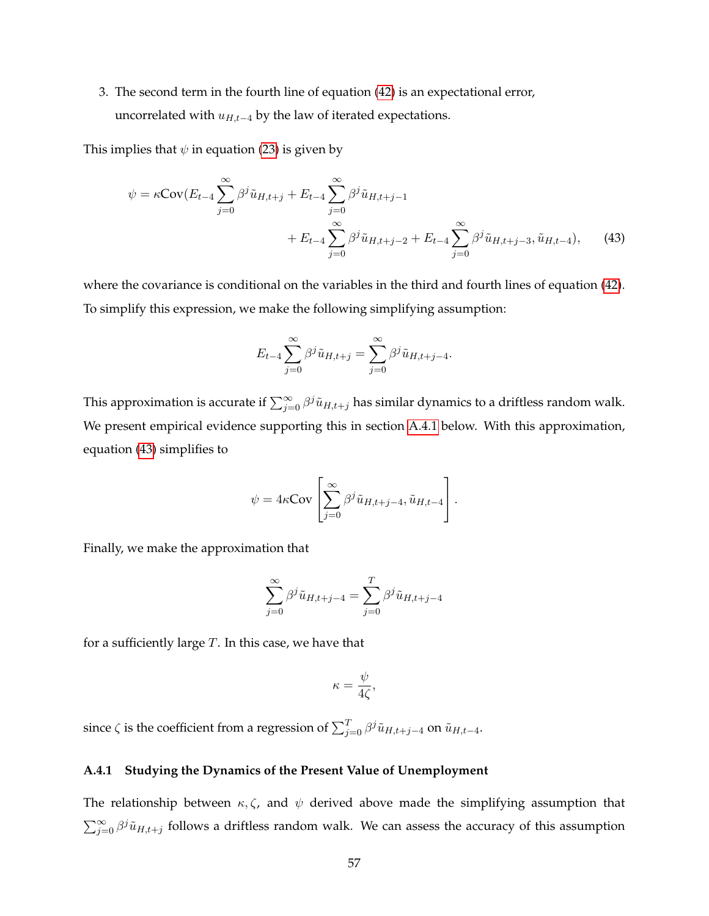3. The second term in the fourth line of equation (42) is an expectational error, uncorrelated with $u_{H,t-4}$ by the law of iterated expectations.

This implies that $\psi$ in equation (23) is given by

$$
\psi = \kappa \text{Cov}(E_{t-4} \sum_{j=0}^{\infty} \beta^j \tilde{u}_{H,t+j} + E_{t-4} \sum_{j=0}^{\infty} \beta^j \tilde{u}_{H,t+j-1} + E_{t-4} \sum_{j=0}^{\infty} \beta^j \tilde{u}_{H,t+j-2} + E_{t-4} \sum_{j=0}^{\infty} \beta^j \tilde{u}_{H,t+j-3}, \tilde{u}_{H,t-4}), \tag{43}
$$

where the covariance is conditional on the variables in the third and fourth lines of equation (42). To simplify this expression, we make the following simplifying assumption:

$$
E_{t-4} \sum_{j=0}^{\infty} \beta^j \tilde{u}_{H,t+j} = \sum_{j=0}^{\infty} \beta^j \tilde{u}_{H,t+j-4}.
$$

This approximation is accurate if $\sum_{j=0}^{\infty} \beta^j \tilde{u}_{H,t+j}$ has similar dynamics to a driftless random walk. We present empirical evidence supporting this in section A.4.1 below. With this approximation, equation (43) simplifies to

$$
\psi = 4\kappa \text{Cov}\left[\sum_{j=0}^{\infty} \beta^j \tilde{u}_{H,t+j-4}, \tilde{u}_{H,t-4}\right].
$$

Finally, we make the approximation that

$$
\sum_{j=0}^{\infty} \beta^j \tilde{u}_{H,t+j-4} = \sum_{j=0}^{T} \beta^j \tilde{u}_{H,t+j-4}
$$

for a sufficiently large $T$. In this case, we have that

$$
\kappa = \frac{\psi}{4\zeta},
$$

since $\zeta$ is the coefficient from a regression of $\sum_{j=0}^{T} \beta^j \tilde{u}_{H,t+j-4}$ on $\tilde{u}_{H,t-4}$.

### A.4.1 Studying the Dynamics of the Present Value of Unemployment

The relationship between $\kappa, \zeta$, and $\psi$ derived above made the simplifying assumption that $\sum_{j=0}^{\infty} \beta^j \tilde{u}_{H,t+j}$ follows a driftless random walk. We can assess the accuracy of this assumption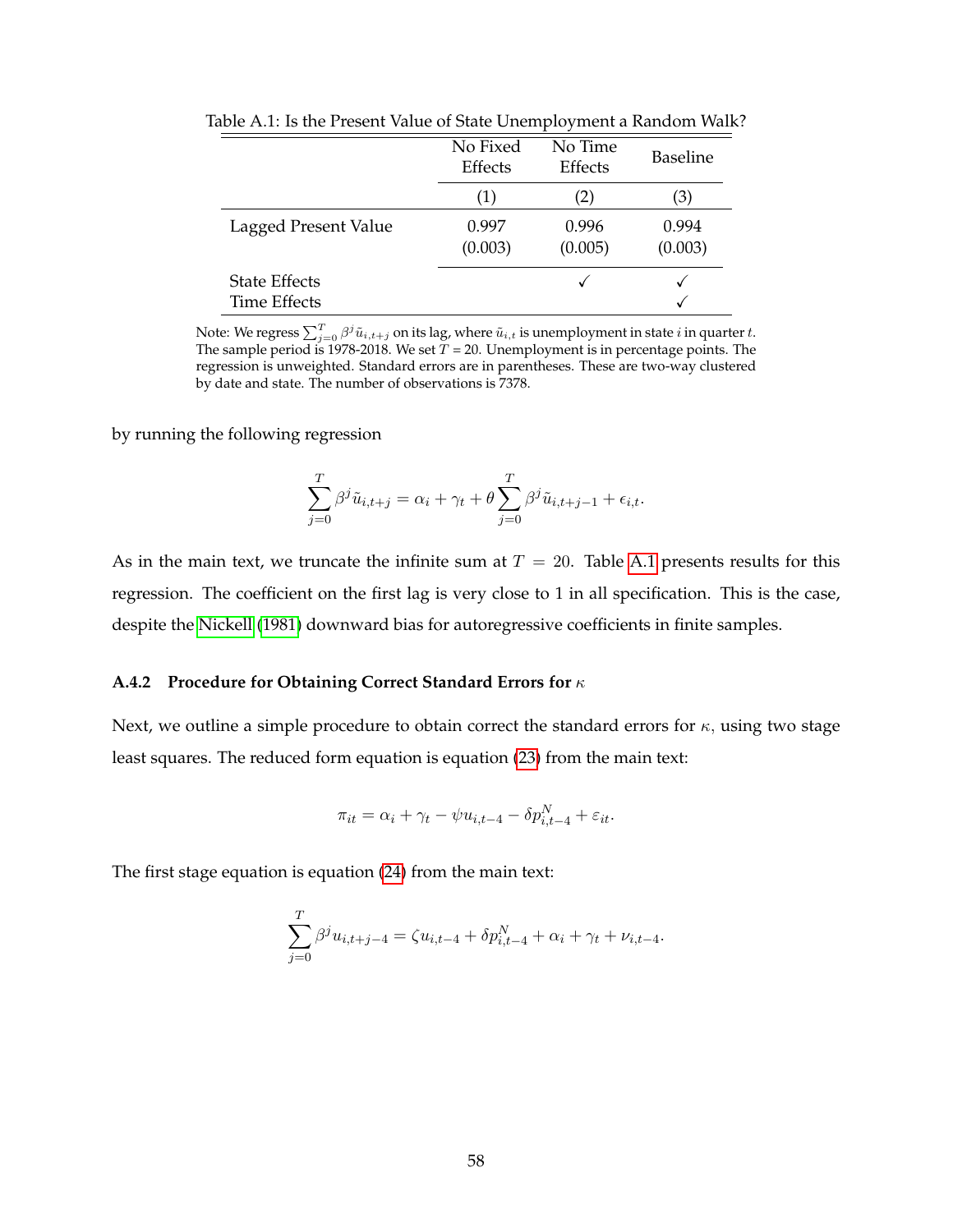Table A.1: Is the Present Value of State Unemployment a Random Walk?

| | No Fixed Effects | No Time Effects | Baseline |
|---|---|---|---|
| | (1) | (2) | (3) |
| Lagged Present Value | 0.997 | 0.996 | 0.994 |
| | (0.003) | (0.005) | (0.003) |
| State Effects | | ✓ | ✓ |
| Time Effects | | | ✓ |

Note: We regress $\sum_{j=0}^{T} \beta^j \tilde{u}_{i,t+j}$ on its lag, where $\tilde{u}_{i,t}$ is unemployment in state $i$ in quarter $t$. The sample period is 1978-2018. We set $T$ = 20. Unemployment is in percentage points. The regression is unweighted. Standard errors are in parentheses. These are two-way clustered by date and state. The number of observations is 7378.

by running the following regression

$$\sum_{j=0}^{T} \beta^j \tilde{u}_{i,t+j} = \alpha_i + \gamma_t + \theta \sum_{j=0}^{T} \beta^j \tilde{u}_{i,t+j-1} + \epsilon_{i,t}.$$

As in the main text, we truncate the infinite sum at $T = 20$. Table A.1 presents results for this regression. The coefficient on the first lag is very close to 1 in all specification. This is the case, despite the Nickell (1981) downward bias for autoregressive coefficients in finite samples.

### A.4.2 Procedure for Obtaining Correct Standard Errors for $\kappa$

Next, we outline a simple procedure to obtain correct the standard errors for $\kappa$, using two stage least squares. The reduced form equation is equation (23) from the main text:

$$\pi_{it} = \alpha_i + \gamma_t - \psi u_{i,t-4} - \delta p^N_{i,t-4} + \varepsilon_{it}.$$

The first stage equation is equation (24) from the main text:

$$\sum_{j=0}^{T} \beta^j u_{i,t+j-4} = \zeta u_{i,t-4} + \delta p^N_{i,t-4} + \alpha_i + \gamma_t + \nu_{i,t-4}.$$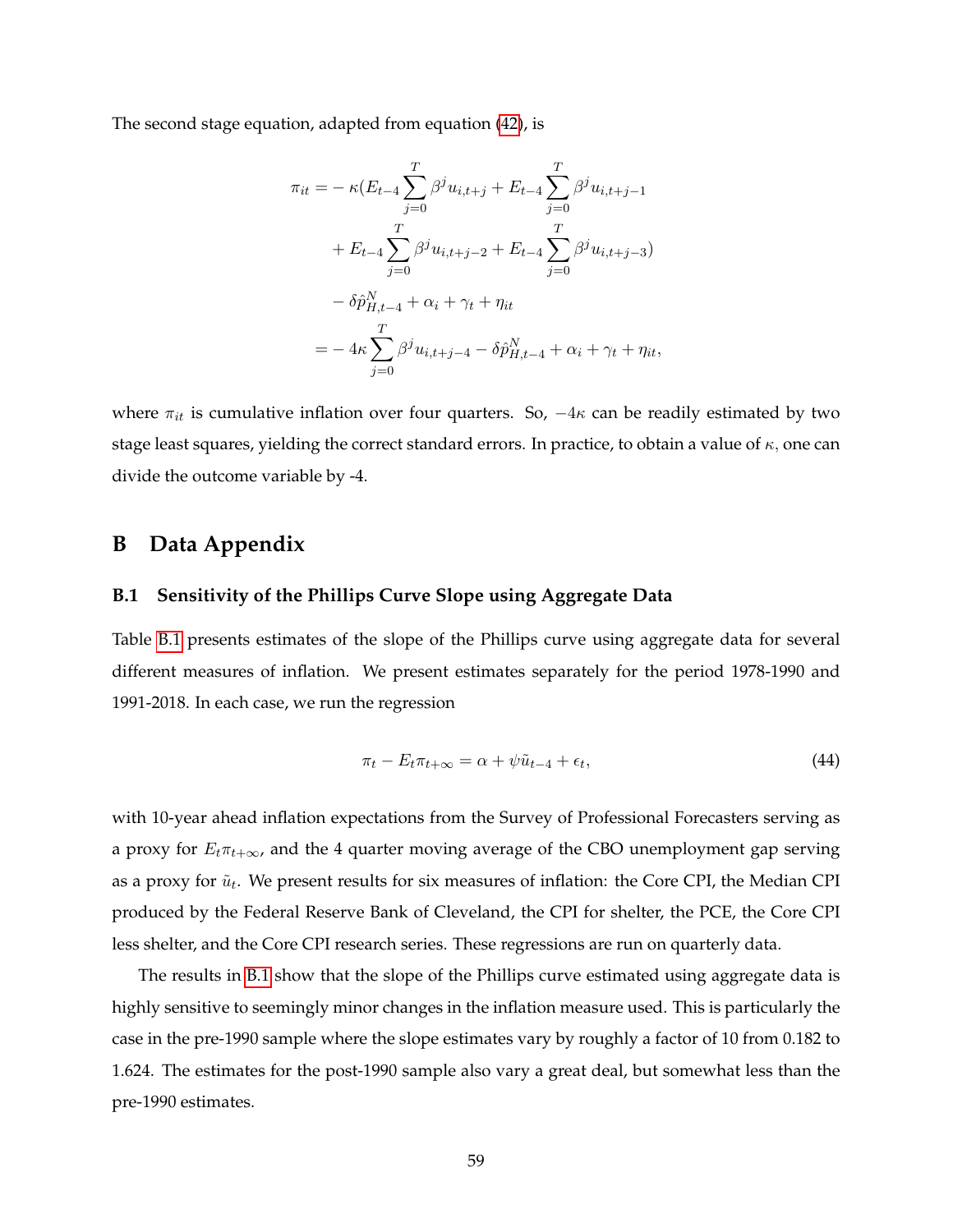The second stage equation, adapted from equation (42), is

$$
\begin{aligned}
\pi_{it} = & -\kappa(E_{t-4}\sum_{j=0}^{T}\beta^j u_{i,t+j} + E_{t-4}\sum_{j=0}^{T}\beta^j u_{i,t+j-1} \\
& + E_{t-4}\sum_{j=0}^{T}\beta^j u_{i,t+j-2} + E_{t-4}\sum_{j=0}^{T}\beta^j u_{i,t+j-3}) \\
& - \delta \hat{p}_{H,t-4}^{N} + \alpha_i + \gamma_t + \eta_{it} \\
= & -4\kappa \sum_{j=0}^{T}\beta^j u_{i,t+j-4} - \delta \hat{p}_{H,t-4}^{N} + \alpha_i + \gamma_t + \eta_{it},
\end{aligned}
$$

where $\pi_{it}$ is cumulative inflation over four quarters. So, $-4\kappa$ can be readily estimated by two stage least squares, yielding the correct standard errors. In practice, to obtain a value of $\kappa$, one can divide the outcome variable by -4.

# B Data Appendix

## B.1 Sensitivity of the Phillips Curve Slope using Aggregate Data

Table B.1 presents estimates of the slope of the Phillips curve using aggregate data for several different measures of inflation. We present estimates separately for the period 1978-1990 and 1991-2018. In each case, we run the regression

$$
\pi_t - E_t\pi_{t+\infty} = \alpha + \psi\tilde{u}_{t-4} + \epsilon_t, \tag{44}
$$

with 10-year ahead inflation expectations from the Survey of Professional Forecasters serving as a proxy for $E_t\pi_{t+\infty}$, and the 4 quarter moving average of the CBO unemployment gap serving as a proxy for $\tilde{u}_t$. We present results for six measures of inflation: the Core CPI, the Median CPI produced by the Federal Reserve Bank of Cleveland, the CPI for shelter, the PCE, the Core CPI less shelter, and the Core CPI research series. These regressions are run on quarterly data.

The results in B.1 show that the slope of the Phillips curve estimated using aggregate data is highly sensitive to seemingly minor changes in the inflation measure used. This is particularly the case in the pre-1990 sample where the slope estimates vary by roughly a factor of 10 from 0.182 to 1.624. The estimates for the post-1990 sample also vary a great deal, but somewhat less than the pre-1990 estimates.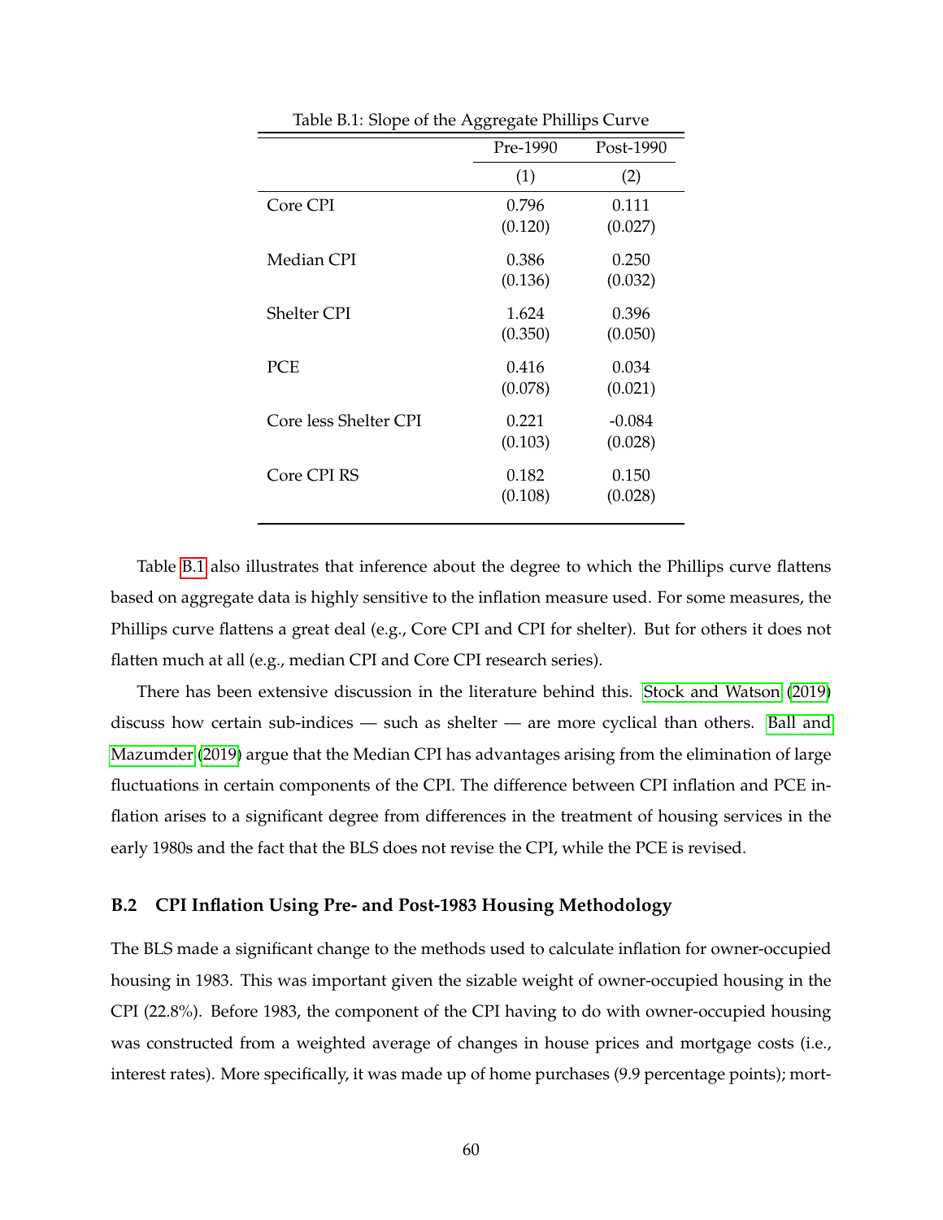Table B.1: Slope of the Aggregate Phillips Curve

| | Pre-1990 | Post-1990 |
|---|---|---|
| | (1) | (2) |
| Core CPI | 0.796 | 0.111 |
| | (0.120) | (0.027) |
| Median CPI | 0.386 | 0.250 |
| | (0.136) | (0.032) |
| Shelter CPI | 1.624 | 0.396 |
| | (0.350) | (0.050) |
| PCE | 0.416 | 0.034 |
| | (0.078) | (0.021) |
| Core less Shelter CPI | 0.221 | -0.084 |
| | (0.103) | (0.028) |
| Core CPI RS | 0.182 | 0.150 |
| | (0.108) | (0.028) |

Table B.1 also illustrates that inference about the degree to which the Phillips curve flattens based on aggregate data is highly sensitive to the inflation measure used. For some measures, the Phillips curve flattens a great deal (e.g., Core CPI and CPI for shelter). But for others it does not flatten much at all (e.g., median CPI and Core CPI research series).

There has been extensive discussion in the literature behind this. Stock and Watson (2019) discuss how certain sub-indices — such as shelter — are more cyclical than others. Ball and Mazumder (2019) argue that the Median CPI has advantages arising from the elimination of large fluctuations in certain components of the CPI. The difference between CPI inflation and PCE inflation arises to a significant degree from differences in the treatment of housing services in the early 1980s and the fact that the BLS does not revise the CPI, while the PCE is revised.

### B.2 CPI Inflation Using Pre- and Post-1983 Housing Methodology

The BLS made a significant change to the methods used to calculate inflation for owner-occupied housing in 1983. This was important given the sizable weight of owner-occupied housing in the CPI (22.8%). Before 1983, the component of the CPI having to do with owner-occupied housing was constructed from a weighted average of changes in house prices and mortgage costs (i.e., interest rates). More specifically, it was made up of home purchases (9.9 percentage points); mort-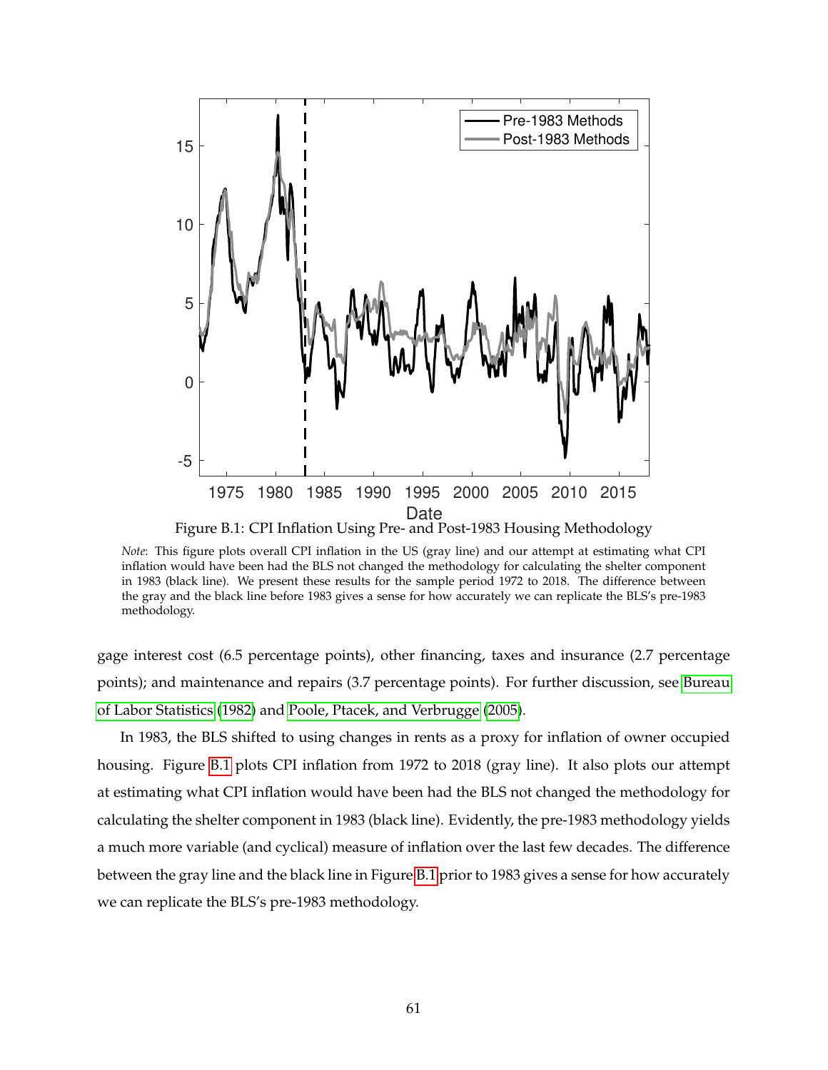Figure B.1: CPI Inflation Using Pre- and Post-1983 Housing Methodology

*Note*: This figure plots overall CPI inflation in the US (gray line) and our attempt at estimating what CPI inflation would have been had the BLS not changed the methodology for calculating the shelter component in 1983 (black line). We present these results for the sample period 1972 to 2018. The difference between the gray and the black line before 1983 gives a sense for how accurately we can replicate the BLS's pre-1983 methodology.

gage interest cost (6.5 percentage points), other financing, taxes and insurance (2.7 percentage points); and maintenance and repairs (3.7 percentage points). For further discussion, see Bureau of Labor Statistics (1982) and Poole, Ptacek, and Verbrugge (2005).

In 1983, the BLS shifted to using changes in rents as a proxy for inflation of owner occupied housing. Figure B.1 plots CPI inflation from 1972 to 2018 (gray line). It also plots our attempt at estimating what CPI inflation would have been had the BLS not changed the methodology for calculating the shelter component in 1983 (black line). Evidently, the pre-1983 methodology yields a much more variable (and cyclical) measure of inflation over the last few decades. The difference between the gray line and the black line in Figure B.1 prior to 1983 gives a sense for how accurately we can replicate the BLS's pre-1983 methodology.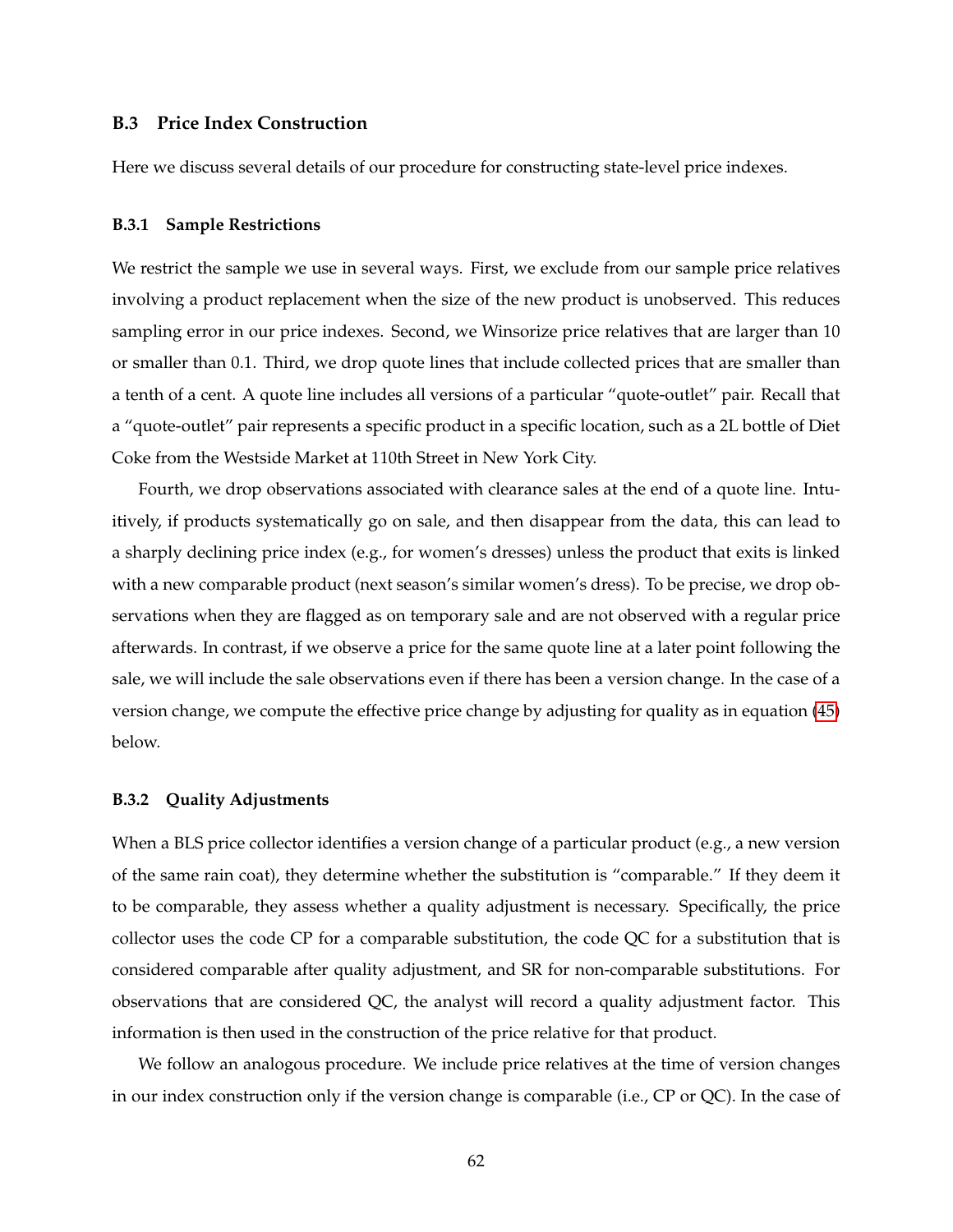### B.3 Price Index Construction

Here we discuss several details of our procedure for constructing state-level price indexes.

#### B.3.1 Sample Restrictions

We restrict the sample we use in several ways. First, we exclude from our sample price relatives involving a product replacement when the size of the new product is unobserved. This reduces sampling error in our price indexes. Second, we Winsorize price relatives that are larger than 10 or smaller than 0.1. Third, we drop quote lines that include collected prices that are smaller than a tenth of a cent. A quote line includes all versions of a particular "quote-outlet" pair. Recall that a "quote-outlet" pair represents a specific product in a specific location, such as a 2L bottle of Diet Coke from the Westside Market at 110th Street in New York City.

Fourth, we drop observations associated with clearance sales at the end of a quote line. Intuitively, if products systematically go on sale, and then disappear from the data, this can lead to a sharply declining price index (e.g., for women's dresses) unless the product that exits is linked with a new comparable product (next season's similar women's dress). To be precise, we drop observations when they are flagged as on temporary sale and are not observed with a regular price afterwards. In contrast, if we observe a price for the same quote line at a later point following the sale, we will include the sale observations even if there has been a version change. In the case of a version change, we compute the effective price change by adjusting for quality as in equation (45) below.

#### B.3.2 Quality Adjustments

When a BLS price collector identifies a version change of a particular product (e.g., a new version of the same rain coat), they determine whether the substitution is "comparable." If they deem it to be comparable, they assess whether a quality adjustment is necessary. Specifically, the price collector uses the code CP for a comparable substitution, the code QC for a substitution that is considered comparable after quality adjustment, and SR for non-comparable substitutions. For observations that are considered QC, the analyst will record a quality adjustment factor. This information is then used in the construction of the price relative for that product.

We follow an analogous procedure. We include price relatives at the time of version changes in our index construction only if the version change is comparable (i.e., CP or QC). In the case of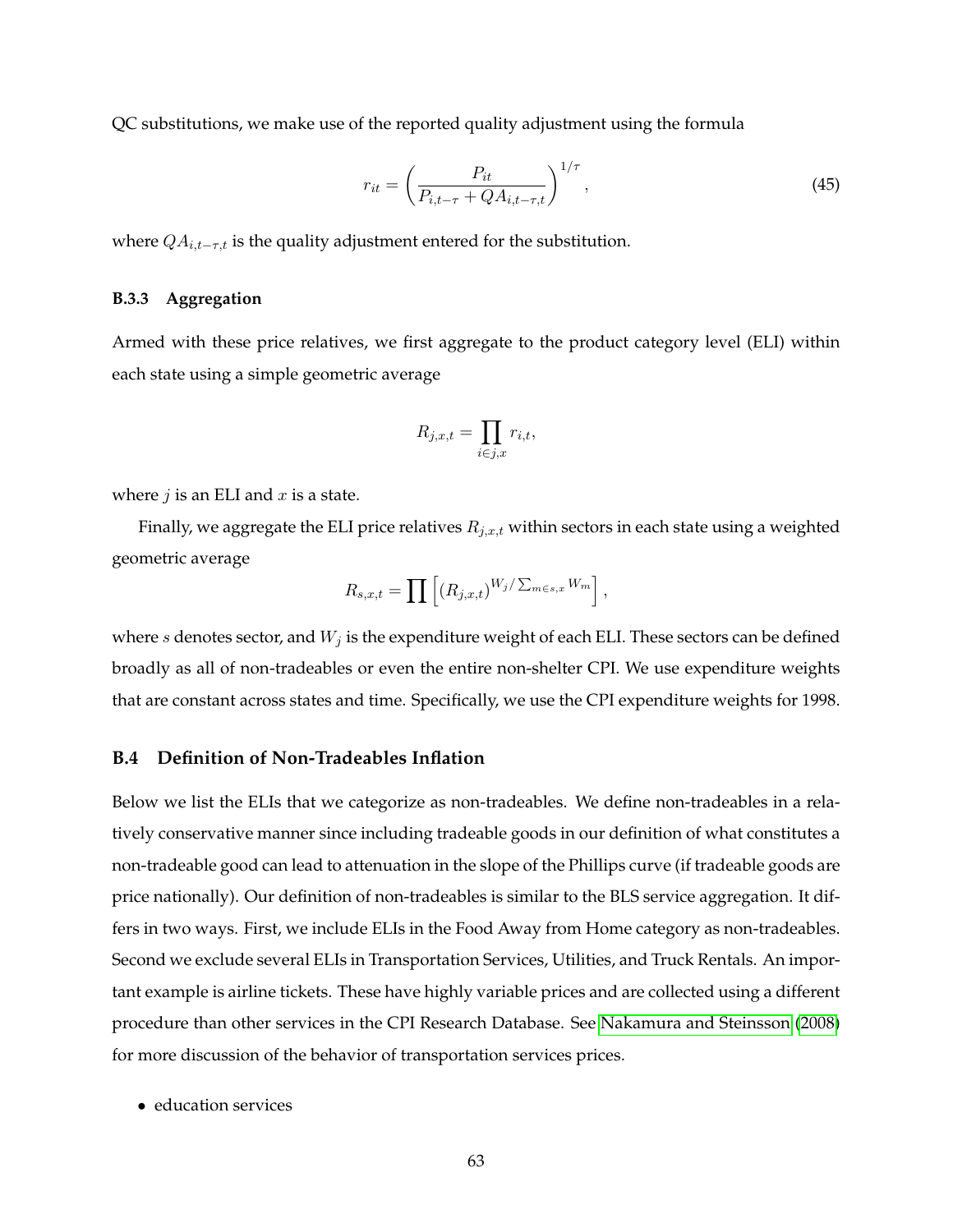QC substitutions, we make use of the reported quality adjustment using the formula

$$r_{it} = \left( \frac{P_{it}}{P_{i,t-\tau} + QA_{i,t-\tau,t}} \right)^{1/\tau}, \tag{45}$$

where $QA_{i,t-\tau,t}$ is the quality adjustment entered for the substitution.

#### B.3.3 Aggregation

Armed with these price relatives, we first aggregate to the product category level (ELI) within each state using a simple geometric average

$$R_{j,x,t} = \prod_{i \in j,x} r_{i,t},$$

where $j$ is an ELI and $x$ is a state.

Finally, we aggregate the ELI price relatives $R_{j,x,t}$ within sectors in each state using a weighted geometric average

$$R_{s,x,t} = \prod \left[ (R_{j,x,t})^{W_j / \sum_{m \in s,x} W_m} \right],$$

where $s$ denotes sector, and $W_j$ is the expenditure weight of each ELI. These sectors can be defined broadly as all of non-tradeables or even the entire non-shelter CPI. We use expenditure weights that are constant across states and time. Specifically, we use the CPI expenditure weights for 1998.

### B.4 Definition of Non-Tradeables Inflation

Below we list the ELIs that we categorize as non-tradeables. We define non-tradeables in a relatively conservative manner since including tradeable goods in our definition of what constitutes a non-tradeable good can lead to attenuation in the slope of the Phillips curve (if tradeable goods are price nationally). Our definition of non-tradeables is similar to the BLS service aggregation. It differs in two ways. First, we include ELIs in the Food Away from Home category as non-tradeables. Second we exclude several ELIs in Transportation Services, Utilities, and Truck Rentals. An important example is airline tickets. These have highly variable prices and are collected using a different procedure than other services in the CPI Research Database. See Nakamura and Steinsson (2008) for more discussion of the behavior of transportation services prices.

- education services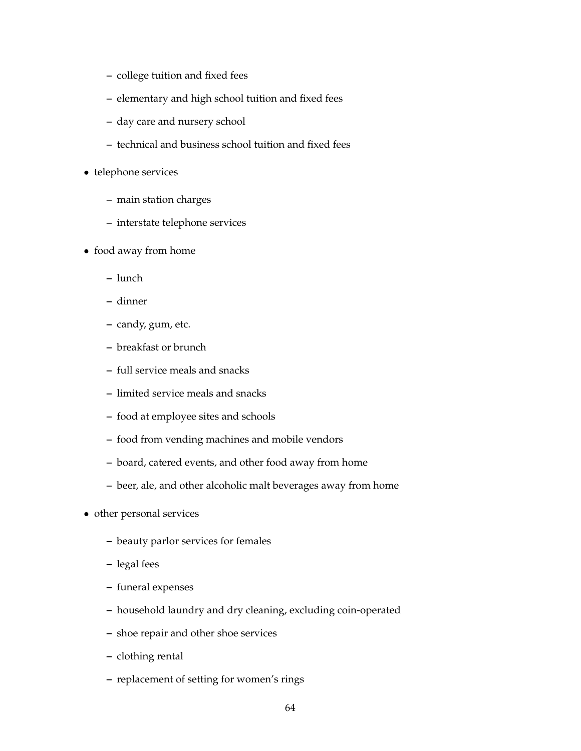- college tuition and fixed fees
  - elementary and high school tuition and fixed fees
  - day care and nursery school
  - technical and business school tuition and fixed fees
- telephone services
  - main station charges
  - interstate telephone services
- food away from home
  - lunch
  - dinner
  - candy, gum, etc.
  - breakfast or brunch
  - full service meals and snacks
  - limited service meals and snacks
  - food at employee sites and schools
  - food from vending machines and mobile vendors
  - board, catered events, and other food away from home
  - beer, ale, and other alcoholic malt beverages away from home
- other personal services
  - beauty parlor services for females
  - legal fees
  - funeral expenses
  - household laundry and dry cleaning, excluding coin-operated
  - shoe repair and other shoe services
  - clothing rental
  - replacement of setting for women's rings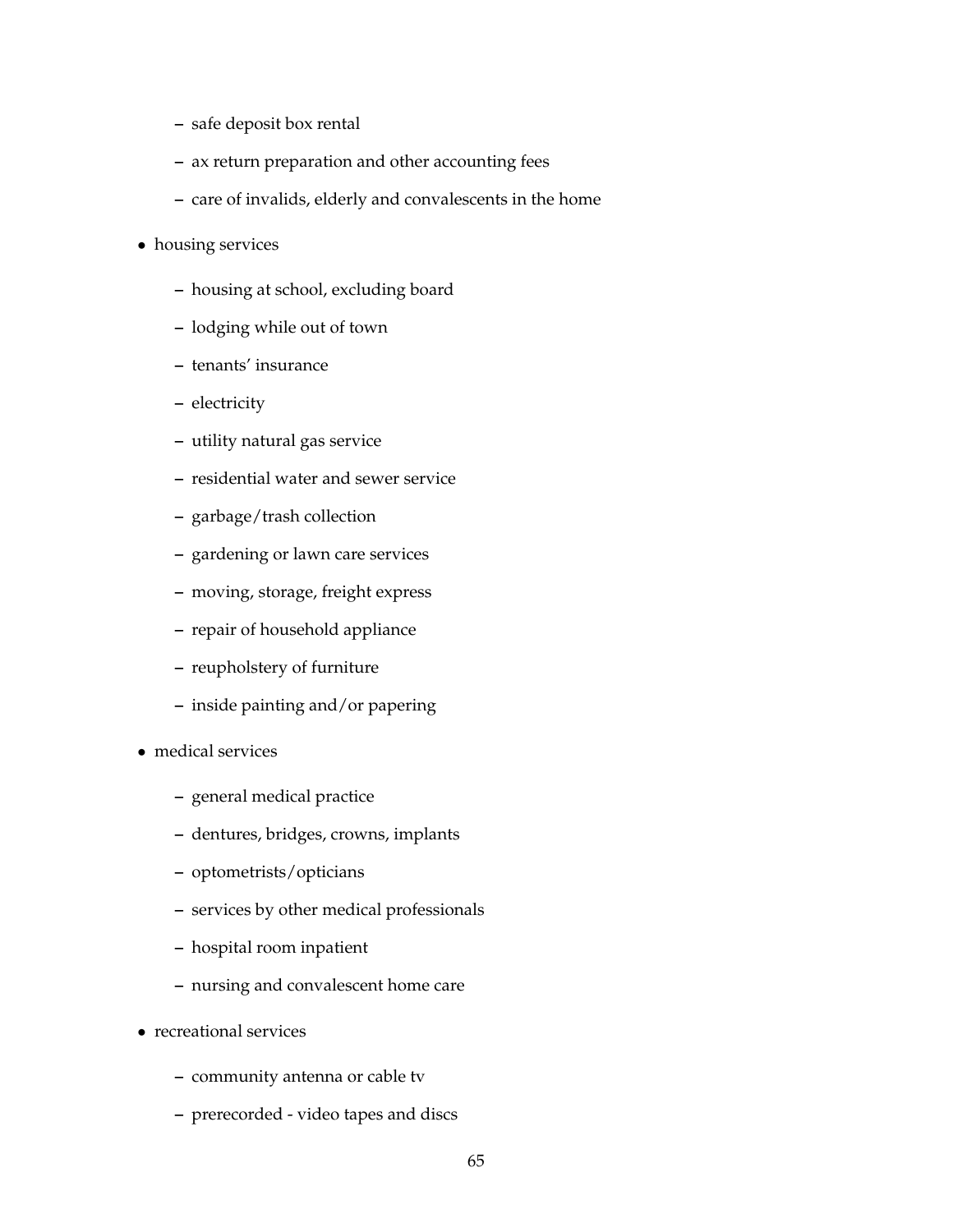- safe deposit box rental
  - ax return preparation and other accounting fees
  - care of invalids, elderly and convalescents in the home
- housing services
  - housing at school, excluding board
  - lodging while out of town
  - tenants' insurance
  - electricity
  - utility natural gas service
  - residential water and sewer service
  - garbage/trash collection
  - gardening or lawn care services
  - moving, storage, freight express
  - repair of household appliance
  - reupholstery of furniture
  - inside painting and/or papering
- medical services
  - general medical practice
  - dentures, bridges, crowns, implants
  - optometrists/opticians
  - services by other medical professionals
  - hospital room inpatient
  - nursing and convalescent home care
- recreational services
  - community antenna or cable tv
  - prerecorded - video tapes and discs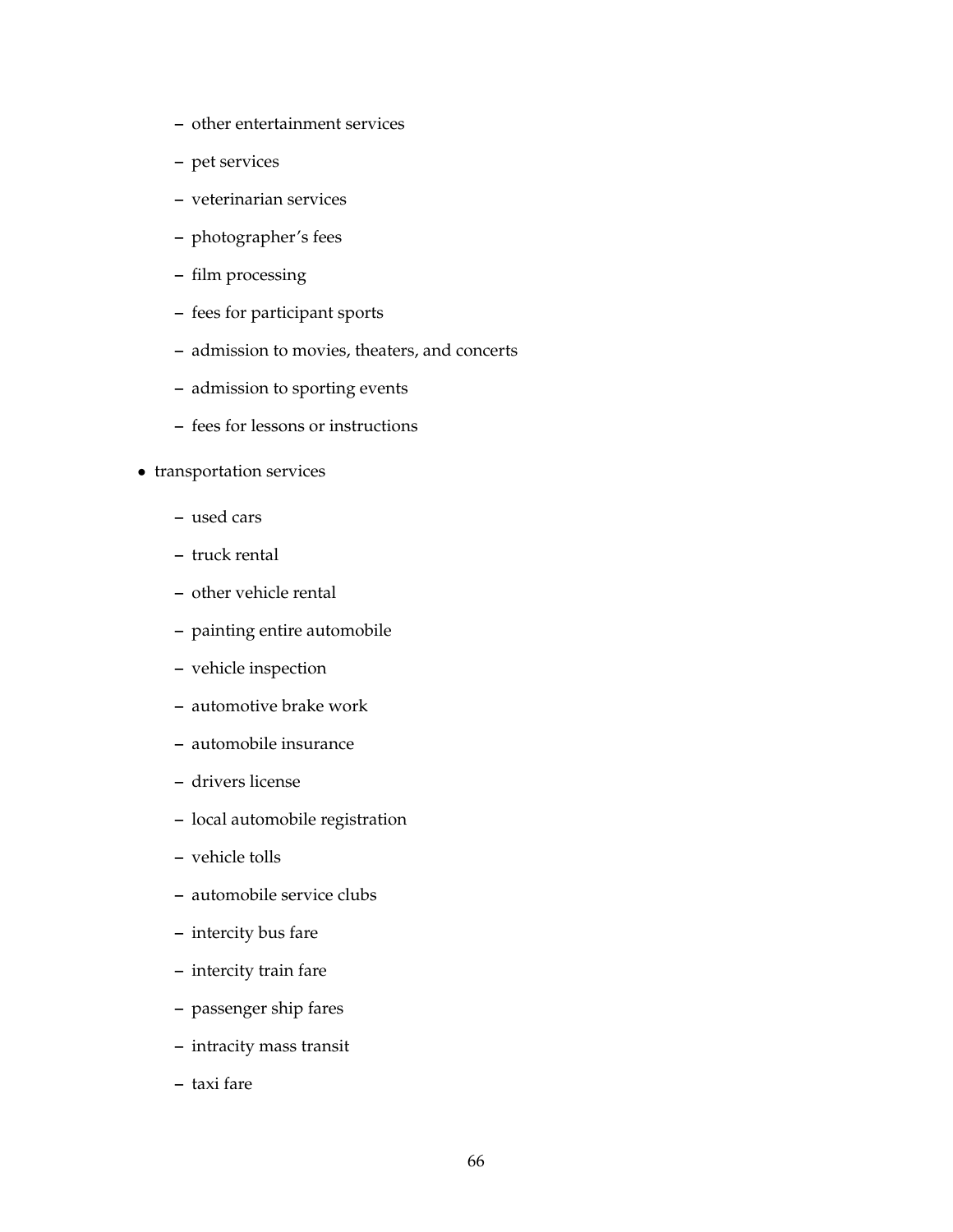- other entertainment services
  - pet services
  - veterinarian services
  - photographer's fees
  - film processing
  - fees for participant sports
  - admission to movies, theaters, and concerts
  - admission to sporting events
  - fees for lessons or instructions

- transportation services
  - used cars
  - truck rental
  - other vehicle rental
  - painting entire automobile
  - vehicle inspection
  - automotive brake work
  - automobile insurance
  - drivers license
  - local automobile registration
  - vehicle tolls
  - automobile service clubs
  - intercity bus fare
  - intercity train fare
  - passenger ship fares
  - intracity mass transit
  - taxi fare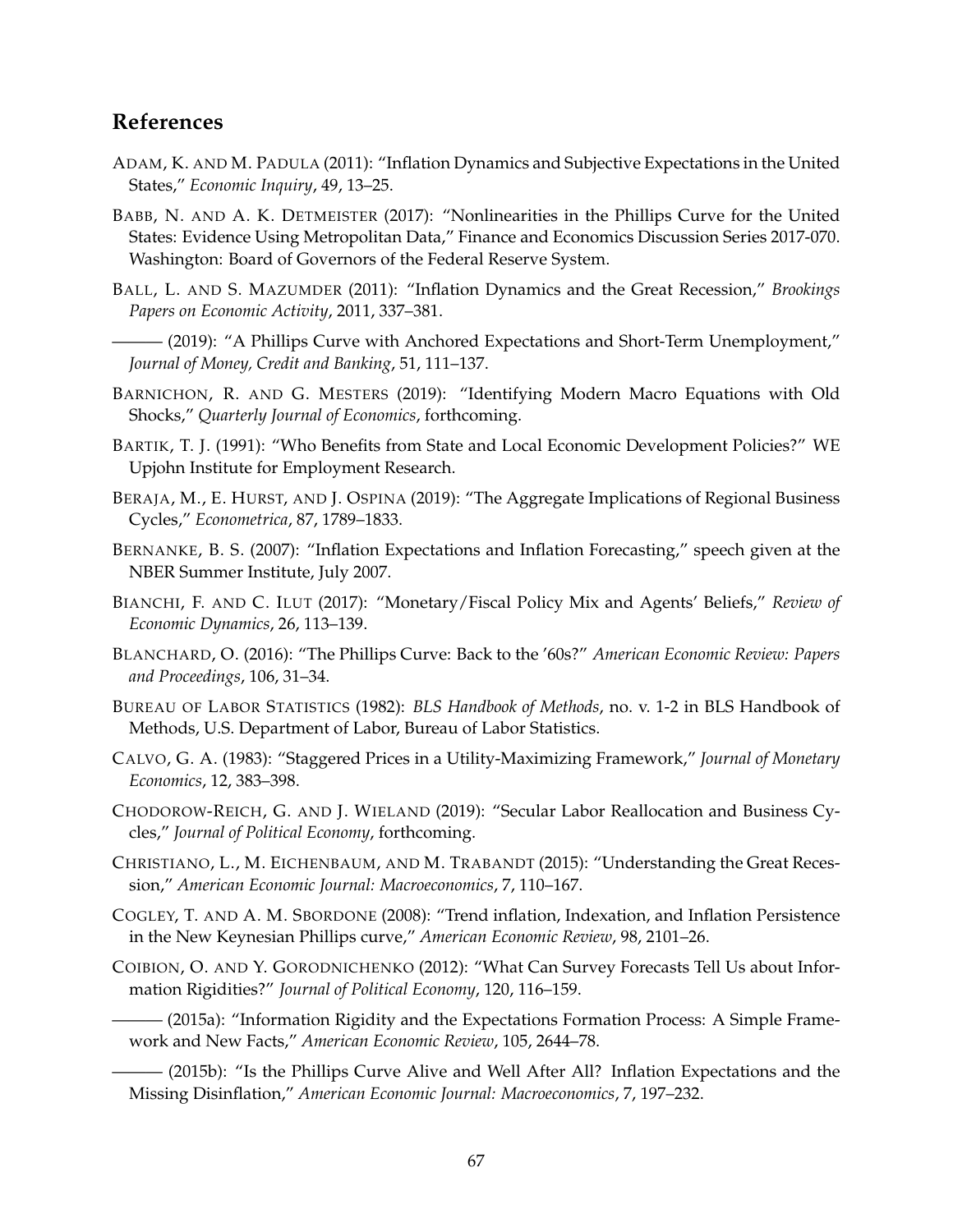## References

Adam, K. and M. Padula (2011): "Inflation Dynamics and Subjective Expectations in the United States," *Economic Inquiry*, 49, 13–25.

Babb, N. and A. K. Detmeister (2017): "Nonlinearities in the Phillips Curve for the United States: Evidence Using Metropolitan Data," Finance and Economics Discussion Series 2017-070. Washington: Board of Governors of the Federal Reserve System.

Ball, L. and S. Mazumder (2011): "Inflation Dynamics and the Great Recession," *Brookings Papers on Economic Activity*, 2011, 337–381.

——— (2019): "A Phillips Curve with Anchored Expectations and Short-Term Unemployment," *Journal of Money, Credit and Banking*, 51, 111–137.

Barnichon, R. and G. Mesters (2019): "Identifying Modern Macro Equations with Old Shocks," *Quarterly Journal of Economics*, forthcoming.

Bartik, T. J. (1991): "Who Benefits from State and Local Economic Development Policies?" WE Upjohn Institute for Employment Research.

Beraja, M., E. Hurst, and J. Ospina (2019): "The Aggregate Implications of Regional Business Cycles," *Econometrica*, 87, 1789–1833.

Bernanke, B. S. (2007): "Inflation Expectations and Inflation Forecasting," speech given at the NBER Summer Institute, July 2007.

Bianchi, F. and C. Ilut (2017): "Monetary/Fiscal Policy Mix and Agents' Beliefs," *Review of Economic Dynamics*, 26, 113–139.

Blanchard, O. (2016): "The Phillips Curve: Back to the '60s?" *American Economic Review: Papers and Proceedings*, 106, 31–34.

Bureau of Labor Statistics (1982): *BLS Handbook of Methods*, no. v. 1-2 in BLS Handbook of Methods, U.S. Department of Labor, Bureau of Labor Statistics.

Calvo, G. A. (1983): "Staggered Prices in a Utility-Maximizing Framework," *Journal of Monetary Economics*, 12, 383–398.

Chodorow-Reich, G. and J. Wieland (2019): "Secular Labor Reallocation and Business Cycles," *Journal of Political Economy*, forthcoming.

Christiano, L., M. Eichenbaum, and M. Trabandt (2015): "Understanding the Great Recession," *American Economic Journal: Macroeconomics*, 7, 110–167.

Cogley, T. and A. M. Sbordone (2008): "Trend inflation, Indexation, and Inflation Persistence in the New Keynesian Phillips curve," *American Economic Review*, 98, 2101–26.

Coibion, O. and Y. Gorodnichenko (2012): "What Can Survey Forecasts Tell Us about Information Rigidities?" *Journal of Political Economy*, 120, 116–159.

——— (2015a): "Information Rigidity and the Expectations Formation Process: A Simple Framework and New Facts," *American Economic Review*, 105, 2644–78.

——— (2015b): "Is the Phillips Curve Alive and Well After All? Inflation Expectations and the Missing Disinflation," *American Economic Journal: Macroeconomics*, 7, 197–232.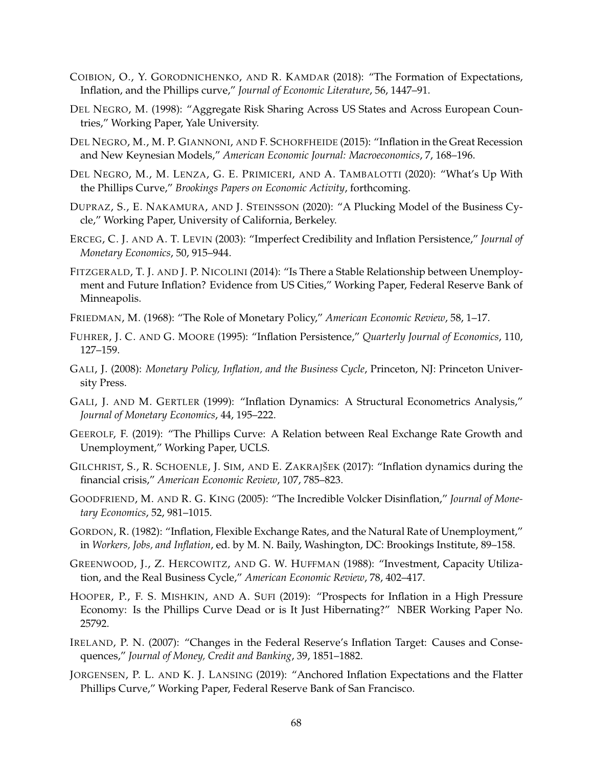Coibion, O., Y. Gorodnichenko, and R. Kamdar (2018): "The Formation of Expectations, Inflation, and the Phillips curve," *Journal of Economic Literature*, 56, 1447–91.

Del Negro, M. (1998): "Aggregate Risk Sharing Across US States and Across European Countries," Working Paper, Yale University.

Del Negro, M., M. P. Giannoni, and F. Schorfheide (2015): "Inflation in the Great Recession and New Keynesian Models," *American Economic Journal: Macroeconomics*, 7, 168–196.

Del Negro, M., M. Lenza, G. E. Primiceri, and A. Tambalotti (2020): "What's Up With the Phillips Curve," *Brookings Papers on Economic Activity*, forthcoming.

Dupraz, S., E. Nakamura, and J. Steinsson (2020): "A Plucking Model of the Business Cycle," Working Paper, University of California, Berkeley.

Erceg, C. J. and A. T. Levin (2003): "Imperfect Credibility and Inflation Persistence," *Journal of Monetary Economics*, 50, 915–944.

Fitzgerald, T. J. and J. P. Nicolini (2014): "Is There a Stable Relationship between Unemployment and Future Inflation? Evidence from US Cities," Working Paper, Federal Reserve Bank of Minneapolis.

Friedman, M. (1968): "The Role of Monetary Policy," *American Economic Review*, 58, 1–17.

Fuhrer, J. C. and G. Moore (1995): "Inflation Persistence," *Quarterly Journal of Economics*, 110, 127–159.

Gali, J. (2008): *Monetary Policy, Inflation, and the Business Cycle*, Princeton, NJ: Princeton University Press.

Gali, J. and M. Gertler (1999): "Inflation Dynamics: A Structural Econometrics Analysis," *Journal of Monetary Economics*, 44, 195–222.

Geerolf, F. (2019): "The Phillips Curve: A Relation between Real Exchange Rate Growth and Unemployment," Working Paper, UCLS.

Gilchrist, S., R. Schoenle, J. Sim, and E. Zakrajšek (2017): "Inflation dynamics during the financial crisis," *American Economic Review*, 107, 785–823.

Goodfriend, M. and R. G. King (2005): "The Incredible Volcker Disinflation," *Journal of Monetary Economics*, 52, 981–1015.

Gordon, R. (1982): "Inflation, Flexible Exchange Rates, and the Natural Rate of Unemployment," in *Workers, Jobs, and Inflation*, ed. by M. N. Baily, Washington, DC: Brookings Institute, 89–158.

Greenwood, J., Z. Hercowitz, and G. W. Huffman (1988): "Investment, Capacity Utilization, and the Real Business Cycle," *American Economic Review*, 78, 402–417.

Hooper, P., F. S. Mishkin, and A. Sufi (2019): "Prospects for Inflation in a High Pressure Economy: Is the Phillips Curve Dead or is It Just Hibernating?" NBER Working Paper No. 25792.

Ireland, P. N. (2007): "Changes in the Federal Reserve's Inflation Target: Causes and Consequences," *Journal of Money, Credit and Banking*, 39, 1851–1882.

Jorgensen, P. L. and K. J. Lansing (2019): "Anchored Inflation Expectations and the Flatter Phillips Curve," Working Paper, Federal Reserve Bank of San Francisco.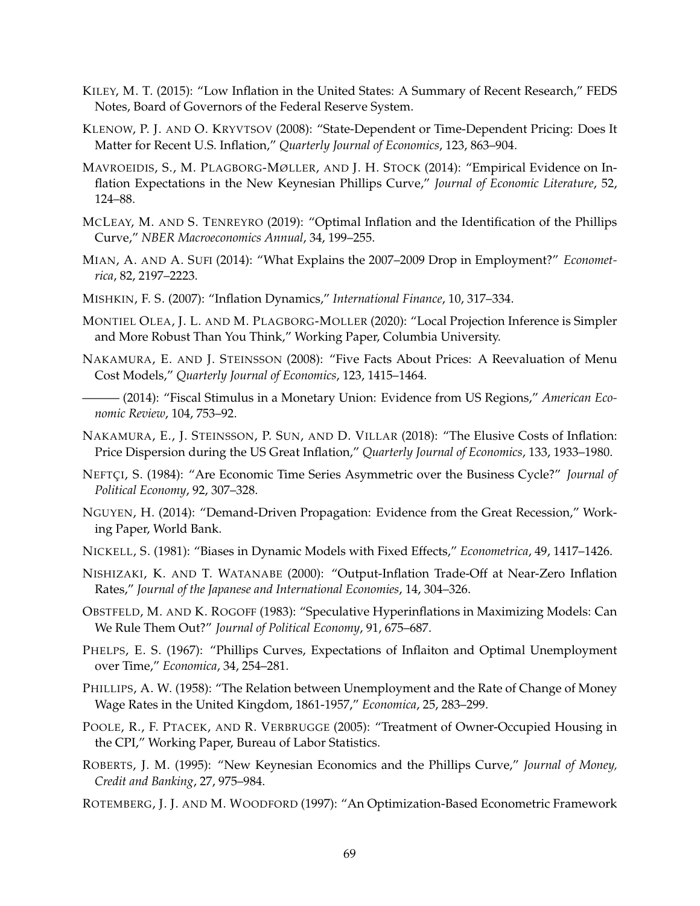KILEY, M. T. (2015): "Low Inflation in the United States: A Summary of Recent Research," FEDS Notes, Board of Governors of the Federal Reserve System.

KLENOW, P. J. AND O. KRYVTSOV (2008): "State-Dependent or Time-Dependent Pricing: Does It Matter for Recent U.S. Inflation," *Quarterly Journal of Economics*, 123, 863–904.

MAVROEIDIS, S., M. PLAGBORG-MØLLER, AND J. H. STOCK (2014): "Empirical Evidence on Inflation Expectations in the New Keynesian Phillips Curve," *Journal of Economic Literature*, 52, 124–88.

MCLEAY, M. AND S. TENREYRO (2019): "Optimal Inflation and the Identification of the Phillips Curve," *NBER Macroeconomics Annual*, 34, 199–255.

MIAN, A. AND A. SUFI (2014): "What Explains the 2007–2009 Drop in Employment?" *Econometrica*, 82, 2197–2223.

MISHKIN, F. S. (2007): "Inflation Dynamics," *International Finance*, 10, 317–334.

MONTIEL OLEA, J. L. AND M. PLAGBORG-MOLLER (2020): "Local Projection Inference is Simpler and More Robust Than You Think," Working Paper, Columbia University.

NAKAMURA, E. AND J. STEINSSON (2008): "Five Facts About Prices: A Reevaluation of Menu Cost Models," *Quarterly Journal of Economics*, 123, 1415–1464.

——— (2014): "Fiscal Stimulus in a Monetary Union: Evidence from US Regions," *American Economic Review*, 104, 753–92.

NAKAMURA, E., J. STEINSSON, P. SUN, AND D. VILLAR (2018): "The Elusive Costs of Inflation: Price Dispersion during the US Great Inflation," *Quarterly Journal of Economics*, 133, 1933–1980.

NEFTÇI, S. (1984): "Are Economic Time Series Asymmetric over the Business Cycle?" *Journal of Political Economy*, 92, 307–328.

NGUYEN, H. (2014): "Demand-Driven Propagation: Evidence from the Great Recession," Working Paper, World Bank.

NICKELL, S. (1981): "Biases in Dynamic Models with Fixed Effects," *Econometrica*, 49, 1417–1426.

NISHIZAKI, K. AND T. WATANABE (2000): "Output-Inflation Trade-Off at Near-Zero Inflation Rates," *Journal of the Japanese and International Economies*, 14, 304–326.

OBSTFELD, M. AND K. ROGOFF (1983): "Speculative Hyperinflations in Maximizing Models: Can We Rule Them Out?" *Journal of Political Economy*, 91, 675–687.

PHELPS, E. S. (1967): "Phillips Curves, Expectations of Inflaiton and Optimal Unemployment over Time," *Economica*, 34, 254–281.

PHILLIPS, A. W. (1958): "The Relation between Unemployment and the Rate of Change of Money Wage Rates in the United Kingdom, 1861-1957," *Economica*, 25, 283–299.

POOLE, R., F. PTACEK, AND R. VERBRUGGE (2005): "Treatment of Owner-Occupied Housing in the CPI," Working Paper, Bureau of Labor Statistics.

ROBERTS, J. M. (1995): "New Keynesian Economics and the Phillips Curve," *Journal of Money, Credit and Banking*, 27, 975–984.

ROTEMBERG, J. J. AND M. WOODFORD (1997): "An Optimization-Based Econometric Framework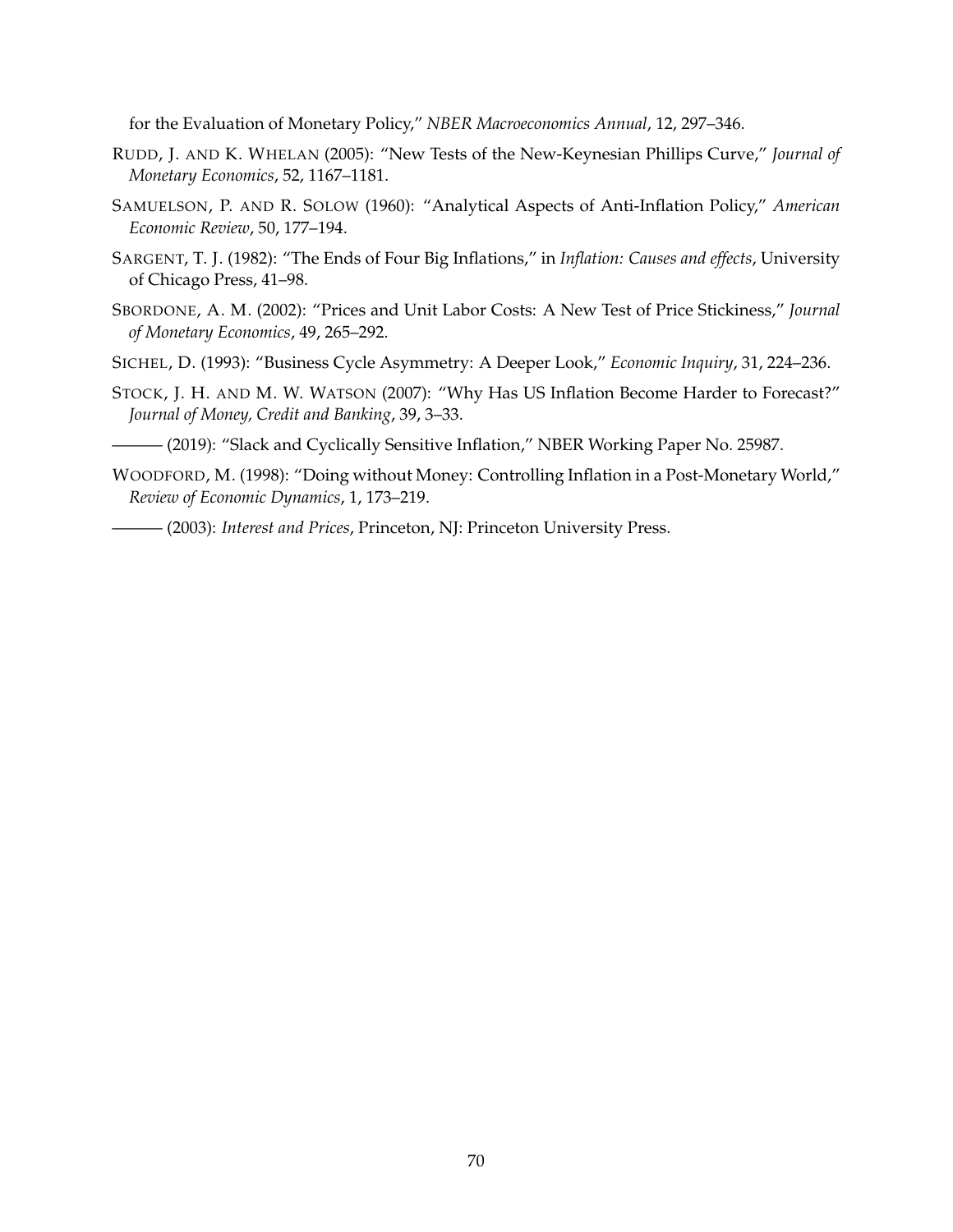for the Evaluation of Monetary Policy," *NBER Macroeconomics Annual*, 12, 297–346.

RUDD, J. AND K. WHELAN (2005): "New Tests of the New-Keynesian Phillips Curve," *Journal of Monetary Economics*, 52, 1167–1181.

SAMUELSON, P. AND R. SOLOW (1960): "Analytical Aspects of Anti-Inflation Policy," *American Economic Review*, 50, 177–194.

SARGENT, T. J. (1982): "The Ends of Four Big Inflations," in *Inflation: Causes and effects*, University of Chicago Press, 41–98.

SBORDONE, A. M. (2002): "Prices and Unit Labor Costs: A New Test of Price Stickiness," *Journal of Monetary Economics*, 49, 265–292.

SICHEL, D. (1993): "Business Cycle Asymmetry: A Deeper Look," *Economic Inquiry*, 31, 224–236.

STOCK, J. H. AND M. W. WATSON (2007): "Why Has US Inflation Become Harder to Forecast?" *Journal of Money, Credit and Banking*, 39, 3–33.

——— (2019): "Slack and Cyclically Sensitive Inflation," NBER Working Paper No. 25987.

WOODFORD, M. (1998): "Doing without Money: Controlling Inflation in a Post-Monetary World," *Review of Economic Dynamics*, 1, 173–219.

——— (2003): *Interest and Prices*, Princeton, NJ: Princeton University Press.